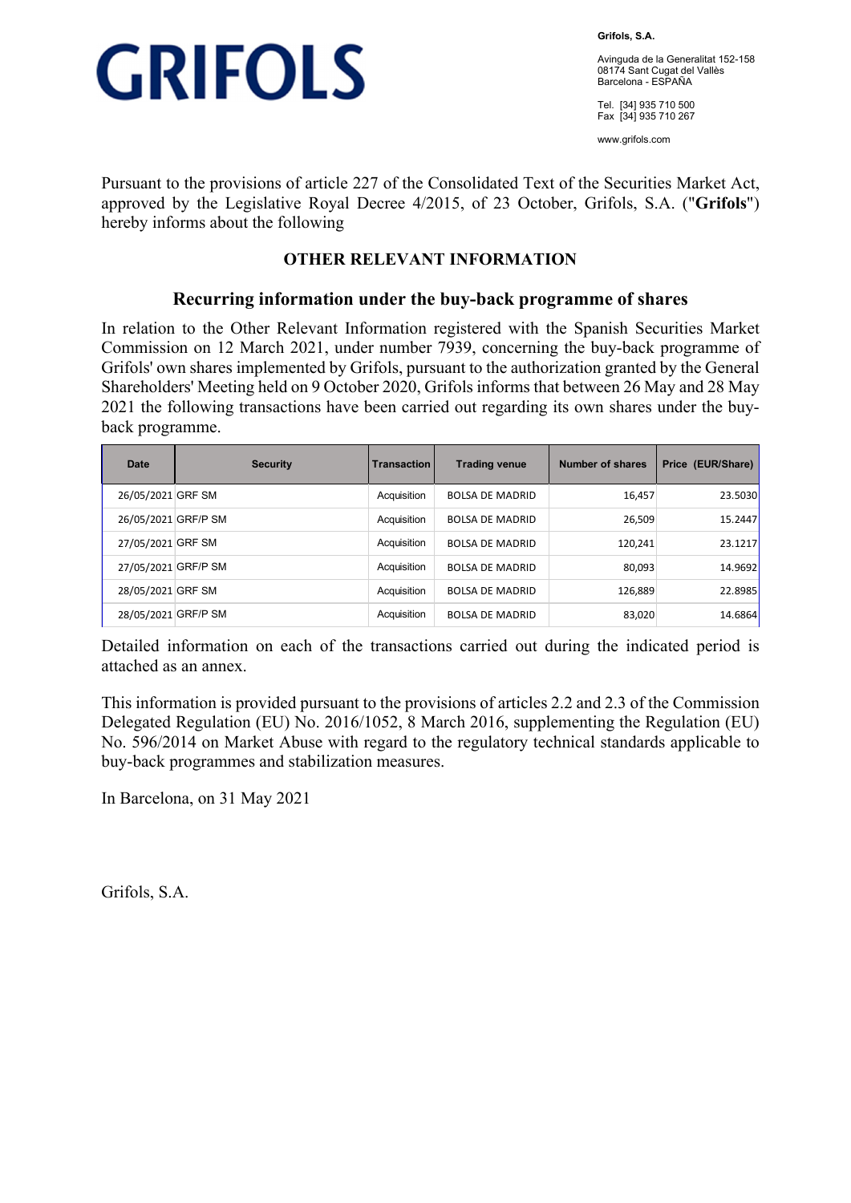GRIFOLS

**Grifols, S.A.**

Avinguda de la Generalitat 152-158
08174 Sant Cugat del Vallès
Barcelona - ESPAÑA

Tel. [34] 935 710 500
Fax [34] 935 710 267

www.grifols.com

Pursuant to the provisions of article 227 of the Consolidated Text of the Securities Market Act, approved by the Legislative Royal Decree 4/2015, of 23 October, Grifols, S.A. ("**Grifols**") hereby informs about the following

## OTHER RELEVANT INFORMATION

### Recurring information under the buy-back programme of shares

In relation to the Other Relevant Information registered with the Spanish Securities Market Commission on 12 March 2021, under number 7939, concerning the buy-back programme of Grifols' own shares implemented by Grifols, pursuant to the authorization granted by the General Shareholders' Meeting held on 9 October 2020, Grifols informs that between 26 May and 28 May 2021 the following transactions have been carried out regarding its own shares under the buy-back programme.

| Date | Security | Transaction | Trading venue | Number of shares | Price (EUR/Share) |
|---|---|---|---|---|---|
| 26/05/2021 | GRF SM | Acquisition | BOLSA DE MADRID | 16,457 | 23.5030 |
| 26/05/2021 | GRF/P SM | Acquisition | BOLSA DE MADRID | 26,509 | 15.2447 |
| 27/05/2021 | GRF SM | Acquisition | BOLSA DE MADRID | 120,241 | 23.1217 |
| 27/05/2021 | GRF/P SM | Acquisition | BOLSA DE MADRID | 80,093 | 14.9692 |
| 28/05/2021 | GRF SM | Acquisition | BOLSA DE MADRID | 126,889 | 22.8985 |
| 28/05/2021 | GRF/P SM | Acquisition | BOLSA DE MADRID | 83,020 | 14.6864 |

Detailed information on each of the transactions carried out during the indicated period is attached as an annex.

This information is provided pursuant to the provisions of articles 2.2 and 2.3 of the Commission Delegated Regulation (EU) No. 2016/1052, 8 March 2016, supplementing the Regulation (EU) No. 596/2014 on Market Abuse with regard to the regulatory technical standards applicable to buy-back programmes and stabilization measures.

In Barcelona, on 31 May 2021

Grifols, S.A.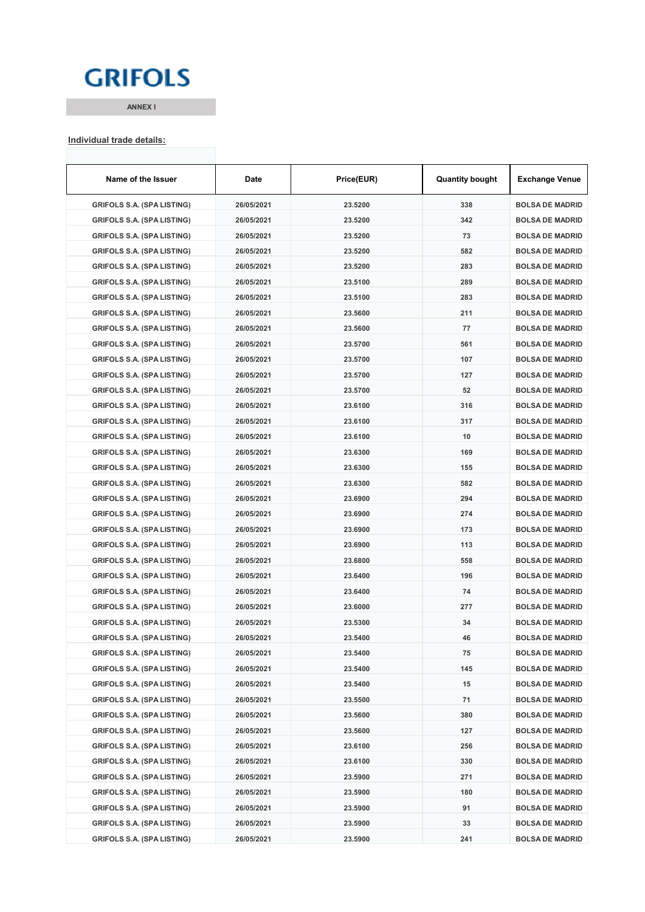GRIFOLS

ANNEX I

**Individual trade details:**

| Name of the Issuer | Date | Price(EUR) | Quantity bought | Exchange Venue |
|---|---|---|---|---|
| GRIFOLS S.A. (SPA LISTING) | 26/05/2021 | 23.5200 | 338 | BOLSA DE MADRID |
| GRIFOLS S.A. (SPA LISTING) | 26/05/2021 | 23.5200 | 342 | BOLSA DE MADRID |
| GRIFOLS S.A. (SPA LISTING) | 26/05/2021 | 23.5200 | 73 | BOLSA DE MADRID |
| GRIFOLS S.A. (SPA LISTING) | 26/05/2021 | 23.5200 | 582 | BOLSA DE MADRID |
| GRIFOLS S.A. (SPA LISTING) | 26/05/2021 | 23.5200 | 283 | BOLSA DE MADRID |
| GRIFOLS S.A. (SPA LISTING) | 26/05/2021 | 23.5100 | 289 | BOLSA DE MADRID |
| GRIFOLS S.A. (SPA LISTING) | 26/05/2021 | 23.5100 | 283 | BOLSA DE MADRID |
| GRIFOLS S.A. (SPA LISTING) | 26/05/2021 | 23.5600 | 211 | BOLSA DE MADRID |
| GRIFOLS S.A. (SPA LISTING) | 26/05/2021 | 23.5600 | 77 | BOLSA DE MADRID |
| GRIFOLS S.A. (SPA LISTING) | 26/05/2021 | 23.5700 | 561 | BOLSA DE MADRID |
| GRIFOLS S.A. (SPA LISTING) | 26/05/2021 | 23.5700 | 107 | BOLSA DE MADRID |
| GRIFOLS S.A. (SPA LISTING) | 26/05/2021 | 23.5700 | 127 | BOLSA DE MADRID |
| GRIFOLS S.A. (SPA LISTING) | 26/05/2021 | 23.5700 | 52 | BOLSA DE MADRID |
| GRIFOLS S.A. (SPA LISTING) | 26/05/2021 | 23.6100 | 316 | BOLSA DE MADRID |
| GRIFOLS S.A. (SPA LISTING) | 26/05/2021 | 23.6100 | 317 | BOLSA DE MADRID |
| GRIFOLS S.A. (SPA LISTING) | 26/05/2021 | 23.6100 | 10 | BOLSA DE MADRID |
| GRIFOLS S.A. (SPA LISTING) | 26/05/2021 | 23.6300 | 169 | BOLSA DE MADRID |
| GRIFOLS S.A. (SPA LISTING) | 26/05/2021 | 23.6300 | 155 | BOLSA DE MADRID |
| GRIFOLS S.A. (SPA LISTING) | 26/05/2021 | 23.6300 | 582 | BOLSA DE MADRID |
| GRIFOLS S.A. (SPA LISTING) | 26/05/2021 | 23.6900 | 294 | BOLSA DE MADRID |
| GRIFOLS S.A. (SPA LISTING) | 26/05/2021 | 23.6900 | 274 | BOLSA DE MADRID |
| GRIFOLS S.A. (SPA LISTING) | 26/05/2021 | 23.6900 | 173 | BOLSA DE MADRID |
| GRIFOLS S.A. (SPA LISTING) | 26/05/2021 | 23.6900 | 113 | BOLSA DE MADRID |
| GRIFOLS S.A. (SPA LISTING) | 26/05/2021 | 23.6800 | 558 | BOLSA DE MADRID |
| GRIFOLS S.A. (SPA LISTING) | 26/05/2021 | 23.6400 | 196 | BOLSA DE MADRID |
| GRIFOLS S.A. (SPA LISTING) | 26/05/2021 | 23.6400 | 74 | BOLSA DE MADRID |
| GRIFOLS S.A. (SPA LISTING) | 26/05/2021 | 23.6000 | 277 | BOLSA DE MADRID |
| GRIFOLS S.A. (SPA LISTING) | 26/05/2021 | 23.5300 | 34 | BOLSA DE MADRID |
| GRIFOLS S.A. (SPA LISTING) | 26/05/2021 | 23.5400 | 46 | BOLSA DE MADRID |
| GRIFOLS S.A. (SPA LISTING) | 26/05/2021 | 23.5400 | 75 | BOLSA DE MADRID |
| GRIFOLS S.A. (SPA LISTING) | 26/05/2021 | 23.5400 | 145 | BOLSA DE MADRID |
| GRIFOLS S.A. (SPA LISTING) | 26/05/2021 | 23.5400 | 15 | BOLSA DE MADRID |
| GRIFOLS S.A. (SPA LISTING) | 26/05/2021 | 23.5500 | 71 | BOLSA DE MADRID |
| GRIFOLS S.A. (SPA LISTING) | 26/05/2021 | 23.5600 | 380 | BOLSA DE MADRID |
| GRIFOLS S.A. (SPA LISTING) | 26/05/2021 | 23.5600 | 127 | BOLSA DE MADRID |
| GRIFOLS S.A. (SPA LISTING) | 26/05/2021 | 23.6100 | 256 | BOLSA DE MADRID |
| GRIFOLS S.A. (SPA LISTING) | 26/05/2021 | 23.6100 | 330 | BOLSA DE MADRID |
| GRIFOLS S.A. (SPA LISTING) | 26/05/2021 | 23.5900 | 271 | BOLSA DE MADRID |
| GRIFOLS S.A. (SPA LISTING) | 26/05/2021 | 23.5900 | 180 | BOLSA DE MADRID |
| GRIFOLS S.A. (SPA LISTING) | 26/05/2021 | 23.5900 | 91 | BOLSA DE MADRID |
| GRIFOLS S.A. (SPA LISTING) | 26/05/2021 | 23.5900 | 33 | BOLSA DE MADRID |
| GRIFOLS S.A. (SPA LISTING) | 26/05/2021 | 23.5900 | 241 | BOLSA DE MADRID |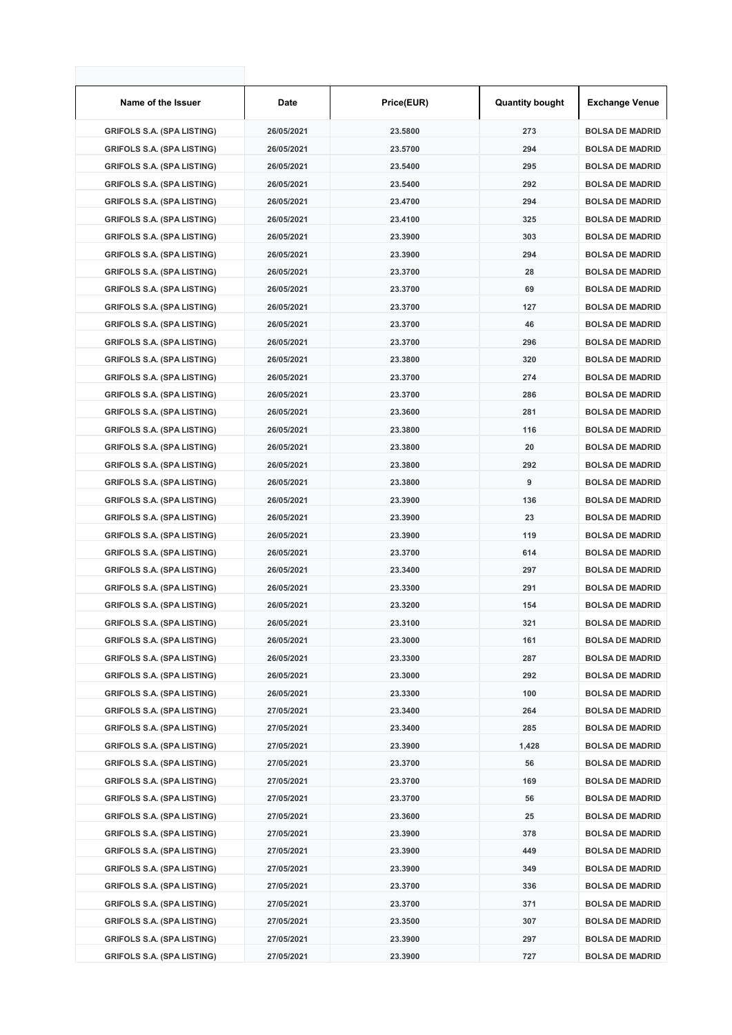| Name of the Issuer | Date | Price(EUR) | Quantity bought | Exchange Venue |
| --- | --- | --- | --- | --- |
| GRIFOLS S.A. (SPA LISTING) | 26/05/2021 | 23.5800 | 273 | BOLSA DE MADRID |
| GRIFOLS S.A. (SPA LISTING) | 26/05/2021 | 23.5700 | 294 | BOLSA DE MADRID |
| GRIFOLS S.A. (SPA LISTING) | 26/05/2021 | 23.5400 | 295 | BOLSA DE MADRID |
| GRIFOLS S.A. (SPA LISTING) | 26/05/2021 | 23.5400 | 292 | BOLSA DE MADRID |
| GRIFOLS S.A. (SPA LISTING) | 26/05/2021 | 23.4700 | 294 | BOLSA DE MADRID |
| GRIFOLS S.A. (SPA LISTING) | 26/05/2021 | 23.4100 | 325 | BOLSA DE MADRID |
| GRIFOLS S.A. (SPA LISTING) | 26/05/2021 | 23.3900 | 303 | BOLSA DE MADRID |
| GRIFOLS S.A. (SPA LISTING) | 26/05/2021 | 23.3900 | 294 | BOLSA DE MADRID |
| GRIFOLS S.A. (SPA LISTING) | 26/05/2021 | 23.3700 | 28 | BOLSA DE MADRID |
| GRIFOLS S.A. (SPA LISTING) | 26/05/2021 | 23.3700 | 69 | BOLSA DE MADRID |
| GRIFOLS S.A. (SPA LISTING) | 26/05/2021 | 23.3700 | 127 | BOLSA DE MADRID |
| GRIFOLS S.A. (SPA LISTING) | 26/05/2021 | 23.3700 | 46 | BOLSA DE MADRID |
| GRIFOLS S.A. (SPA LISTING) | 26/05/2021 | 23.3700 | 296 | BOLSA DE MADRID |
| GRIFOLS S.A. (SPA LISTING) | 26/05/2021 | 23.3800 | 320 | BOLSA DE MADRID |
| GRIFOLS S.A. (SPA LISTING) | 26/05/2021 | 23.3700 | 274 | BOLSA DE MADRID |
| GRIFOLS S.A. (SPA LISTING) | 26/05/2021 | 23.3700 | 286 | BOLSA DE MADRID |
| GRIFOLS S.A. (SPA LISTING) | 26/05/2021 | 23.3600 | 281 | BOLSA DE MADRID |
| GRIFOLS S.A. (SPA LISTING) | 26/05/2021 | 23.3800 | 116 | BOLSA DE MADRID |
| GRIFOLS S.A. (SPA LISTING) | 26/05/2021 | 23.3800 | 20 | BOLSA DE MADRID |
| GRIFOLS S.A. (SPA LISTING) | 26/05/2021 | 23.3800 | 292 | BOLSA DE MADRID |
| GRIFOLS S.A. (SPA LISTING) | 26/05/2021 | 23.3800 | 9 | BOLSA DE MADRID |
| GRIFOLS S.A. (SPA LISTING) | 26/05/2021 | 23.3900 | 136 | BOLSA DE MADRID |
| GRIFOLS S.A. (SPA LISTING) | 26/05/2021 | 23.3900 | 23 | BOLSA DE MADRID |
| GRIFOLS S.A. (SPA LISTING) | 26/05/2021 | 23.3900 | 119 | BOLSA DE MADRID |
| GRIFOLS S.A. (SPA LISTING) | 26/05/2021 | 23.3700 | 614 | BOLSA DE MADRID |
| GRIFOLS S.A. (SPA LISTING) | 26/05/2021 | 23.3400 | 297 | BOLSA DE MADRID |
| GRIFOLS S.A. (SPA LISTING) | 26/05/2021 | 23.3300 | 291 | BOLSA DE MADRID |
| GRIFOLS S.A. (SPA LISTING) | 26/05/2021 | 23.3200 | 154 | BOLSA DE MADRID |
| GRIFOLS S.A. (SPA LISTING) | 26/05/2021 | 23.3100 | 321 | BOLSA DE MADRID |
| GRIFOLS S.A. (SPA LISTING) | 26/05/2021 | 23.3000 | 161 | BOLSA DE MADRID |
| GRIFOLS S.A. (SPA LISTING) | 26/05/2021 | 23.3300 | 287 | BOLSA DE MADRID |
| GRIFOLS S.A. (SPA LISTING) | 26/05/2021 | 23.3000 | 292 | BOLSA DE MADRID |
| GRIFOLS S.A. (SPA LISTING) | 26/05/2021 | 23.3300 | 100 | BOLSA DE MADRID |
| GRIFOLS S.A. (SPA LISTING) | 27/05/2021 | 23.3400 | 264 | BOLSA DE MADRID |
| GRIFOLS S.A. (SPA LISTING) | 27/05/2021 | 23.3400 | 285 | BOLSA DE MADRID |
| GRIFOLS S.A. (SPA LISTING) | 27/05/2021 | 23.3900 | 1,428 | BOLSA DE MADRID |
| GRIFOLS S.A. (SPA LISTING) | 27/05/2021 | 23.3700 | 56 | BOLSA DE MADRID |
| GRIFOLS S.A. (SPA LISTING) | 27/05/2021 | 23.3700 | 169 | BOLSA DE MADRID |
| GRIFOLS S.A. (SPA LISTING) | 27/05/2021 | 23.3700 | 56 | BOLSA DE MADRID |
| GRIFOLS S.A. (SPA LISTING) | 27/05/2021 | 23.3600 | 25 | BOLSA DE MADRID |
| GRIFOLS S.A. (SPA LISTING) | 27/05/2021 | 23.3900 | 378 | BOLSA DE MADRID |
| GRIFOLS S.A. (SPA LISTING) | 27/05/2021 | 23.3900 | 449 | BOLSA DE MADRID |
| GRIFOLS S.A. (SPA LISTING) | 27/05/2021 | 23.3900 | 349 | BOLSA DE MADRID |
| GRIFOLS S.A. (SPA LISTING) | 27/05/2021 | 23.3700 | 336 | BOLSA DE MADRID |
| GRIFOLS S.A. (SPA LISTING) | 27/05/2021 | 23.3700 | 371 | BOLSA DE MADRID |
| GRIFOLS S.A. (SPA LISTING) | 27/05/2021 | 23.3500 | 307 | BOLSA DE MADRID |
| GRIFOLS S.A. (SPA LISTING) | 27/05/2021 | 23.3900 | 297 | BOLSA DE MADRID |
| GRIFOLS S.A. (SPA LISTING) | 27/05/2021 | 23.3900 | 727 | BOLSA DE MADRID |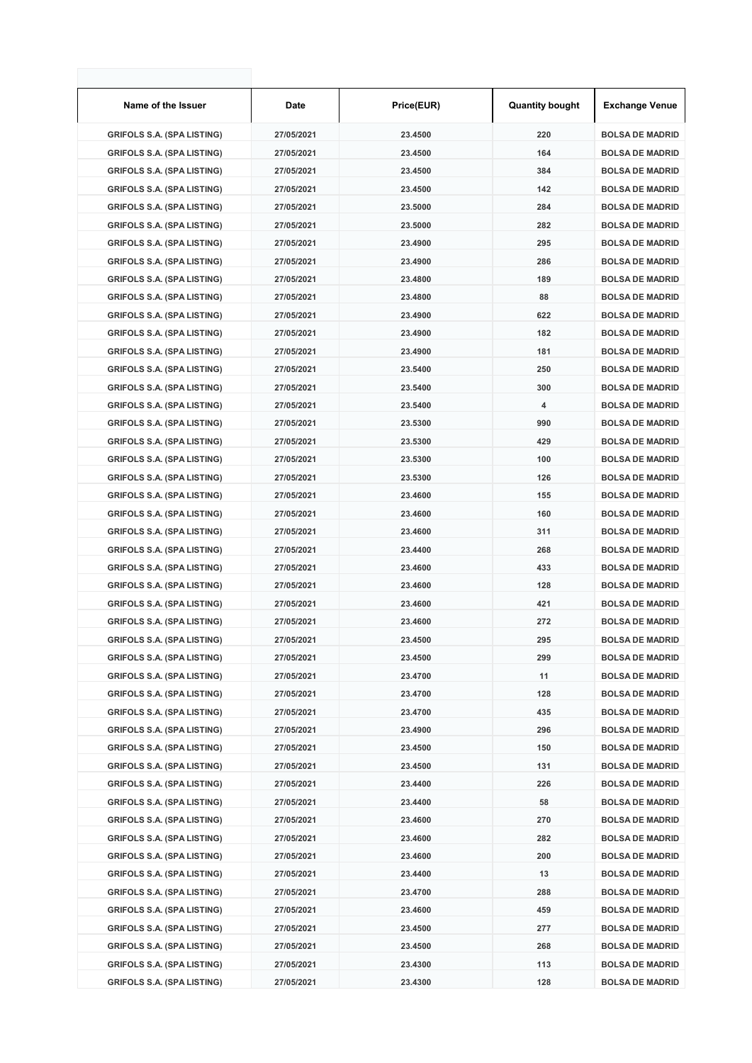| Name of the Issuer | Date | Price(EUR) | Quantity bought | Exchange Venue |
|---|---|---|---|---|
| GRIFOLS S.A. (SPA LISTING) | 27/05/2021 | 23.4500 | 220 | BOLSA DE MADRID |
| GRIFOLS S.A. (SPA LISTING) | 27/05/2021 | 23.4500 | 164 | BOLSA DE MADRID |
| GRIFOLS S.A. (SPA LISTING) | 27/05/2021 | 23.4500 | 384 | BOLSA DE MADRID |
| GRIFOLS S.A. (SPA LISTING) | 27/05/2021 | 23.4500 | 142 | BOLSA DE MADRID |
| GRIFOLS S.A. (SPA LISTING) | 27/05/2021 | 23.5000 | 284 | BOLSA DE MADRID |
| GRIFOLS S.A. (SPA LISTING) | 27/05/2021 | 23.5000 | 282 | BOLSA DE MADRID |
| GRIFOLS S.A. (SPA LISTING) | 27/05/2021 | 23.4900 | 295 | BOLSA DE MADRID |
| GRIFOLS S.A. (SPA LISTING) | 27/05/2021 | 23.4900 | 286 | BOLSA DE MADRID |
| GRIFOLS S.A. (SPA LISTING) | 27/05/2021 | 23.4800 | 189 | BOLSA DE MADRID |
| GRIFOLS S.A. (SPA LISTING) | 27/05/2021 | 23.4800 | 88 | BOLSA DE MADRID |
| GRIFOLS S.A. (SPA LISTING) | 27/05/2021 | 23.4900 | 622 | BOLSA DE MADRID |
| GRIFOLS S.A. (SPA LISTING) | 27/05/2021 | 23.4900 | 182 | BOLSA DE MADRID |
| GRIFOLS S.A. (SPA LISTING) | 27/05/2021 | 23.4900 | 181 | BOLSA DE MADRID |
| GRIFOLS S.A. (SPA LISTING) | 27/05/2021 | 23.5400 | 250 | BOLSA DE MADRID |
| GRIFOLS S.A. (SPA LISTING) | 27/05/2021 | 23.5400 | 300 | BOLSA DE MADRID |
| GRIFOLS S.A. (SPA LISTING) | 27/05/2021 | 23.5400 | 4 | BOLSA DE MADRID |
| GRIFOLS S.A. (SPA LISTING) | 27/05/2021 | 23.5300 | 990 | BOLSA DE MADRID |
| GRIFOLS S.A. (SPA LISTING) | 27/05/2021 | 23.5300 | 429 | BOLSA DE MADRID |
| GRIFOLS S.A. (SPA LISTING) | 27/05/2021 | 23.5300 | 100 | BOLSA DE MADRID |
| GRIFOLS S.A. (SPA LISTING) | 27/05/2021 | 23.5300 | 126 | BOLSA DE MADRID |
| GRIFOLS S.A. (SPA LISTING) | 27/05/2021 | 23.4600 | 155 | BOLSA DE MADRID |
| GRIFOLS S.A. (SPA LISTING) | 27/05/2021 | 23.4600 | 160 | BOLSA DE MADRID |
| GRIFOLS S.A. (SPA LISTING) | 27/05/2021 | 23.4600 | 311 | BOLSA DE MADRID |
| GRIFOLS S.A. (SPA LISTING) | 27/05/2021 | 23.4400 | 268 | BOLSA DE MADRID |
| GRIFOLS S.A. (SPA LISTING) | 27/05/2021 | 23.4600 | 433 | BOLSA DE MADRID |
| GRIFOLS S.A. (SPA LISTING) | 27/05/2021 | 23.4600 | 128 | BOLSA DE MADRID |
| GRIFOLS S.A. (SPA LISTING) | 27/05/2021 | 23.4600 | 421 | BOLSA DE MADRID |
| GRIFOLS S.A. (SPA LISTING) | 27/05/2021 | 23.4600 | 272 | BOLSA DE MADRID |
| GRIFOLS S.A. (SPA LISTING) | 27/05/2021 | 23.4500 | 295 | BOLSA DE MADRID |
| GRIFOLS S.A. (SPA LISTING) | 27/05/2021 | 23.4500 | 299 | BOLSA DE MADRID |
| GRIFOLS S.A. (SPA LISTING) | 27/05/2021 | 23.4700 | 11 | BOLSA DE MADRID |
| GRIFOLS S.A. (SPA LISTING) | 27/05/2021 | 23.4700 | 128 | BOLSA DE MADRID |
| GRIFOLS S.A. (SPA LISTING) | 27/05/2021 | 23.4700 | 435 | BOLSA DE MADRID |
| GRIFOLS S.A. (SPA LISTING) | 27/05/2021 | 23.4900 | 296 | BOLSA DE MADRID |
| GRIFOLS S.A. (SPA LISTING) | 27/05/2021 | 23.4500 | 150 | BOLSA DE MADRID |
| GRIFOLS S.A. (SPA LISTING) | 27/05/2021 | 23.4500 | 131 | BOLSA DE MADRID |
| GRIFOLS S.A. (SPA LISTING) | 27/05/2021 | 23.4400 | 226 | BOLSA DE MADRID |
| GRIFOLS S.A. (SPA LISTING) | 27/05/2021 | 23.4400 | 58 | BOLSA DE MADRID |
| GRIFOLS S.A. (SPA LISTING) | 27/05/2021 | 23.4600 | 270 | BOLSA DE MADRID |
| GRIFOLS S.A. (SPA LISTING) | 27/05/2021 | 23.4600 | 282 | BOLSA DE MADRID |
| GRIFOLS S.A. (SPA LISTING) | 27/05/2021 | 23.4600 | 200 | BOLSA DE MADRID |
| GRIFOLS S.A. (SPA LISTING) | 27/05/2021 | 23.4400 | 13 | BOLSA DE MADRID |
| GRIFOLS S.A. (SPA LISTING) | 27/05/2021 | 23.4700 | 288 | BOLSA DE MADRID |
| GRIFOLS S.A. (SPA LISTING) | 27/05/2021 | 23.4600 | 459 | BOLSA DE MADRID |
| GRIFOLS S.A. (SPA LISTING) | 27/05/2021 | 23.4500 | 277 | BOLSA DE MADRID |
| GRIFOLS S.A. (SPA LISTING) | 27/05/2021 | 23.4500 | 268 | BOLSA DE MADRID |
| GRIFOLS S.A. (SPA LISTING) | 27/05/2021 | 23.4300 | 113 | BOLSA DE MADRID |
| GRIFOLS S.A. (SPA LISTING) | 27/05/2021 | 23.4300 | 128 | BOLSA DE MADRID |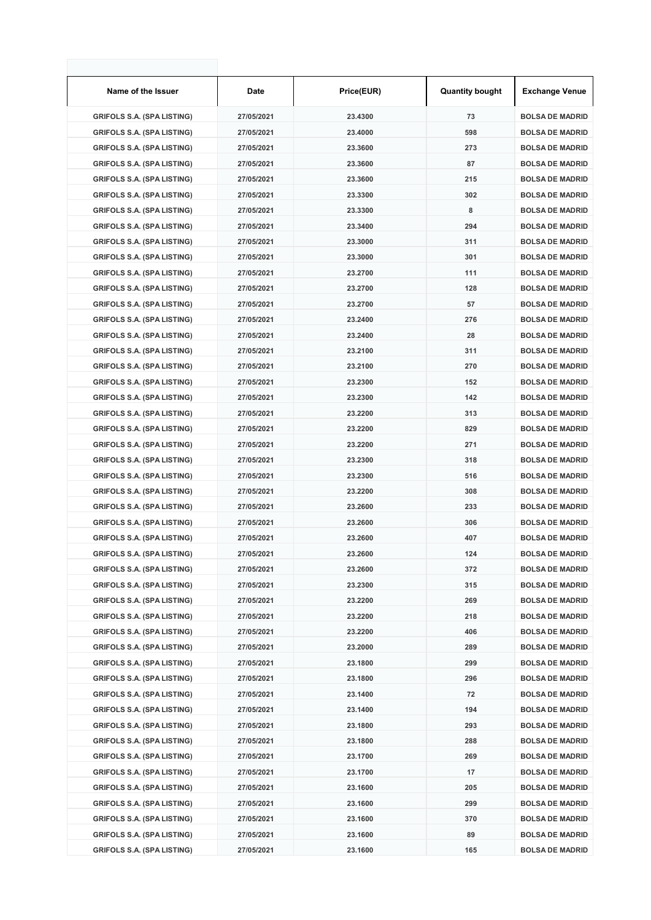| Name of the Issuer | Date | Price(EUR) | Quantity bought | Exchange Venue |
|---|---|---|---|---|
| GRIFOLS S.A. (SPA LISTING) | 27/05/2021 | 23.4300 | 73 | BOLSA DE MADRID |
| GRIFOLS S.A. (SPA LISTING) | 27/05/2021 | 23.4000 | 598 | BOLSA DE MADRID |
| GRIFOLS S.A. (SPA LISTING) | 27/05/2021 | 23.3600 | 273 | BOLSA DE MADRID |
| GRIFOLS S.A. (SPA LISTING) | 27/05/2021 | 23.3600 | 87 | BOLSA DE MADRID |
| GRIFOLS S.A. (SPA LISTING) | 27/05/2021 | 23.3600 | 215 | BOLSA DE MADRID |
| GRIFOLS S.A. (SPA LISTING) | 27/05/2021 | 23.3300 | 302 | BOLSA DE MADRID |
| GRIFOLS S.A. (SPA LISTING) | 27/05/2021 | 23.3300 | 8 | BOLSA DE MADRID |
| GRIFOLS S.A. (SPA LISTING) | 27/05/2021 | 23.3400 | 294 | BOLSA DE MADRID |
| GRIFOLS S.A. (SPA LISTING) | 27/05/2021 | 23.3000 | 311 | BOLSA DE MADRID |
| GRIFOLS S.A. (SPA LISTING) | 27/05/2021 | 23.3000 | 301 | BOLSA DE MADRID |
| GRIFOLS S.A. (SPA LISTING) | 27/05/2021 | 23.2700 | 111 | BOLSA DE MADRID |
| GRIFOLS S.A. (SPA LISTING) | 27/05/2021 | 23.2700 | 128 | BOLSA DE MADRID |
| GRIFOLS S.A. (SPA LISTING) | 27/05/2021 | 23.2700 | 57 | BOLSA DE MADRID |
| GRIFOLS S.A. (SPA LISTING) | 27/05/2021 | 23.2400 | 276 | BOLSA DE MADRID |
| GRIFOLS S.A. (SPA LISTING) | 27/05/2021 | 23.2400 | 28 | BOLSA DE MADRID |
| GRIFOLS S.A. (SPA LISTING) | 27/05/2021 | 23.2100 | 311 | BOLSA DE MADRID |
| GRIFOLS S.A. (SPA LISTING) | 27/05/2021 | 23.2100 | 270 | BOLSA DE MADRID |
| GRIFOLS S.A. (SPA LISTING) | 27/05/2021 | 23.2300 | 152 | BOLSA DE MADRID |
| GRIFOLS S.A. (SPA LISTING) | 27/05/2021 | 23.2300 | 142 | BOLSA DE MADRID |
| GRIFOLS S.A. (SPA LISTING) | 27/05/2021 | 23.2200 | 313 | BOLSA DE MADRID |
| GRIFOLS S.A. (SPA LISTING) | 27/05/2021 | 23.2200 | 829 | BOLSA DE MADRID |
| GRIFOLS S.A. (SPA LISTING) | 27/05/2021 | 23.2200 | 271 | BOLSA DE MADRID |
| GRIFOLS S.A. (SPA LISTING) | 27/05/2021 | 23.2300 | 318 | BOLSA DE MADRID |
| GRIFOLS S.A. (SPA LISTING) | 27/05/2021 | 23.2300 | 516 | BOLSA DE MADRID |
| GRIFOLS S.A. (SPA LISTING) | 27/05/2021 | 23.2200 | 308 | BOLSA DE MADRID |
| GRIFOLS S.A. (SPA LISTING) | 27/05/2021 | 23.2600 | 233 | BOLSA DE MADRID |
| GRIFOLS S.A. (SPA LISTING) | 27/05/2021 | 23.2600 | 306 | BOLSA DE MADRID |
| GRIFOLS S.A. (SPA LISTING) | 27/05/2021 | 23.2600 | 407 | BOLSA DE MADRID |
| GRIFOLS S.A. (SPA LISTING) | 27/05/2021 | 23.2600 | 124 | BOLSA DE MADRID |
| GRIFOLS S.A. (SPA LISTING) | 27/05/2021 | 23.2600 | 372 | BOLSA DE MADRID |
| GRIFOLS S.A. (SPA LISTING) | 27/05/2021 | 23.2300 | 315 | BOLSA DE MADRID |
| GRIFOLS S.A. (SPA LISTING) | 27/05/2021 | 23.2200 | 269 | BOLSA DE MADRID |
| GRIFOLS S.A. (SPA LISTING) | 27/05/2021 | 23.2200 | 218 | BOLSA DE MADRID |
| GRIFOLS S.A. (SPA LISTING) | 27/05/2021 | 23.2200 | 406 | BOLSA DE MADRID |
| GRIFOLS S.A. (SPA LISTING) | 27/05/2021 | 23.2000 | 289 | BOLSA DE MADRID |
| GRIFOLS S.A. (SPA LISTING) | 27/05/2021 | 23.1800 | 299 | BOLSA DE MADRID |
| GRIFOLS S.A. (SPA LISTING) | 27/05/2021 | 23.1800 | 296 | BOLSA DE MADRID |
| GRIFOLS S.A. (SPA LISTING) | 27/05/2021 | 23.1400 | 72 | BOLSA DE MADRID |
| GRIFOLS S.A. (SPA LISTING) | 27/05/2021 | 23.1400 | 194 | BOLSA DE MADRID |
| GRIFOLS S.A. (SPA LISTING) | 27/05/2021 | 23.1800 | 293 | BOLSA DE MADRID |
| GRIFOLS S.A. (SPA LISTING) | 27/05/2021 | 23.1800 | 288 | BOLSA DE MADRID |
| GRIFOLS S.A. (SPA LISTING) | 27/05/2021 | 23.1700 | 269 | BOLSA DE MADRID |
| GRIFOLS S.A. (SPA LISTING) | 27/05/2021 | 23.1700 | 17 | BOLSA DE MADRID |
| GRIFOLS S.A. (SPA LISTING) | 27/05/2021 | 23.1600 | 205 | BOLSA DE MADRID |
| GRIFOLS S.A. (SPA LISTING) | 27/05/2021 | 23.1600 | 299 | BOLSA DE MADRID |
| GRIFOLS S.A. (SPA LISTING) | 27/05/2021 | 23.1600 | 370 | BOLSA DE MADRID |
| GRIFOLS S.A. (SPA LISTING) | 27/05/2021 | 23.1600 | 89 | BOLSA DE MADRID |
| GRIFOLS S.A. (SPA LISTING) | 27/05/2021 | 23.1600 | 165 | BOLSA DE MADRID |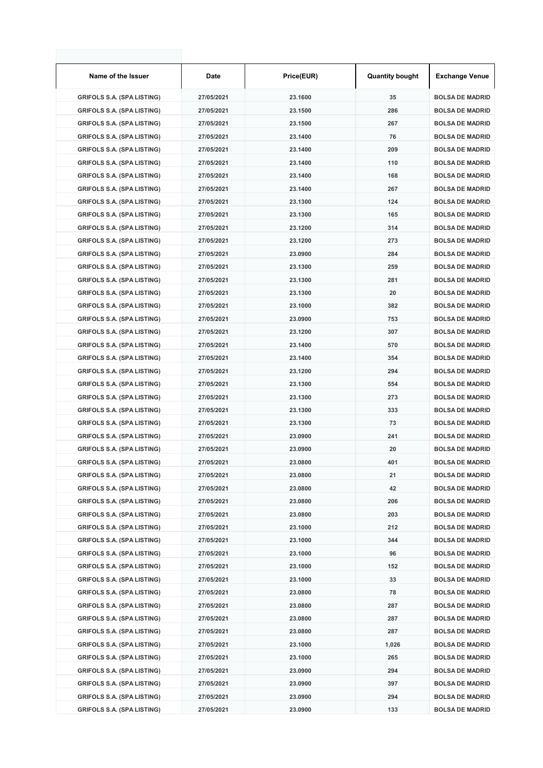| Name of the Issuer | Date | Price(EUR) | Quantity bought | Exchange Venue |
| --- | --- | --- | --- | --- |
| GRIFOLS S.A. (SPA LISTING) | 27/05/2021 | 23.1600 | 35 | BOLSA DE MADRID |
| GRIFOLS S.A. (SPA LISTING) | 27/05/2021 | 23.1500 | 286 | BOLSA DE MADRID |
| GRIFOLS S.A. (SPA LISTING) | 27/05/2021 | 23.1500 | 267 | BOLSA DE MADRID |
| GRIFOLS S.A. (SPA LISTING) | 27/05/2021 | 23.1400 | 76 | BOLSA DE MADRID |
| GRIFOLS S.A. (SPA LISTING) | 27/05/2021 | 23.1400 | 209 | BOLSA DE MADRID |
| GRIFOLS S.A. (SPA LISTING) | 27/05/2021 | 23.1400 | 110 | BOLSA DE MADRID |
| GRIFOLS S.A. (SPA LISTING) | 27/05/2021 | 23.1400 | 168 | BOLSA DE MADRID |
| GRIFOLS S.A. (SPA LISTING) | 27/05/2021 | 23.1400 | 267 | BOLSA DE MADRID |
| GRIFOLS S.A. (SPA LISTING) | 27/05/2021 | 23.1300 | 124 | BOLSA DE MADRID |
| GRIFOLS S.A. (SPA LISTING) | 27/05/2021 | 23.1300 | 165 | BOLSA DE MADRID |
| GRIFOLS S.A. (SPA LISTING) | 27/05/2021 | 23.1200 | 314 | BOLSA DE MADRID |
| GRIFOLS S.A. (SPA LISTING) | 27/05/2021 | 23.1200 | 273 | BOLSA DE MADRID |
| GRIFOLS S.A. (SPA LISTING) | 27/05/2021 | 23.0900 | 284 | BOLSA DE MADRID |
| GRIFOLS S.A. (SPA LISTING) | 27/05/2021 | 23.1300 | 259 | BOLSA DE MADRID |
| GRIFOLS S.A. (SPA LISTING) | 27/05/2021 | 23.1300 | 281 | BOLSA DE MADRID |
| GRIFOLS S.A. (SPA LISTING) | 27/05/2021 | 23.1300 | 20 | BOLSA DE MADRID |
| GRIFOLS S.A. (SPA LISTING) | 27/05/2021 | 23.1000 | 382 | BOLSA DE MADRID |
| GRIFOLS S.A. (SPA LISTING) | 27/05/2021 | 23.0900 | 753 | BOLSA DE MADRID |
| GRIFOLS S.A. (SPA LISTING) | 27/05/2021 | 23.1200 | 307 | BOLSA DE MADRID |
| GRIFOLS S.A. (SPA LISTING) | 27/05/2021 | 23.1400 | 570 | BOLSA DE MADRID |
| GRIFOLS S.A. (SPA LISTING) | 27/05/2021 | 23.1400 | 354 | BOLSA DE MADRID |
| GRIFOLS S.A. (SPA LISTING) | 27/05/2021 | 23.1200 | 294 | BOLSA DE MADRID |
| GRIFOLS S.A. (SPA LISTING) | 27/05/2021 | 23.1300 | 554 | BOLSA DE MADRID |
| GRIFOLS S.A. (SPA LISTING) | 27/05/2021 | 23.1300 | 273 | BOLSA DE MADRID |
| GRIFOLS S.A. (SPA LISTING) | 27/05/2021 | 23.1300 | 333 | BOLSA DE MADRID |
| GRIFOLS S.A. (SPA LISTING) | 27/05/2021 | 23.1300 | 73 | BOLSA DE MADRID |
| GRIFOLS S.A. (SPA LISTING) | 27/05/2021 | 23.0900 | 241 | BOLSA DE MADRID |
| GRIFOLS S.A. (SPA LISTING) | 27/05/2021 | 23.0900 | 20 | BOLSA DE MADRID |
| GRIFOLS S.A. (SPA LISTING) | 27/05/2021 | 23.0800 | 401 | BOLSA DE MADRID |
| GRIFOLS S.A. (SPA LISTING) | 27/05/2021 | 23.0800 | 21 | BOLSA DE MADRID |
| GRIFOLS S.A. (SPA LISTING) | 27/05/2021 | 23.0800 | 42 | BOLSA DE MADRID |
| GRIFOLS S.A. (SPA LISTING) | 27/05/2021 | 23.0800 | 206 | BOLSA DE MADRID |
| GRIFOLS S.A. (SPA LISTING) | 27/05/2021 | 23.0800 | 203 | BOLSA DE MADRID |
| GRIFOLS S.A. (SPA LISTING) | 27/05/2021 | 23.1000 | 212 | BOLSA DE MADRID |
| GRIFOLS S.A. (SPA LISTING) | 27/05/2021 | 23.1000 | 344 | BOLSA DE MADRID |
| GRIFOLS S.A. (SPA LISTING) | 27/05/2021 | 23.1000 | 96 | BOLSA DE MADRID |
| GRIFOLS S.A. (SPA LISTING) | 27/05/2021 | 23.1000 | 152 | BOLSA DE MADRID |
| GRIFOLS S.A. (SPA LISTING) | 27/05/2021 | 23.1000 | 33 | BOLSA DE MADRID |
| GRIFOLS S.A. (SPA LISTING) | 27/05/2021 | 23.0800 | 78 | BOLSA DE MADRID |
| GRIFOLS S.A. (SPA LISTING) | 27/05/2021 | 23.0800 | 287 | BOLSA DE MADRID |
| GRIFOLS S.A. (SPA LISTING) | 27/05/2021 | 23.0800 | 287 | BOLSA DE MADRID |
| GRIFOLS S.A. (SPA LISTING) | 27/05/2021 | 23.0800 | 287 | BOLSA DE MADRID |
| GRIFOLS S.A. (SPA LISTING) | 27/05/2021 | 23.1000 | 1,026 | BOLSA DE MADRID |
| GRIFOLS S.A. (SPA LISTING) | 27/05/2021 | 23.1000 | 265 | BOLSA DE MADRID |
| GRIFOLS S.A. (SPA LISTING) | 27/05/2021 | 23.0900 | 294 | BOLSA DE MADRID |
| GRIFOLS S.A. (SPA LISTING) | 27/05/2021 | 23.0900 | 397 | BOLSA DE MADRID |
| GRIFOLS S.A. (SPA LISTING) | 27/05/2021 | 23.0900 | 294 | BOLSA DE MADRID |
| GRIFOLS S.A. (SPA LISTING) | 27/05/2021 | 23.0900 | 133 | BOLSA DE MADRID |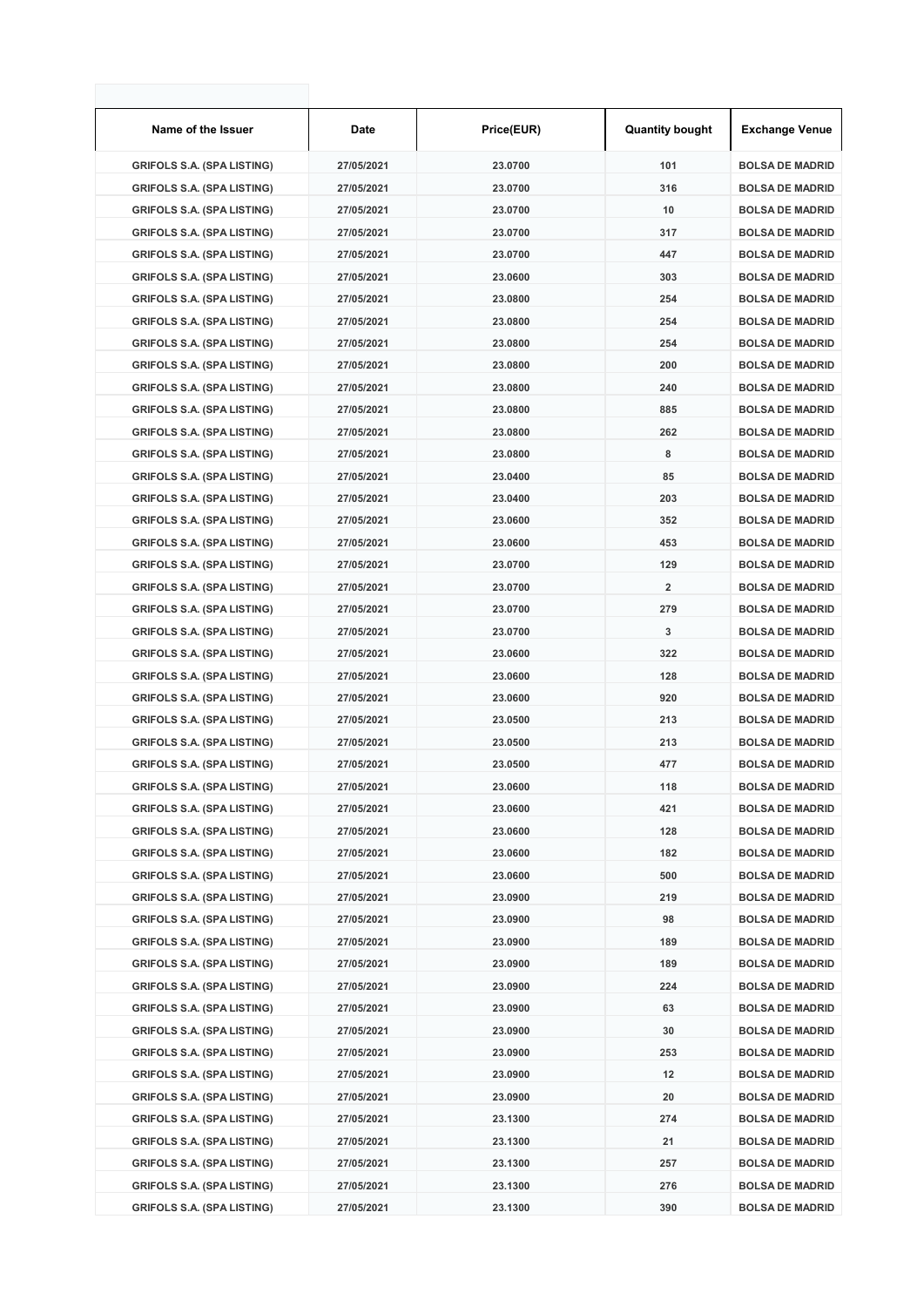| Name of the Issuer | Date | Price(EUR) | Quantity bought | Exchange Venue |
|---|---|---|---|---|
| GRIFOLS S.A. (SPA LISTING) | 27/05/2021 | 23.0700 | 101 | BOLSA DE MADRID |
| GRIFOLS S.A. (SPA LISTING) | 27/05/2021 | 23.0700 | 316 | BOLSA DE MADRID |
| GRIFOLS S.A. (SPA LISTING) | 27/05/2021 | 23.0700 | 10 | BOLSA DE MADRID |
| GRIFOLS S.A. (SPA LISTING) | 27/05/2021 | 23.0700 | 317 | BOLSA DE MADRID |
| GRIFOLS S.A. (SPA LISTING) | 27/05/2021 | 23.0700 | 447 | BOLSA DE MADRID |
| GRIFOLS S.A. (SPA LISTING) | 27/05/2021 | 23.0600 | 303 | BOLSA DE MADRID |
| GRIFOLS S.A. (SPA LISTING) | 27/05/2021 | 23.0800 | 254 | BOLSA DE MADRID |
| GRIFOLS S.A. (SPA LISTING) | 27/05/2021 | 23.0800 | 254 | BOLSA DE MADRID |
| GRIFOLS S.A. (SPA LISTING) | 27/05/2021 | 23.0800 | 254 | BOLSA DE MADRID |
| GRIFOLS S.A. (SPA LISTING) | 27/05/2021 | 23.0800 | 200 | BOLSA DE MADRID |
| GRIFOLS S.A. (SPA LISTING) | 27/05/2021 | 23.0800 | 240 | BOLSA DE MADRID |
| GRIFOLS S.A. (SPA LISTING) | 27/05/2021 | 23.0800 | 885 | BOLSA DE MADRID |
| GRIFOLS S.A. (SPA LISTING) | 27/05/2021 | 23.0800 | 262 | BOLSA DE MADRID |
| GRIFOLS S.A. (SPA LISTING) | 27/05/2021 | 23.0800 | 8 | BOLSA DE MADRID |
| GRIFOLS S.A. (SPA LISTING) | 27/05/2021 | 23.0400 | 85 | BOLSA DE MADRID |
| GRIFOLS S.A. (SPA LISTING) | 27/05/2021 | 23.0400 | 203 | BOLSA DE MADRID |
| GRIFOLS S.A. (SPA LISTING) | 27/05/2021 | 23.0600 | 352 | BOLSA DE MADRID |
| GRIFOLS S.A. (SPA LISTING) | 27/05/2021 | 23.0600 | 453 | BOLSA DE MADRID |
| GRIFOLS S.A. (SPA LISTING) | 27/05/2021 | 23.0700 | 129 | BOLSA DE MADRID |
| GRIFOLS S.A. (SPA LISTING) | 27/05/2021 | 23.0700 | 2 | BOLSA DE MADRID |
| GRIFOLS S.A. (SPA LISTING) | 27/05/2021 | 23.0700 | 279 | BOLSA DE MADRID |
| GRIFOLS S.A. (SPA LISTING) | 27/05/2021 | 23.0700 | 3 | BOLSA DE MADRID |
| GRIFOLS S.A. (SPA LISTING) | 27/05/2021 | 23.0600 | 322 | BOLSA DE MADRID |
| GRIFOLS S.A. (SPA LISTING) | 27/05/2021 | 23.0600 | 128 | BOLSA DE MADRID |
| GRIFOLS S.A. (SPA LISTING) | 27/05/2021 | 23.0600 | 920 | BOLSA DE MADRID |
| GRIFOLS S.A. (SPA LISTING) | 27/05/2021 | 23.0500 | 213 | BOLSA DE MADRID |
| GRIFOLS S.A. (SPA LISTING) | 27/05/2021 | 23.0500 | 213 | BOLSA DE MADRID |
| GRIFOLS S.A. (SPA LISTING) | 27/05/2021 | 23.0500 | 477 | BOLSA DE MADRID |
| GRIFOLS S.A. (SPA LISTING) | 27/05/2021 | 23.0600 | 118 | BOLSA DE MADRID |
| GRIFOLS S.A. (SPA LISTING) | 27/05/2021 | 23.0600 | 421 | BOLSA DE MADRID |
| GRIFOLS S.A. (SPA LISTING) | 27/05/2021 | 23.0600 | 128 | BOLSA DE MADRID |
| GRIFOLS S.A. (SPA LISTING) | 27/05/2021 | 23.0600 | 182 | BOLSA DE MADRID |
| GRIFOLS S.A. (SPA LISTING) | 27/05/2021 | 23.0600 | 500 | BOLSA DE MADRID |
| GRIFOLS S.A. (SPA LISTING) | 27/05/2021 | 23.0900 | 219 | BOLSA DE MADRID |
| GRIFOLS S.A. (SPA LISTING) | 27/05/2021 | 23.0900 | 98 | BOLSA DE MADRID |
| GRIFOLS S.A. (SPA LISTING) | 27/05/2021 | 23.0900 | 189 | BOLSA DE MADRID |
| GRIFOLS S.A. (SPA LISTING) | 27/05/2021 | 23.0900 | 189 | BOLSA DE MADRID |
| GRIFOLS S.A. (SPA LISTING) | 27/05/2021 | 23.0900 | 224 | BOLSA DE MADRID |
| GRIFOLS S.A. (SPA LISTING) | 27/05/2021 | 23.0900 | 63 | BOLSA DE MADRID |
| GRIFOLS S.A. (SPA LISTING) | 27/05/2021 | 23.0900 | 30 | BOLSA DE MADRID |
| GRIFOLS S.A. (SPA LISTING) | 27/05/2021 | 23.0900 | 253 | BOLSA DE MADRID |
| GRIFOLS S.A. (SPA LISTING) | 27/05/2021 | 23.0900 | 12 | BOLSA DE MADRID |
| GRIFOLS S.A. (SPA LISTING) | 27/05/2021 | 23.0900 | 20 | BOLSA DE MADRID |
| GRIFOLS S.A. (SPA LISTING) | 27/05/2021 | 23.1300 | 274 | BOLSA DE MADRID |
| GRIFOLS S.A. (SPA LISTING) | 27/05/2021 | 23.1300 | 21 | BOLSA DE MADRID |
| GRIFOLS S.A. (SPA LISTING) | 27/05/2021 | 23.1300 | 257 | BOLSA DE MADRID |
| GRIFOLS S.A. (SPA LISTING) | 27/05/2021 | 23.1300 | 276 | BOLSA DE MADRID |
| GRIFOLS S.A. (SPA LISTING) | 27/05/2021 | 23.1300 | 390 | BOLSA DE MADRID |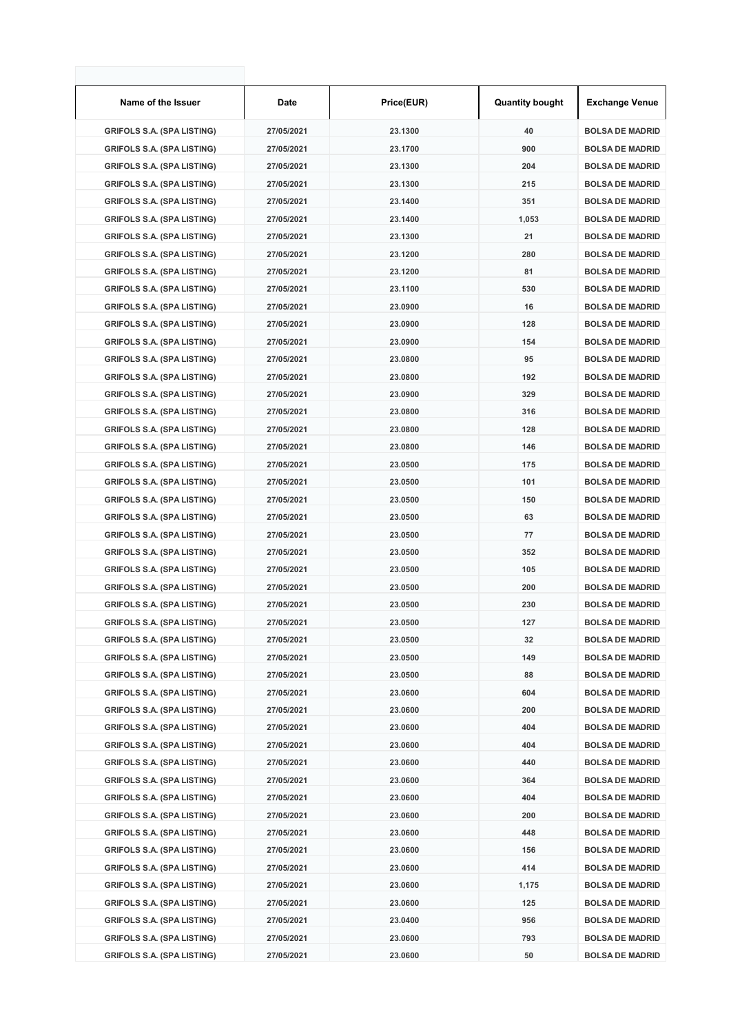| Name of the Issuer | Date | Price(EUR) | Quantity bought | Exchange Venue |
| --- | --- | --- | --- | --- |
| GRIFOLS S.A. (SPA LISTING) | 27/05/2021 | 23.1300 | 40 | BOLSA DE MADRID |
| GRIFOLS S.A. (SPA LISTING) | 27/05/2021 | 23.1700 | 900 | BOLSA DE MADRID |
| GRIFOLS S.A. (SPA LISTING) | 27/05/2021 | 23.1300 | 204 | BOLSA DE MADRID |
| GRIFOLS S.A. (SPA LISTING) | 27/05/2021 | 23.1300 | 215 | BOLSA DE MADRID |
| GRIFOLS S.A. (SPA LISTING) | 27/05/2021 | 23.1400 | 351 | BOLSA DE MADRID |
| GRIFOLS S.A. (SPA LISTING) | 27/05/2021 | 23.1400 | 1,053 | BOLSA DE MADRID |
| GRIFOLS S.A. (SPA LISTING) | 27/05/2021 | 23.1300 | 21 | BOLSA DE MADRID |
| GRIFOLS S.A. (SPA LISTING) | 27/05/2021 | 23.1200 | 280 | BOLSA DE MADRID |
| GRIFOLS S.A. (SPA LISTING) | 27/05/2021 | 23.1200 | 81 | BOLSA DE MADRID |
| GRIFOLS S.A. (SPA LISTING) | 27/05/2021 | 23.1100 | 530 | BOLSA DE MADRID |
| GRIFOLS S.A. (SPA LISTING) | 27/05/2021 | 23.0900 | 16 | BOLSA DE MADRID |
| GRIFOLS S.A. (SPA LISTING) | 27/05/2021 | 23.0900 | 128 | BOLSA DE MADRID |
| GRIFOLS S.A. (SPA LISTING) | 27/05/2021 | 23.0900 | 154 | BOLSA DE MADRID |
| GRIFOLS S.A. (SPA LISTING) | 27/05/2021 | 23.0800 | 95 | BOLSA DE MADRID |
| GRIFOLS S.A. (SPA LISTING) | 27/05/2021 | 23.0800 | 192 | BOLSA DE MADRID |
| GRIFOLS S.A. (SPA LISTING) | 27/05/2021 | 23.0900 | 329 | BOLSA DE MADRID |
| GRIFOLS S.A. (SPA LISTING) | 27/05/2021 | 23.0800 | 316 | BOLSA DE MADRID |
| GRIFOLS S.A. (SPA LISTING) | 27/05/2021 | 23.0800 | 128 | BOLSA DE MADRID |
| GRIFOLS S.A. (SPA LISTING) | 27/05/2021 | 23.0800 | 146 | BOLSA DE MADRID |
| GRIFOLS S.A. (SPA LISTING) | 27/05/2021 | 23.0500 | 175 | BOLSA DE MADRID |
| GRIFOLS S.A. (SPA LISTING) | 27/05/2021 | 23.0500 | 101 | BOLSA DE MADRID |
| GRIFOLS S.A. (SPA LISTING) | 27/05/2021 | 23.0500 | 150 | BOLSA DE MADRID |
| GRIFOLS S.A. (SPA LISTING) | 27/05/2021 | 23.0500 | 63 | BOLSA DE MADRID |
| GRIFOLS S.A. (SPA LISTING) | 27/05/2021 | 23.0500 | 77 | BOLSA DE MADRID |
| GRIFOLS S.A. (SPA LISTING) | 27/05/2021 | 23.0500 | 352 | BOLSA DE MADRID |
| GRIFOLS S.A. (SPA LISTING) | 27/05/2021 | 23.0500 | 105 | BOLSA DE MADRID |
| GRIFOLS S.A. (SPA LISTING) | 27/05/2021 | 23.0500 | 200 | BOLSA DE MADRID |
| GRIFOLS S.A. (SPA LISTING) | 27/05/2021 | 23.0500 | 230 | BOLSA DE MADRID |
| GRIFOLS S.A. (SPA LISTING) | 27/05/2021 | 23.0500 | 127 | BOLSA DE MADRID |
| GRIFOLS S.A. (SPA LISTING) | 27/05/2021 | 23.0500 | 32 | BOLSA DE MADRID |
| GRIFOLS S.A. (SPA LISTING) | 27/05/2021 | 23.0500 | 149 | BOLSA DE MADRID |
| GRIFOLS S.A. (SPA LISTING) | 27/05/2021 | 23.0500 | 88 | BOLSA DE MADRID |
| GRIFOLS S.A. (SPA LISTING) | 27/05/2021 | 23.0600 | 604 | BOLSA DE MADRID |
| GRIFOLS S.A. (SPA LISTING) | 27/05/2021 | 23.0600 | 200 | BOLSA DE MADRID |
| GRIFOLS S.A. (SPA LISTING) | 27/05/2021 | 23.0600 | 404 | BOLSA DE MADRID |
| GRIFOLS S.A. (SPA LISTING) | 27/05/2021 | 23.0600 | 404 | BOLSA DE MADRID |
| GRIFOLS S.A. (SPA LISTING) | 27/05/2021 | 23.0600 | 440 | BOLSA DE MADRID |
| GRIFOLS S.A. (SPA LISTING) | 27/05/2021 | 23.0600 | 364 | BOLSA DE MADRID |
| GRIFOLS S.A. (SPA LISTING) | 27/05/2021 | 23.0600 | 404 | BOLSA DE MADRID |
| GRIFOLS S.A. (SPA LISTING) | 27/05/2021 | 23.0600 | 200 | BOLSA DE MADRID |
| GRIFOLS S.A. (SPA LISTING) | 27/05/2021 | 23.0600 | 448 | BOLSA DE MADRID |
| GRIFOLS S.A. (SPA LISTING) | 27/05/2021 | 23.0600 | 156 | BOLSA DE MADRID |
| GRIFOLS S.A. (SPA LISTING) | 27/05/2021 | 23.0600 | 414 | BOLSA DE MADRID |
| GRIFOLS S.A. (SPA LISTING) | 27/05/2021 | 23.0600 | 1,175 | BOLSA DE MADRID |
| GRIFOLS S.A. (SPA LISTING) | 27/05/2021 | 23.0600 | 125 | BOLSA DE MADRID |
| GRIFOLS S.A. (SPA LISTING) | 27/05/2021 | 23.0400 | 956 | BOLSA DE MADRID |
| GRIFOLS S.A. (SPA LISTING) | 27/05/2021 | 23.0600 | 793 | BOLSA DE MADRID |
| GRIFOLS S.A. (SPA LISTING) | 27/05/2021 | 23.0600 | 50 | BOLSA DE MADRID |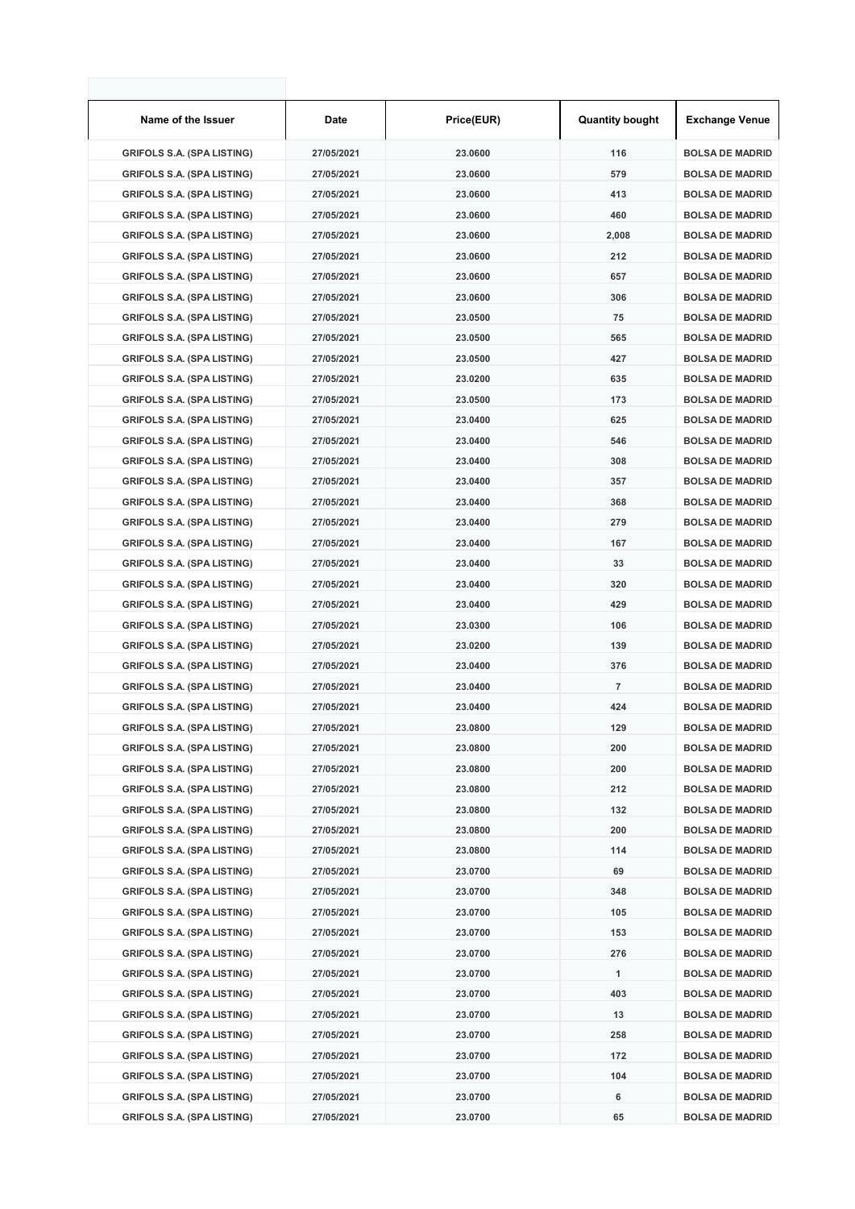| Name of the Issuer | Date | Price(EUR) | Quantity bought | Exchange Venue |
|---|---|---|---|---|
| GRIFOLS S.A. (SPA LISTING) | 27/05/2021 | 23.0600 | 116 | BOLSA DE MADRID |
| GRIFOLS S.A. (SPA LISTING) | 27/05/2021 | 23.0600 | 579 | BOLSA DE MADRID |
| GRIFOLS S.A. (SPA LISTING) | 27/05/2021 | 23.0600 | 413 | BOLSA DE MADRID |
| GRIFOLS S.A. (SPA LISTING) | 27/05/2021 | 23.0600 | 460 | BOLSA DE MADRID |
| GRIFOLS S.A. (SPA LISTING) | 27/05/2021 | 23.0600 | 2,008 | BOLSA DE MADRID |
| GRIFOLS S.A. (SPA LISTING) | 27/05/2021 | 23.0600 | 212 | BOLSA DE MADRID |
| GRIFOLS S.A. (SPA LISTING) | 27/05/2021 | 23.0600 | 657 | BOLSA DE MADRID |
| GRIFOLS S.A. (SPA LISTING) | 27/05/2021 | 23.0600 | 306 | BOLSA DE MADRID |
| GRIFOLS S.A. (SPA LISTING) | 27/05/2021 | 23.0500 | 75 | BOLSA DE MADRID |
| GRIFOLS S.A. (SPA LISTING) | 27/05/2021 | 23.0500 | 565 | BOLSA DE MADRID |
| GRIFOLS S.A. (SPA LISTING) | 27/05/2021 | 23.0500 | 427 | BOLSA DE MADRID |
| GRIFOLS S.A. (SPA LISTING) | 27/05/2021 | 23.0200 | 635 | BOLSA DE MADRID |
| GRIFOLS S.A. (SPA LISTING) | 27/05/2021 | 23.0500 | 173 | BOLSA DE MADRID |
| GRIFOLS S.A. (SPA LISTING) | 27/05/2021 | 23.0400 | 625 | BOLSA DE MADRID |
| GRIFOLS S.A. (SPA LISTING) | 27/05/2021 | 23.0400 | 546 | BOLSA DE MADRID |
| GRIFOLS S.A. (SPA LISTING) | 27/05/2021 | 23.0400 | 308 | BOLSA DE MADRID |
| GRIFOLS S.A. (SPA LISTING) | 27/05/2021 | 23.0400 | 357 | BOLSA DE MADRID |
| GRIFOLS S.A. (SPA LISTING) | 27/05/2021 | 23.0400 | 368 | BOLSA DE MADRID |
| GRIFOLS S.A. (SPA LISTING) | 27/05/2021 | 23.0400 | 279 | BOLSA DE MADRID |
| GRIFOLS S.A. (SPA LISTING) | 27/05/2021 | 23.0400 | 167 | BOLSA DE MADRID |
| GRIFOLS S.A. (SPA LISTING) | 27/05/2021 | 23.0400 | 33 | BOLSA DE MADRID |
| GRIFOLS S.A. (SPA LISTING) | 27/05/2021 | 23.0400 | 320 | BOLSA DE MADRID |
| GRIFOLS S.A. (SPA LISTING) | 27/05/2021 | 23.0400 | 429 | BOLSA DE MADRID |
| GRIFOLS S.A. (SPA LISTING) | 27/05/2021 | 23.0300 | 106 | BOLSA DE MADRID |
| GRIFOLS S.A. (SPA LISTING) | 27/05/2021 | 23.0200 | 139 | BOLSA DE MADRID |
| GRIFOLS S.A. (SPA LISTING) | 27/05/2021 | 23.0400 | 376 | BOLSA DE MADRID |
| GRIFOLS S.A. (SPA LISTING) | 27/05/2021 | 23.0400 | 7 | BOLSA DE MADRID |
| GRIFOLS S.A. (SPA LISTING) | 27/05/2021 | 23.0400 | 424 | BOLSA DE MADRID |
| GRIFOLS S.A. (SPA LISTING) | 27/05/2021 | 23.0800 | 129 | BOLSA DE MADRID |
| GRIFOLS S.A. (SPA LISTING) | 27/05/2021 | 23.0800 | 200 | BOLSA DE MADRID |
| GRIFOLS S.A. (SPA LISTING) | 27/05/2021 | 23.0800 | 200 | BOLSA DE MADRID |
| GRIFOLS S.A. (SPA LISTING) | 27/05/2021 | 23.0800 | 212 | BOLSA DE MADRID |
| GRIFOLS S.A. (SPA LISTING) | 27/05/2021 | 23.0800 | 132 | BOLSA DE MADRID |
| GRIFOLS S.A. (SPA LISTING) | 27/05/2021 | 23.0800 | 200 | BOLSA DE MADRID |
| GRIFOLS S.A. (SPA LISTING) | 27/05/2021 | 23.0800 | 114 | BOLSA DE MADRID |
| GRIFOLS S.A. (SPA LISTING) | 27/05/2021 | 23.0700 | 69 | BOLSA DE MADRID |
| GRIFOLS S.A. (SPA LISTING) | 27/05/2021 | 23.0700 | 348 | BOLSA DE MADRID |
| GRIFOLS S.A. (SPA LISTING) | 27/05/2021 | 23.0700 | 105 | BOLSA DE MADRID |
| GRIFOLS S.A. (SPA LISTING) | 27/05/2021 | 23.0700 | 153 | BOLSA DE MADRID |
| GRIFOLS S.A. (SPA LISTING) | 27/05/2021 | 23.0700 | 276 | BOLSA DE MADRID |
| GRIFOLS S.A. (SPA LISTING) | 27/05/2021 | 23.0700 | 1 | BOLSA DE MADRID |
| GRIFOLS S.A. (SPA LISTING) | 27/05/2021 | 23.0700 | 403 | BOLSA DE MADRID |
| GRIFOLS S.A. (SPA LISTING) | 27/05/2021 | 23.0700 | 13 | BOLSA DE MADRID |
| GRIFOLS S.A. (SPA LISTING) | 27/05/2021 | 23.0700 | 258 | BOLSA DE MADRID |
| GRIFOLS S.A. (SPA LISTING) | 27/05/2021 | 23.0700 | 172 | BOLSA DE MADRID |
| GRIFOLS S.A. (SPA LISTING) | 27/05/2021 | 23.0700 | 104 | BOLSA DE MADRID |
| GRIFOLS S.A. (SPA LISTING) | 27/05/2021 | 23.0700 | 6 | BOLSA DE MADRID |
| GRIFOLS S.A. (SPA LISTING) | 27/05/2021 | 23.0700 | 65 | BOLSA DE MADRID |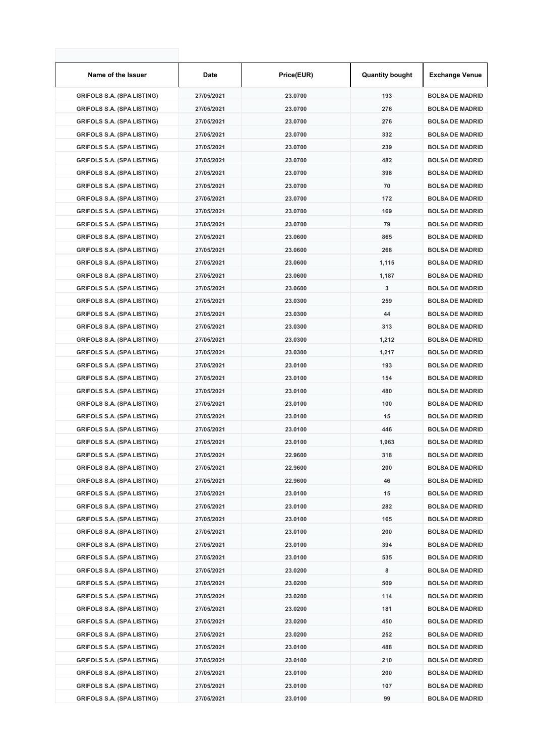| Name of the Issuer | Date | Price(EUR) | Quantity bought | Exchange Venue |
|---|---|---|---|---|
| GRIFOLS S.A. (SPA LISTING) | 27/05/2021 | 23.0700 | 193 | BOLSA DE MADRID |
| GRIFOLS S.A. (SPA LISTING) | 27/05/2021 | 23.0700 | 276 | BOLSA DE MADRID |
| GRIFOLS S.A. (SPA LISTING) | 27/05/2021 | 23.0700 | 276 | BOLSA DE MADRID |
| GRIFOLS S.A. (SPA LISTING) | 27/05/2021 | 23.0700 | 332 | BOLSA DE MADRID |
| GRIFOLS S.A. (SPA LISTING) | 27/05/2021 | 23.0700 | 239 | BOLSA DE MADRID |
| GRIFOLS S.A. (SPA LISTING) | 27/05/2021 | 23.0700 | 482 | BOLSA DE MADRID |
| GRIFOLS S.A. (SPA LISTING) | 27/05/2021 | 23.0700 | 398 | BOLSA DE MADRID |
| GRIFOLS S.A. (SPA LISTING) | 27/05/2021 | 23.0700 | 70 | BOLSA DE MADRID |
| GRIFOLS S.A. (SPA LISTING) | 27/05/2021 | 23.0700 | 172 | BOLSA DE MADRID |
| GRIFOLS S.A. (SPA LISTING) | 27/05/2021 | 23.0700 | 169 | BOLSA DE MADRID |
| GRIFOLS S.A. (SPA LISTING) | 27/05/2021 | 23.0700 | 79 | BOLSA DE MADRID |
| GRIFOLS S.A. (SPA LISTING) | 27/05/2021 | 23.0600 | 865 | BOLSA DE MADRID |
| GRIFOLS S.A. (SPA LISTING) | 27/05/2021 | 23.0600 | 268 | BOLSA DE MADRID |
| GRIFOLS S.A. (SPA LISTING) | 27/05/2021 | 23.0600 | 1,115 | BOLSA DE MADRID |
| GRIFOLS S.A. (SPA LISTING) | 27/05/2021 | 23.0600 | 1,187 | BOLSA DE MADRID |
| GRIFOLS S.A. (SPA LISTING) | 27/05/2021 | 23.0600 | 3 | BOLSA DE MADRID |
| GRIFOLS S.A. (SPA LISTING) | 27/05/2021 | 23.0300 | 259 | BOLSA DE MADRID |
| GRIFOLS S.A. (SPA LISTING) | 27/05/2021 | 23.0300 | 44 | BOLSA DE MADRID |
| GRIFOLS S.A. (SPA LISTING) | 27/05/2021 | 23.0300 | 313 | BOLSA DE MADRID |
| GRIFOLS S.A. (SPA LISTING) | 27/05/2021 | 23.0300 | 1,212 | BOLSA DE MADRID |
| GRIFOLS S.A. (SPA LISTING) | 27/05/2021 | 23.0300 | 1,217 | BOLSA DE MADRID |
| GRIFOLS S.A. (SPA LISTING) | 27/05/2021 | 23.0100 | 193 | BOLSA DE MADRID |
| GRIFOLS S.A. (SPA LISTING) | 27/05/2021 | 23.0100 | 154 | BOLSA DE MADRID |
| GRIFOLS S.A. (SPA LISTING) | 27/05/2021 | 23.0100 | 480 | BOLSA DE MADRID |
| GRIFOLS S.A. (SPA LISTING) | 27/05/2021 | 23.0100 | 100 | BOLSA DE MADRID |
| GRIFOLS S.A. (SPA LISTING) | 27/05/2021 | 23.0100 | 15 | BOLSA DE MADRID |
| GRIFOLS S.A. (SPA LISTING) | 27/05/2021 | 23.0100 | 446 | BOLSA DE MADRID |
| GRIFOLS S.A. (SPA LISTING) | 27/05/2021 | 23.0100 | 1,963 | BOLSA DE MADRID |
| GRIFOLS S.A. (SPA LISTING) | 27/05/2021 | 22.9600 | 318 | BOLSA DE MADRID |
| GRIFOLS S.A. (SPA LISTING) | 27/05/2021 | 22.9600 | 200 | BOLSA DE MADRID |
| GRIFOLS S.A. (SPA LISTING) | 27/05/2021 | 22.9600 | 46 | BOLSA DE MADRID |
| GRIFOLS S.A. (SPA LISTING) | 27/05/2021 | 23.0100 | 15 | BOLSA DE MADRID |
| GRIFOLS S.A. (SPA LISTING) | 27/05/2021 | 23.0100 | 282 | BOLSA DE MADRID |
| GRIFOLS S.A. (SPA LISTING) | 27/05/2021 | 23.0100 | 165 | BOLSA DE MADRID |
| GRIFOLS S.A. (SPA LISTING) | 27/05/2021 | 23.0100 | 200 | BOLSA DE MADRID |
| GRIFOLS S.A. (SPA LISTING) | 27/05/2021 | 23.0100 | 394 | BOLSA DE MADRID |
| GRIFOLS S.A. (SPA LISTING) | 27/05/2021 | 23.0100 | 535 | BOLSA DE MADRID |
| GRIFOLS S.A. (SPA LISTING) | 27/05/2021 | 23.0200 | 8 | BOLSA DE MADRID |
| GRIFOLS S.A. (SPA LISTING) | 27/05/2021 | 23.0200 | 509 | BOLSA DE MADRID |
| GRIFOLS S.A. (SPA LISTING) | 27/05/2021 | 23.0200 | 114 | BOLSA DE MADRID |
| GRIFOLS S.A. (SPA LISTING) | 27/05/2021 | 23.0200 | 181 | BOLSA DE MADRID |
| GRIFOLS S.A. (SPA LISTING) | 27/05/2021 | 23.0200 | 450 | BOLSA DE MADRID |
| GRIFOLS S.A. (SPA LISTING) | 27/05/2021 | 23.0200 | 252 | BOLSA DE MADRID |
| GRIFOLS S.A. (SPA LISTING) | 27/05/2021 | 23.0100 | 488 | BOLSA DE MADRID |
| GRIFOLS S.A. (SPA LISTING) | 27/05/2021 | 23.0100 | 210 | BOLSA DE MADRID |
| GRIFOLS S.A. (SPA LISTING) | 27/05/2021 | 23.0100 | 200 | BOLSA DE MADRID |
| GRIFOLS S.A. (SPA LISTING) | 27/05/2021 | 23.0100 | 107 | BOLSA DE MADRID |
| GRIFOLS S.A. (SPA LISTING) | 27/05/2021 | 23.0100 | 99 | BOLSA DE MADRID |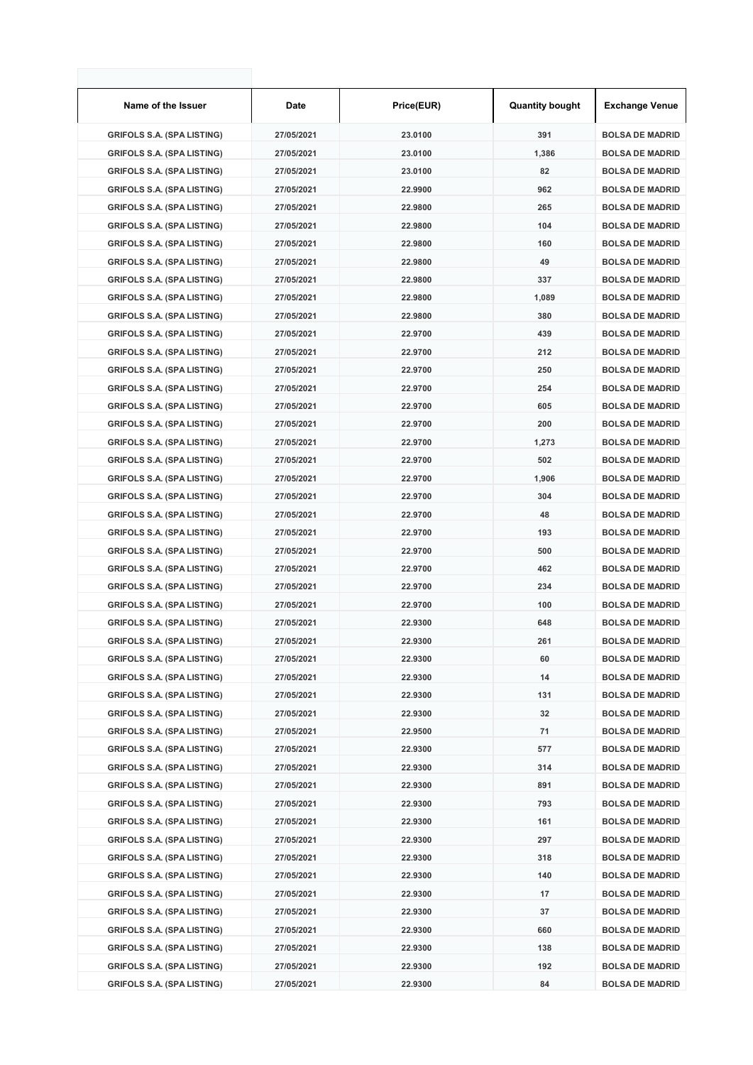| Name of the Issuer | Date | Price(EUR) | Quantity bought | Exchange Venue |
|---|---|---|---|---|
| GRIFOLS S.A. (SPA LISTING) | 27/05/2021 | 23.0100 | 391 | BOLSA DE MADRID |
| GRIFOLS S.A. (SPA LISTING) | 27/05/2021 | 23.0100 | 1,386 | BOLSA DE MADRID |
| GRIFOLS S.A. (SPA LISTING) | 27/05/2021 | 23.0100 | 82 | BOLSA DE MADRID |
| GRIFOLS S.A. (SPA LISTING) | 27/05/2021 | 22.9900 | 962 | BOLSA DE MADRID |
| GRIFOLS S.A. (SPA LISTING) | 27/05/2021 | 22.9800 | 265 | BOLSA DE MADRID |
| GRIFOLS S.A. (SPA LISTING) | 27/05/2021 | 22.9800 | 104 | BOLSA DE MADRID |
| GRIFOLS S.A. (SPA LISTING) | 27/05/2021 | 22.9800 | 160 | BOLSA DE MADRID |
| GRIFOLS S.A. (SPA LISTING) | 27/05/2021 | 22.9800 | 49 | BOLSA DE MADRID |
| GRIFOLS S.A. (SPA LISTING) | 27/05/2021 | 22.9800 | 337 | BOLSA DE MADRID |
| GRIFOLS S.A. (SPA LISTING) | 27/05/2021 | 22.9800 | 1,089 | BOLSA DE MADRID |
| GRIFOLS S.A. (SPA LISTING) | 27/05/2021 | 22.9800 | 380 | BOLSA DE MADRID |
| GRIFOLS S.A. (SPA LISTING) | 27/05/2021 | 22.9700 | 439 | BOLSA DE MADRID |
| GRIFOLS S.A. (SPA LISTING) | 27/05/2021 | 22.9700 | 212 | BOLSA DE MADRID |
| GRIFOLS S.A. (SPA LISTING) | 27/05/2021 | 22.9700 | 250 | BOLSA DE MADRID |
| GRIFOLS S.A. (SPA LISTING) | 27/05/2021 | 22.9700 | 254 | BOLSA DE MADRID |
| GRIFOLS S.A. (SPA LISTING) | 27/05/2021 | 22.9700 | 605 | BOLSA DE MADRID |
| GRIFOLS S.A. (SPA LISTING) | 27/05/2021 | 22.9700 | 200 | BOLSA DE MADRID |
| GRIFOLS S.A. (SPA LISTING) | 27/05/2021 | 22.9700 | 1,273 | BOLSA DE MADRID |
| GRIFOLS S.A. (SPA LISTING) | 27/05/2021 | 22.9700 | 502 | BOLSA DE MADRID |
| GRIFOLS S.A. (SPA LISTING) | 27/05/2021 | 22.9700 | 1,906 | BOLSA DE MADRID |
| GRIFOLS S.A. (SPA LISTING) | 27/05/2021 | 22.9700 | 304 | BOLSA DE MADRID |
| GRIFOLS S.A. (SPA LISTING) | 27/05/2021 | 22.9700 | 48 | BOLSA DE MADRID |
| GRIFOLS S.A. (SPA LISTING) | 27/05/2021 | 22.9700 | 193 | BOLSA DE MADRID |
| GRIFOLS S.A. (SPA LISTING) | 27/05/2021 | 22.9700 | 500 | BOLSA DE MADRID |
| GRIFOLS S.A. (SPA LISTING) | 27/05/2021 | 22.9700 | 462 | BOLSA DE MADRID |
| GRIFOLS S.A. (SPA LISTING) | 27/05/2021 | 22.9700 | 234 | BOLSA DE MADRID |
| GRIFOLS S.A. (SPA LISTING) | 27/05/2021 | 22.9700 | 100 | BOLSA DE MADRID |
| GRIFOLS S.A. (SPA LISTING) | 27/05/2021 | 22.9300 | 648 | BOLSA DE MADRID |
| GRIFOLS S.A. (SPA LISTING) | 27/05/2021 | 22.9300 | 261 | BOLSA DE MADRID |
| GRIFOLS S.A. (SPA LISTING) | 27/05/2021 | 22.9300 | 60 | BOLSA DE MADRID |
| GRIFOLS S.A. (SPA LISTING) | 27/05/2021 | 22.9300 | 14 | BOLSA DE MADRID |
| GRIFOLS S.A. (SPA LISTING) | 27/05/2021 | 22.9300 | 131 | BOLSA DE MADRID |
| GRIFOLS S.A. (SPA LISTING) | 27/05/2021 | 22.9300 | 32 | BOLSA DE MADRID |
| GRIFOLS S.A. (SPA LISTING) | 27/05/2021 | 22.9500 | 71 | BOLSA DE MADRID |
| GRIFOLS S.A. (SPA LISTING) | 27/05/2021 | 22.9300 | 577 | BOLSA DE MADRID |
| GRIFOLS S.A. (SPA LISTING) | 27/05/2021 | 22.9300 | 314 | BOLSA DE MADRID |
| GRIFOLS S.A. (SPA LISTING) | 27/05/2021 | 22.9300 | 891 | BOLSA DE MADRID |
| GRIFOLS S.A. (SPA LISTING) | 27/05/2021 | 22.9300 | 793 | BOLSA DE MADRID |
| GRIFOLS S.A. (SPA LISTING) | 27/05/2021 | 22.9300 | 161 | BOLSA DE MADRID |
| GRIFOLS S.A. (SPA LISTING) | 27/05/2021 | 22.9300 | 297 | BOLSA DE MADRID |
| GRIFOLS S.A. (SPA LISTING) | 27/05/2021 | 22.9300 | 318 | BOLSA DE MADRID |
| GRIFOLS S.A. (SPA LISTING) | 27/05/2021 | 22.9300 | 140 | BOLSA DE MADRID |
| GRIFOLS S.A. (SPA LISTING) | 27/05/2021 | 22.9300 | 17 | BOLSA DE MADRID |
| GRIFOLS S.A. (SPA LISTING) | 27/05/2021 | 22.9300 | 37 | BOLSA DE MADRID |
| GRIFOLS S.A. (SPA LISTING) | 27/05/2021 | 22.9300 | 660 | BOLSA DE MADRID |
| GRIFOLS S.A. (SPA LISTING) | 27/05/2021 | 22.9300 | 138 | BOLSA DE MADRID |
| GRIFOLS S.A. (SPA LISTING) | 27/05/2021 | 22.9300 | 192 | BOLSA DE MADRID |
| GRIFOLS S.A. (SPA LISTING) | 27/05/2021 | 22.9300 | 84 | BOLSA DE MADRID |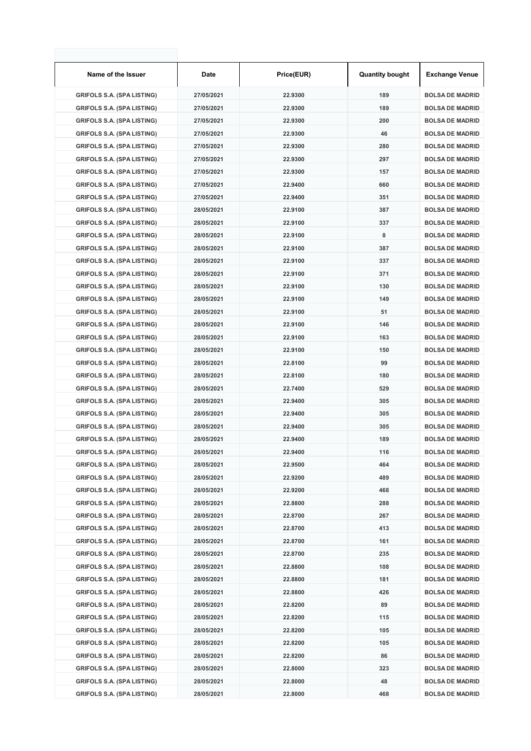| Name of the Issuer | Date | Price(EUR) | Quantity bought | Exchange Venue |
|---|---|---|---|---|
| GRIFOLS S.A. (SPA LISTING) | 27/05/2021 | 22.9300 | 189 | BOLSA DE MADRID |
| GRIFOLS S.A. (SPA LISTING) | 27/05/2021 | 22.9300 | 189 | BOLSA DE MADRID |
| GRIFOLS S.A. (SPA LISTING) | 27/05/2021 | 22.9300 | 200 | BOLSA DE MADRID |
| GRIFOLS S.A. (SPA LISTING) | 27/05/2021 | 22.9300 | 46 | BOLSA DE MADRID |
| GRIFOLS S.A. (SPA LISTING) | 27/05/2021 | 22.9300 | 280 | BOLSA DE MADRID |
| GRIFOLS S.A. (SPA LISTING) | 27/05/2021 | 22.9300 | 297 | BOLSA DE MADRID |
| GRIFOLS S.A. (SPA LISTING) | 27/05/2021 | 22.9300 | 157 | BOLSA DE MADRID |
| GRIFOLS S.A. (SPA LISTING) | 27/05/2021 | 22.9400 | 660 | BOLSA DE MADRID |
| GRIFOLS S.A. (SPA LISTING) | 27/05/2021 | 22.9400 | 351 | BOLSA DE MADRID |
| GRIFOLS S.A. (SPA LISTING) | 28/05/2021 | 22.9100 | 387 | BOLSA DE MADRID |
| GRIFOLS S.A. (SPA LISTING) | 28/05/2021 | 22.9100 | 337 | BOLSA DE MADRID |
| GRIFOLS S.A. (SPA LISTING) | 28/05/2021 | 22.9100 | 8 | BOLSA DE MADRID |
| GRIFOLS S.A. (SPA LISTING) | 28/05/2021 | 22.9100 | 387 | BOLSA DE MADRID |
| GRIFOLS S.A. (SPA LISTING) | 28/05/2021 | 22.9100 | 337 | BOLSA DE MADRID |
| GRIFOLS S.A. (SPA LISTING) | 28/05/2021 | 22.9100 | 371 | BOLSA DE MADRID |
| GRIFOLS S.A. (SPA LISTING) | 28/05/2021 | 22.9100 | 130 | BOLSA DE MADRID |
| GRIFOLS S.A. (SPA LISTING) | 28/05/2021 | 22.9100 | 149 | BOLSA DE MADRID |
| GRIFOLS S.A. (SPA LISTING) | 28/05/2021 | 22.9100 | 51 | BOLSA DE MADRID |
| GRIFOLS S.A. (SPA LISTING) | 28/05/2021 | 22.9100 | 146 | BOLSA DE MADRID |
| GRIFOLS S.A. (SPA LISTING) | 28/05/2021 | 22.9100 | 163 | BOLSA DE MADRID |
| GRIFOLS S.A. (SPA LISTING) | 28/05/2021 | 22.9100 | 150 | BOLSA DE MADRID |
| GRIFOLS S.A. (SPA LISTING) | 28/05/2021 | 22.8100 | 99 | BOLSA DE MADRID |
| GRIFOLS S.A. (SPA LISTING) | 28/05/2021 | 22.8100 | 180 | BOLSA DE MADRID |
| GRIFOLS S.A. (SPA LISTING) | 28/05/2021 | 22.7400 | 529 | BOLSA DE MADRID |
| GRIFOLS S.A. (SPA LISTING) | 28/05/2021 | 22.9400 | 305 | BOLSA DE MADRID |
| GRIFOLS S.A. (SPA LISTING) | 28/05/2021 | 22.9400 | 305 | BOLSA DE MADRID |
| GRIFOLS S.A. (SPA LISTING) | 28/05/2021 | 22.9400 | 305 | BOLSA DE MADRID |
| GRIFOLS S.A. (SPA LISTING) | 28/05/2021 | 22.9400 | 189 | BOLSA DE MADRID |
| GRIFOLS S.A. (SPA LISTING) | 28/05/2021 | 22.9400 | 116 | BOLSA DE MADRID |
| GRIFOLS S.A. (SPA LISTING) | 28/05/2021 | 22.9500 | 464 | BOLSA DE MADRID |
| GRIFOLS S.A. (SPA LISTING) | 28/05/2021 | 22.9200 | 489 | BOLSA DE MADRID |
| GRIFOLS S.A. (SPA LISTING) | 28/05/2021 | 22.9200 | 468 | BOLSA DE MADRID |
| GRIFOLS S.A. (SPA LISTING) | 28/05/2021 | 22.8800 | 288 | BOLSA DE MADRID |
| GRIFOLS S.A. (SPA LISTING) | 28/05/2021 | 22.8700 | 267 | BOLSA DE MADRID |
| GRIFOLS S.A. (SPA LISTING) | 28/05/2021 | 22.8700 | 413 | BOLSA DE MADRID |
| GRIFOLS S.A. (SPA LISTING) | 28/05/2021 | 22.8700 | 161 | BOLSA DE MADRID |
| GRIFOLS S.A. (SPA LISTING) | 28/05/2021 | 22.8700 | 235 | BOLSA DE MADRID |
| GRIFOLS S.A. (SPA LISTING) | 28/05/2021 | 22.8800 | 108 | BOLSA DE MADRID |
| GRIFOLS S.A. (SPA LISTING) | 28/05/2021 | 22.8800 | 181 | BOLSA DE MADRID |
| GRIFOLS S.A. (SPA LISTING) | 28/05/2021 | 22.8800 | 426 | BOLSA DE MADRID |
| GRIFOLS S.A. (SPA LISTING) | 28/05/2021 | 22.8200 | 89 | BOLSA DE MADRID |
| GRIFOLS S.A. (SPA LISTING) | 28/05/2021 | 22.8200 | 115 | BOLSA DE MADRID |
| GRIFOLS S.A. (SPA LISTING) | 28/05/2021 | 22.8200 | 105 | BOLSA DE MADRID |
| GRIFOLS S.A. (SPA LISTING) | 28/05/2021 | 22.8200 | 105 | BOLSA DE MADRID |
| GRIFOLS S.A. (SPA LISTING) | 28/05/2021 | 22.8200 | 86 | BOLSA DE MADRID |
| GRIFOLS S.A. (SPA LISTING) | 28/05/2021 | 22.8000 | 323 | BOLSA DE MADRID |
| GRIFOLS S.A. (SPA LISTING) | 28/05/2021 | 22.8000 | 48 | BOLSA DE MADRID |
| GRIFOLS S.A. (SPA LISTING) | 28/05/2021 | 22.8000 | 468 | BOLSA DE MADRID |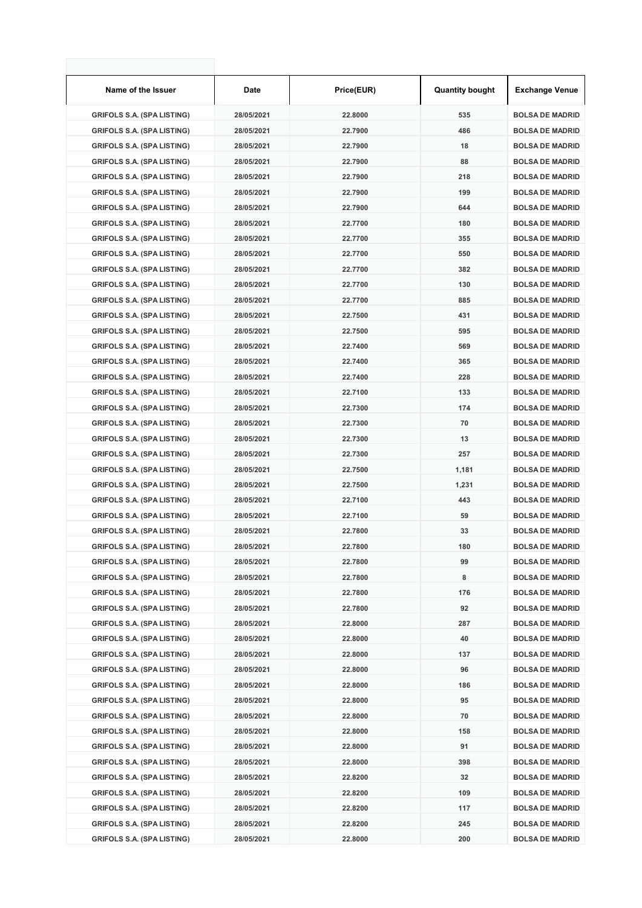| Name of the Issuer | Date | Price(EUR) | Quantity bought | Exchange Venue |
| --- | --- | --- | --- | --- |
| GRIFOLS S.A. (SPA LISTING) | 28/05/2021 | 22.8000 | 535 | BOLSA DE MADRID |
| GRIFOLS S.A. (SPA LISTING) | 28/05/2021 | 22.7900 | 486 | BOLSA DE MADRID |
| GRIFOLS S.A. (SPA LISTING) | 28/05/2021 | 22.7900 | 18 | BOLSA DE MADRID |
| GRIFOLS S.A. (SPA LISTING) | 28/05/2021 | 22.7900 | 88 | BOLSA DE MADRID |
| GRIFOLS S.A. (SPA LISTING) | 28/05/2021 | 22.7900 | 218 | BOLSA DE MADRID |
| GRIFOLS S.A. (SPA LISTING) | 28/05/2021 | 22.7900 | 199 | BOLSA DE MADRID |
| GRIFOLS S.A. (SPA LISTING) | 28/05/2021 | 22.7900 | 644 | BOLSA DE MADRID |
| GRIFOLS S.A. (SPA LISTING) | 28/05/2021 | 22.7700 | 180 | BOLSA DE MADRID |
| GRIFOLS S.A. (SPA LISTING) | 28/05/2021 | 22.7700 | 355 | BOLSA DE MADRID |
| GRIFOLS S.A. (SPA LISTING) | 28/05/2021 | 22.7700 | 550 | BOLSA DE MADRID |
| GRIFOLS S.A. (SPA LISTING) | 28/05/2021 | 22.7700 | 382 | BOLSA DE MADRID |
| GRIFOLS S.A. (SPA LISTING) | 28/05/2021 | 22.7700 | 130 | BOLSA DE MADRID |
| GRIFOLS S.A. (SPA LISTING) | 28/05/2021 | 22.7700 | 885 | BOLSA DE MADRID |
| GRIFOLS S.A. (SPA LISTING) | 28/05/2021 | 22.7500 | 431 | BOLSA DE MADRID |
| GRIFOLS S.A. (SPA LISTING) | 28/05/2021 | 22.7500 | 595 | BOLSA DE MADRID |
| GRIFOLS S.A. (SPA LISTING) | 28/05/2021 | 22.7400 | 569 | BOLSA DE MADRID |
| GRIFOLS S.A. (SPA LISTING) | 28/05/2021 | 22.7400 | 365 | BOLSA DE MADRID |
| GRIFOLS S.A. (SPA LISTING) | 28/05/2021 | 22.7400 | 228 | BOLSA DE MADRID |
| GRIFOLS S.A. (SPA LISTING) | 28/05/2021 | 22.7100 | 133 | BOLSA DE MADRID |
| GRIFOLS S.A. (SPA LISTING) | 28/05/2021 | 22.7300 | 174 | BOLSA DE MADRID |
| GRIFOLS S.A. (SPA LISTING) | 28/05/2021 | 22.7300 | 70 | BOLSA DE MADRID |
| GRIFOLS S.A. (SPA LISTING) | 28/05/2021 | 22.7300 | 13 | BOLSA DE MADRID |
| GRIFOLS S.A. (SPA LISTING) | 28/05/2021 | 22.7300 | 257 | BOLSA DE MADRID |
| GRIFOLS S.A. (SPA LISTING) | 28/05/2021 | 22.7500 | 1,181 | BOLSA DE MADRID |
| GRIFOLS S.A. (SPA LISTING) | 28/05/2021 | 22.7500 | 1,231 | BOLSA DE MADRID |
| GRIFOLS S.A. (SPA LISTING) | 28/05/2021 | 22.7100 | 443 | BOLSA DE MADRID |
| GRIFOLS S.A. (SPA LISTING) | 28/05/2021 | 22.7100 | 59 | BOLSA DE MADRID |
| GRIFOLS S.A. (SPA LISTING) | 28/05/2021 | 22.7800 | 33 | BOLSA DE MADRID |
| GRIFOLS S.A. (SPA LISTING) | 28/05/2021 | 22.7800 | 180 | BOLSA DE MADRID |
| GRIFOLS S.A. (SPA LISTING) | 28/05/2021 | 22.7800 | 99 | BOLSA DE MADRID |
| GRIFOLS S.A. (SPA LISTING) | 28/05/2021 | 22.7800 | 8 | BOLSA DE MADRID |
| GRIFOLS S.A. (SPA LISTING) | 28/05/2021 | 22.7800 | 176 | BOLSA DE MADRID |
| GRIFOLS S.A. (SPA LISTING) | 28/05/2021 | 22.7800 | 92 | BOLSA DE MADRID |
| GRIFOLS S.A. (SPA LISTING) | 28/05/2021 | 22.8000 | 287 | BOLSA DE MADRID |
| GRIFOLS S.A. (SPA LISTING) | 28/05/2021 | 22.8000 | 40 | BOLSA DE MADRID |
| GRIFOLS S.A. (SPA LISTING) | 28/05/2021 | 22.8000 | 137 | BOLSA DE MADRID |
| GRIFOLS S.A. (SPA LISTING) | 28/05/2021 | 22.8000 | 96 | BOLSA DE MADRID |
| GRIFOLS S.A. (SPA LISTING) | 28/05/2021 | 22.8000 | 186 | BOLSA DE MADRID |
| GRIFOLS S.A. (SPA LISTING) | 28/05/2021 | 22.8000 | 95 | BOLSA DE MADRID |
| GRIFOLS S.A. (SPA LISTING) | 28/05/2021 | 22.8000 | 70 | BOLSA DE MADRID |
| GRIFOLS S.A. (SPA LISTING) | 28/05/2021 | 22.8000 | 158 | BOLSA DE MADRID |
| GRIFOLS S.A. (SPA LISTING) | 28/05/2021 | 22.8000 | 91 | BOLSA DE MADRID |
| GRIFOLS S.A. (SPA LISTING) | 28/05/2021 | 22.8000 | 398 | BOLSA DE MADRID |
| GRIFOLS S.A. (SPA LISTING) | 28/05/2021 | 22.8200 | 32 | BOLSA DE MADRID |
| GRIFOLS S.A. (SPA LISTING) | 28/05/2021 | 22.8200 | 109 | BOLSA DE MADRID |
| GRIFOLS S.A. (SPA LISTING) | 28/05/2021 | 22.8200 | 117 | BOLSA DE MADRID |
| GRIFOLS S.A. (SPA LISTING) | 28/05/2021 | 22.8200 | 245 | BOLSA DE MADRID |
| GRIFOLS S.A. (SPA LISTING) | 28/05/2021 | 22.8000 | 200 | BOLSA DE MADRID |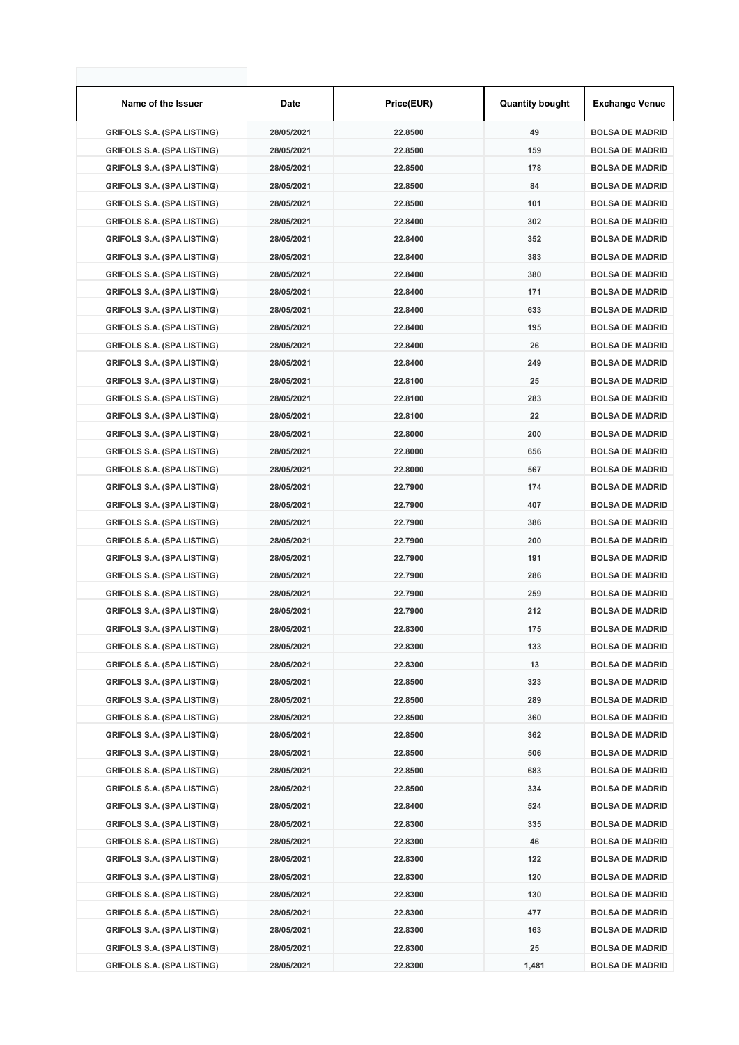| Name of the Issuer | Date | Price(EUR) | Quantity bought | Exchange Venue |
|---|---|---|---|---|
| GRIFOLS S.A. (SPA LISTING) | 28/05/2021 | 22.8500 | 49 | BOLSA DE MADRID |
| GRIFOLS S.A. (SPA LISTING) | 28/05/2021 | 22.8500 | 159 | BOLSA DE MADRID |
| GRIFOLS S.A. (SPA LISTING) | 28/05/2021 | 22.8500 | 178 | BOLSA DE MADRID |
| GRIFOLS S.A. (SPA LISTING) | 28/05/2021 | 22.8500 | 84 | BOLSA DE MADRID |
| GRIFOLS S.A. (SPA LISTING) | 28/05/2021 | 22.8500 | 101 | BOLSA DE MADRID |
| GRIFOLS S.A. (SPA LISTING) | 28/05/2021 | 22.8400 | 302 | BOLSA DE MADRID |
| GRIFOLS S.A. (SPA LISTING) | 28/05/2021 | 22.8400 | 352 | BOLSA DE MADRID |
| GRIFOLS S.A. (SPA LISTING) | 28/05/2021 | 22.8400 | 383 | BOLSA DE MADRID |
| GRIFOLS S.A. (SPA LISTING) | 28/05/2021 | 22.8400 | 380 | BOLSA DE MADRID |
| GRIFOLS S.A. (SPA LISTING) | 28/05/2021 | 22.8400 | 171 | BOLSA DE MADRID |
| GRIFOLS S.A. (SPA LISTING) | 28/05/2021 | 22.8400 | 633 | BOLSA DE MADRID |
| GRIFOLS S.A. (SPA LISTING) | 28/05/2021 | 22.8400 | 195 | BOLSA DE MADRID |
| GRIFOLS S.A. (SPA LISTING) | 28/05/2021 | 22.8400 | 26 | BOLSA DE MADRID |
| GRIFOLS S.A. (SPA LISTING) | 28/05/2021 | 22.8400 | 249 | BOLSA DE MADRID |
| GRIFOLS S.A. (SPA LISTING) | 28/05/2021 | 22.8100 | 25 | BOLSA DE MADRID |
| GRIFOLS S.A. (SPA LISTING) | 28/05/2021 | 22.8100 | 283 | BOLSA DE MADRID |
| GRIFOLS S.A. (SPA LISTING) | 28/05/2021 | 22.8100 | 22 | BOLSA DE MADRID |
| GRIFOLS S.A. (SPA LISTING) | 28/05/2021 | 22.8000 | 200 | BOLSA DE MADRID |
| GRIFOLS S.A. (SPA LISTING) | 28/05/2021 | 22.8000 | 656 | BOLSA DE MADRID |
| GRIFOLS S.A. (SPA LISTING) | 28/05/2021 | 22.8000 | 567 | BOLSA DE MADRID |
| GRIFOLS S.A. (SPA LISTING) | 28/05/2021 | 22.7900 | 174 | BOLSA DE MADRID |
| GRIFOLS S.A. (SPA LISTING) | 28/05/2021 | 22.7900 | 407 | BOLSA DE MADRID |
| GRIFOLS S.A. (SPA LISTING) | 28/05/2021 | 22.7900 | 386 | BOLSA DE MADRID |
| GRIFOLS S.A. (SPA LISTING) | 28/05/2021 | 22.7900 | 200 | BOLSA DE MADRID |
| GRIFOLS S.A. (SPA LISTING) | 28/05/2021 | 22.7900 | 191 | BOLSA DE MADRID |
| GRIFOLS S.A. (SPA LISTING) | 28/05/2021 | 22.7900 | 286 | BOLSA DE MADRID |
| GRIFOLS S.A. (SPA LISTING) | 28/05/2021 | 22.7900 | 259 | BOLSA DE MADRID |
| GRIFOLS S.A. (SPA LISTING) | 28/05/2021 | 22.7900 | 212 | BOLSA DE MADRID |
| GRIFOLS S.A. (SPA LISTING) | 28/05/2021 | 22.8300 | 175 | BOLSA DE MADRID |
| GRIFOLS S.A. (SPA LISTING) | 28/05/2021 | 22.8300 | 133 | BOLSA DE MADRID |
| GRIFOLS S.A. (SPA LISTING) | 28/05/2021 | 22.8300 | 13 | BOLSA DE MADRID |
| GRIFOLS S.A. (SPA LISTING) | 28/05/2021 | 22.8500 | 323 | BOLSA DE MADRID |
| GRIFOLS S.A. (SPA LISTING) | 28/05/2021 | 22.8500 | 289 | BOLSA DE MADRID |
| GRIFOLS S.A. (SPA LISTING) | 28/05/2021 | 22.8500 | 360 | BOLSA DE MADRID |
| GRIFOLS S.A. (SPA LISTING) | 28/05/2021 | 22.8500 | 362 | BOLSA DE MADRID |
| GRIFOLS S.A. (SPA LISTING) | 28/05/2021 | 22.8500 | 506 | BOLSA DE MADRID |
| GRIFOLS S.A. (SPA LISTING) | 28/05/2021 | 22.8500 | 683 | BOLSA DE MADRID |
| GRIFOLS S.A. (SPA LISTING) | 28/05/2021 | 22.8500 | 334 | BOLSA DE MADRID |
| GRIFOLS S.A. (SPA LISTING) | 28/05/2021 | 22.8400 | 524 | BOLSA DE MADRID |
| GRIFOLS S.A. (SPA LISTING) | 28/05/2021 | 22.8300 | 335 | BOLSA DE MADRID |
| GRIFOLS S.A. (SPA LISTING) | 28/05/2021 | 22.8300 | 46 | BOLSA DE MADRID |
| GRIFOLS S.A. (SPA LISTING) | 28/05/2021 | 22.8300 | 122 | BOLSA DE MADRID |
| GRIFOLS S.A. (SPA LISTING) | 28/05/2021 | 22.8300 | 120 | BOLSA DE MADRID |
| GRIFOLS S.A. (SPA LISTING) | 28/05/2021 | 22.8300 | 130 | BOLSA DE MADRID |
| GRIFOLS S.A. (SPA LISTING) | 28/05/2021 | 22.8300 | 477 | BOLSA DE MADRID |
| GRIFOLS S.A. (SPA LISTING) | 28/05/2021 | 22.8300 | 163 | BOLSA DE MADRID |
| GRIFOLS S.A. (SPA LISTING) | 28/05/2021 | 22.8300 | 25 | BOLSA DE MADRID |
| GRIFOLS S.A. (SPA LISTING) | 28/05/2021 | 22.8300 | 1,481 | BOLSA DE MADRID |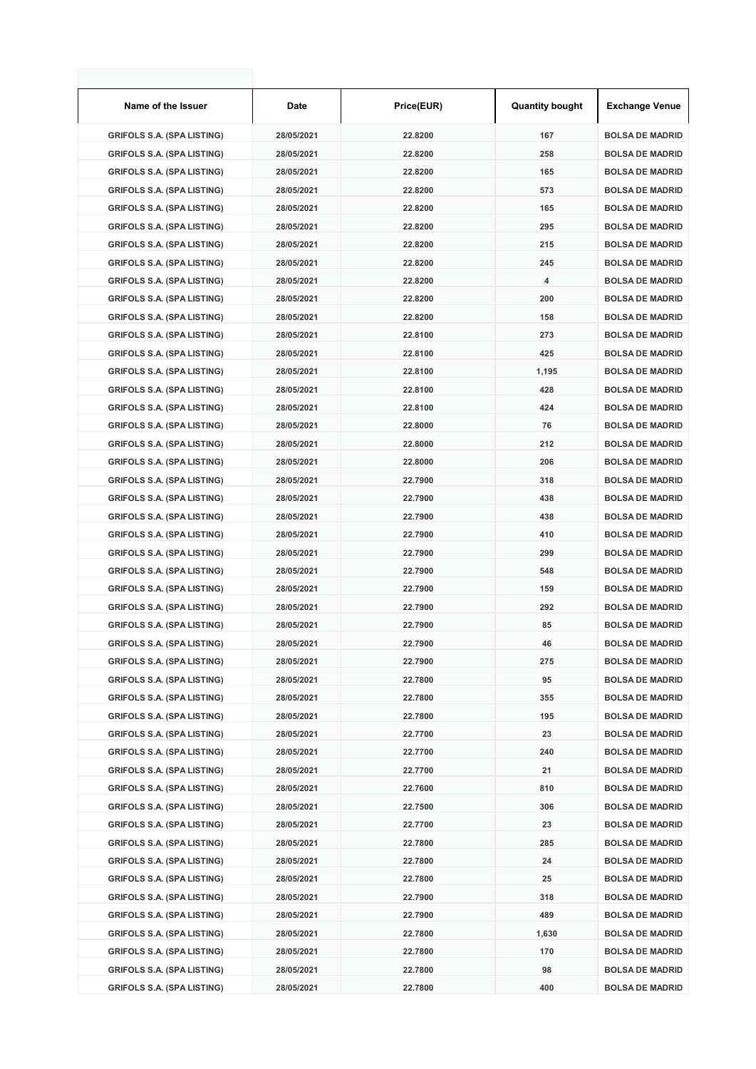| Name of the Issuer | Date | Price(EUR) | Quantity bought | Exchange Venue |
|---|---|---|---|---|
| GRIFOLS S.A. (SPA LISTING) | 28/05/2021 | 22.8200 | 167 | BOLSA DE MADRID |
| GRIFOLS S.A. (SPA LISTING) | 28/05/2021 | 22.8200 | 258 | BOLSA DE MADRID |
| GRIFOLS S.A. (SPA LISTING) | 28/05/2021 | 22.8200 | 165 | BOLSA DE MADRID |
| GRIFOLS S.A. (SPA LISTING) | 28/05/2021 | 22.8200 | 573 | BOLSA DE MADRID |
| GRIFOLS S.A. (SPA LISTING) | 28/05/2021 | 22.8200 | 165 | BOLSA DE MADRID |
| GRIFOLS S.A. (SPA LISTING) | 28/05/2021 | 22.8200 | 295 | BOLSA DE MADRID |
| GRIFOLS S.A. (SPA LISTING) | 28/05/2021 | 22.8200 | 215 | BOLSA DE MADRID |
| GRIFOLS S.A. (SPA LISTING) | 28/05/2021 | 22.8200 | 245 | BOLSA DE MADRID |
| GRIFOLS S.A. (SPA LISTING) | 28/05/2021 | 22.8200 | 4 | BOLSA DE MADRID |
| GRIFOLS S.A. (SPA LISTING) | 28/05/2021 | 22.8200 | 200 | BOLSA DE MADRID |
| GRIFOLS S.A. (SPA LISTING) | 28/05/2021 | 22.8200 | 158 | BOLSA DE MADRID |
| GRIFOLS S.A. (SPA LISTING) | 28/05/2021 | 22.8100 | 273 | BOLSA DE MADRID |
| GRIFOLS S.A. (SPA LISTING) | 28/05/2021 | 22.8100 | 425 | BOLSA DE MADRID |
| GRIFOLS S.A. (SPA LISTING) | 28/05/2021 | 22.8100 | 1,195 | BOLSA DE MADRID |
| GRIFOLS S.A. (SPA LISTING) | 28/05/2021 | 22.8100 | 428 | BOLSA DE MADRID |
| GRIFOLS S.A. (SPA LISTING) | 28/05/2021 | 22.8100 | 424 | BOLSA DE MADRID |
| GRIFOLS S.A. (SPA LISTING) | 28/05/2021 | 22.8000 | 76 | BOLSA DE MADRID |
| GRIFOLS S.A. (SPA LISTING) | 28/05/2021 | 22.8000 | 212 | BOLSA DE MADRID |
| GRIFOLS S.A. (SPA LISTING) | 28/05/2021 | 22.8000 | 206 | BOLSA DE MADRID |
| GRIFOLS S.A. (SPA LISTING) | 28/05/2021 | 22.7900 | 318 | BOLSA DE MADRID |
| GRIFOLS S.A. (SPA LISTING) | 28/05/2021 | 22.7900 | 438 | BOLSA DE MADRID |
| GRIFOLS S.A. (SPA LISTING) | 28/05/2021 | 22.7900 | 438 | BOLSA DE MADRID |
| GRIFOLS S.A. (SPA LISTING) | 28/05/2021 | 22.7900 | 410 | BOLSA DE MADRID |
| GRIFOLS S.A. (SPA LISTING) | 28/05/2021 | 22.7900 | 299 | BOLSA DE MADRID |
| GRIFOLS S.A. (SPA LISTING) | 28/05/2021 | 22.7900 | 548 | BOLSA DE MADRID |
| GRIFOLS S.A. (SPA LISTING) | 28/05/2021 | 22.7900 | 159 | BOLSA DE MADRID |
| GRIFOLS S.A. (SPA LISTING) | 28/05/2021 | 22.7900 | 292 | BOLSA DE MADRID |
| GRIFOLS S.A. (SPA LISTING) | 28/05/2021 | 22.7900 | 85 | BOLSA DE MADRID |
| GRIFOLS S.A. (SPA LISTING) | 28/05/2021 | 22.7900 | 46 | BOLSA DE MADRID |
| GRIFOLS S.A. (SPA LISTING) | 28/05/2021 | 22.7900 | 275 | BOLSA DE MADRID |
| GRIFOLS S.A. (SPA LISTING) | 28/05/2021 | 22.7800 | 95 | BOLSA DE MADRID |
| GRIFOLS S.A. (SPA LISTING) | 28/05/2021 | 22.7800 | 355 | BOLSA DE MADRID |
| GRIFOLS S.A. (SPA LISTING) | 28/05/2021 | 22.7800 | 195 | BOLSA DE MADRID |
| GRIFOLS S.A. (SPA LISTING) | 28/05/2021 | 22.7700 | 23 | BOLSA DE MADRID |
| GRIFOLS S.A. (SPA LISTING) | 28/05/2021 | 22.7700 | 240 | BOLSA DE MADRID |
| GRIFOLS S.A. (SPA LISTING) | 28/05/2021 | 22.7700 | 21 | BOLSA DE MADRID |
| GRIFOLS S.A. (SPA LISTING) | 28/05/2021 | 22.7600 | 810 | BOLSA DE MADRID |
| GRIFOLS S.A. (SPA LISTING) | 28/05/2021 | 22.7500 | 306 | BOLSA DE MADRID |
| GRIFOLS S.A. (SPA LISTING) | 28/05/2021 | 22.7700 | 23 | BOLSA DE MADRID |
| GRIFOLS S.A. (SPA LISTING) | 28/05/2021 | 22.7800 | 285 | BOLSA DE MADRID |
| GRIFOLS S.A. (SPA LISTING) | 28/05/2021 | 22.7800 | 24 | BOLSA DE MADRID |
| GRIFOLS S.A. (SPA LISTING) | 28/05/2021 | 22.7800 | 25 | BOLSA DE MADRID |
| GRIFOLS S.A. (SPA LISTING) | 28/05/2021 | 22.7900 | 318 | BOLSA DE MADRID |
| GRIFOLS S.A. (SPA LISTING) | 28/05/2021 | 22.7900 | 489 | BOLSA DE MADRID |
| GRIFOLS S.A. (SPA LISTING) | 28/05/2021 | 22.7800 | 1,630 | BOLSA DE MADRID |
| GRIFOLS S.A. (SPA LISTING) | 28/05/2021 | 22.7800 | 170 | BOLSA DE MADRID |
| GRIFOLS S.A. (SPA LISTING) | 28/05/2021 | 22.7800 | 98 | BOLSA DE MADRID |
| GRIFOLS S.A. (SPA LISTING) | 28/05/2021 | 22.7800 | 400 | BOLSA DE MADRID |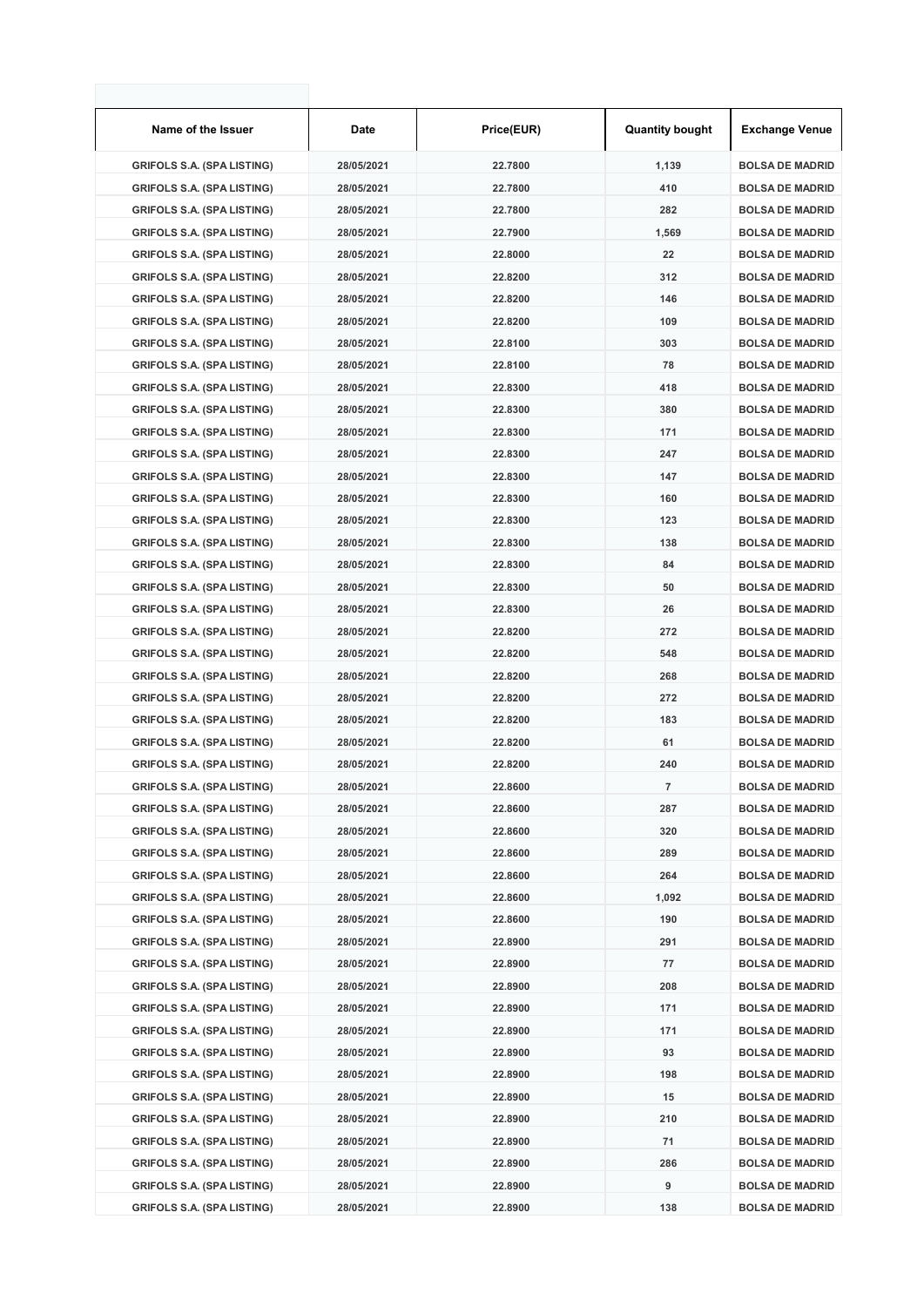| Name of the Issuer | Date | Price(EUR) | Quantity bought | Exchange Venue |
|---|---|---|---|---|
| GRIFOLS S.A. (SPA LISTING) | 28/05/2021 | 22.7800 | 1,139 | BOLSA DE MADRID |
| GRIFOLS S.A. (SPA LISTING) | 28/05/2021 | 22.7800 | 410 | BOLSA DE MADRID |
| GRIFOLS S.A. (SPA LISTING) | 28/05/2021 | 22.7800 | 282 | BOLSA DE MADRID |
| GRIFOLS S.A. (SPA LISTING) | 28/05/2021 | 22.7900 | 1,569 | BOLSA DE MADRID |
| GRIFOLS S.A. (SPA LISTING) | 28/05/2021 | 22.8000 | 22 | BOLSA DE MADRID |
| GRIFOLS S.A. (SPA LISTING) | 28/05/2021 | 22.8200 | 312 | BOLSA DE MADRID |
| GRIFOLS S.A. (SPA LISTING) | 28/05/2021 | 22.8200 | 146 | BOLSA DE MADRID |
| GRIFOLS S.A. (SPA LISTING) | 28/05/2021 | 22.8200 | 109 | BOLSA DE MADRID |
| GRIFOLS S.A. (SPA LISTING) | 28/05/2021 | 22.8100 | 303 | BOLSA DE MADRID |
| GRIFOLS S.A. (SPA LISTING) | 28/05/2021 | 22.8100 | 78 | BOLSA DE MADRID |
| GRIFOLS S.A. (SPA LISTING) | 28/05/2021 | 22.8300 | 418 | BOLSA DE MADRID |
| GRIFOLS S.A. (SPA LISTING) | 28/05/2021 | 22.8300 | 380 | BOLSA DE MADRID |
| GRIFOLS S.A. (SPA LISTING) | 28/05/2021 | 22.8300 | 171 | BOLSA DE MADRID |
| GRIFOLS S.A. (SPA LISTING) | 28/05/2021 | 22.8300 | 247 | BOLSA DE MADRID |
| GRIFOLS S.A. (SPA LISTING) | 28/05/2021 | 22.8300 | 147 | BOLSA DE MADRID |
| GRIFOLS S.A. (SPA LISTING) | 28/05/2021 | 22.8300 | 160 | BOLSA DE MADRID |
| GRIFOLS S.A. (SPA LISTING) | 28/05/2021 | 22.8300 | 123 | BOLSA DE MADRID |
| GRIFOLS S.A. (SPA LISTING) | 28/05/2021 | 22.8300 | 138 | BOLSA DE MADRID |
| GRIFOLS S.A. (SPA LISTING) | 28/05/2021 | 22.8300 | 84 | BOLSA DE MADRID |
| GRIFOLS S.A. (SPA LISTING) | 28/05/2021 | 22.8300 | 50 | BOLSA DE MADRID |
| GRIFOLS S.A. (SPA LISTING) | 28/05/2021 | 22.8300 | 26 | BOLSA DE MADRID |
| GRIFOLS S.A. (SPA LISTING) | 28/05/2021 | 22.8200 | 272 | BOLSA DE MADRID |
| GRIFOLS S.A. (SPA LISTING) | 28/05/2021 | 22.8200 | 548 | BOLSA DE MADRID |
| GRIFOLS S.A. (SPA LISTING) | 28/05/2021 | 22.8200 | 268 | BOLSA DE MADRID |
| GRIFOLS S.A. (SPA LISTING) | 28/05/2021 | 22.8200 | 272 | BOLSA DE MADRID |
| GRIFOLS S.A. (SPA LISTING) | 28/05/2021 | 22.8200 | 183 | BOLSA DE MADRID |
| GRIFOLS S.A. (SPA LISTING) | 28/05/2021 | 22.8200 | 61 | BOLSA DE MADRID |
| GRIFOLS S.A. (SPA LISTING) | 28/05/2021 | 22.8200 | 240 | BOLSA DE MADRID |
| GRIFOLS S.A. (SPA LISTING) | 28/05/2021 | 22.8600 | 7 | BOLSA DE MADRID |
| GRIFOLS S.A. (SPA LISTING) | 28/05/2021 | 22.8600 | 287 | BOLSA DE MADRID |
| GRIFOLS S.A. (SPA LISTING) | 28/05/2021 | 22.8600 | 320 | BOLSA DE MADRID |
| GRIFOLS S.A. (SPA LISTING) | 28/05/2021 | 22.8600 | 289 | BOLSA DE MADRID |
| GRIFOLS S.A. (SPA LISTING) | 28/05/2021 | 22.8600 | 264 | BOLSA DE MADRID |
| GRIFOLS S.A. (SPA LISTING) | 28/05/2021 | 22.8600 | 1,092 | BOLSA DE MADRID |
| GRIFOLS S.A. (SPA LISTING) | 28/05/2021 | 22.8600 | 190 | BOLSA DE MADRID |
| GRIFOLS S.A. (SPA LISTING) | 28/05/2021 | 22.8900 | 291 | BOLSA DE MADRID |
| GRIFOLS S.A. (SPA LISTING) | 28/05/2021 | 22.8900 | 77 | BOLSA DE MADRID |
| GRIFOLS S.A. (SPA LISTING) | 28/05/2021 | 22.8900 | 208 | BOLSA DE MADRID |
| GRIFOLS S.A. (SPA LISTING) | 28/05/2021 | 22.8900 | 171 | BOLSA DE MADRID |
| GRIFOLS S.A. (SPA LISTING) | 28/05/2021 | 22.8900 | 171 | BOLSA DE MADRID |
| GRIFOLS S.A. (SPA LISTING) | 28/05/2021 | 22.8900 | 93 | BOLSA DE MADRID |
| GRIFOLS S.A. (SPA LISTING) | 28/05/2021 | 22.8900 | 198 | BOLSA DE MADRID |
| GRIFOLS S.A. (SPA LISTING) | 28/05/2021 | 22.8900 | 15 | BOLSA DE MADRID |
| GRIFOLS S.A. (SPA LISTING) | 28/05/2021 | 22.8900 | 210 | BOLSA DE MADRID |
| GRIFOLS S.A. (SPA LISTING) | 28/05/2021 | 22.8900 | 71 | BOLSA DE MADRID |
| GRIFOLS S.A. (SPA LISTING) | 28/05/2021 | 22.8900 | 286 | BOLSA DE MADRID |
| GRIFOLS S.A. (SPA LISTING) | 28/05/2021 | 22.8900 | 9 | BOLSA DE MADRID |
| GRIFOLS S.A. (SPA LISTING) | 28/05/2021 | 22.8900 | 138 | BOLSA DE MADRID |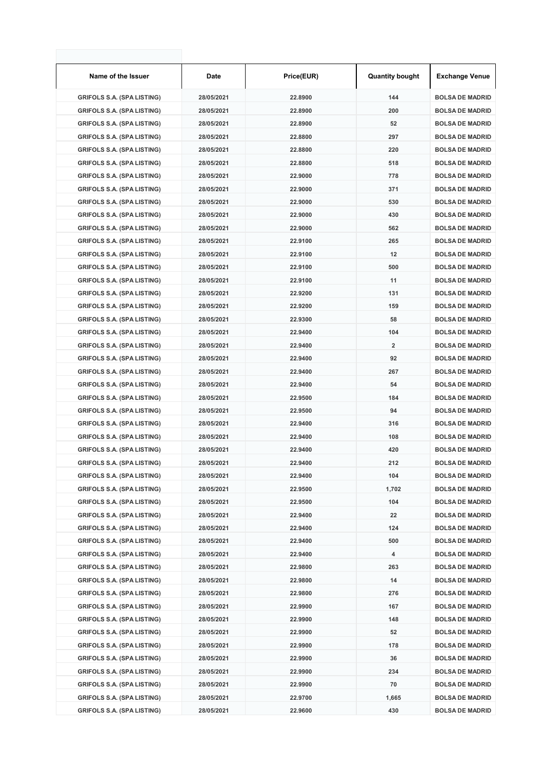| Name of the Issuer | Date | Price(EUR) | Quantity bought | Exchange Venue |
|---|---|---|---|---|
| GRIFOLS S.A. (SPA LISTING) | 28/05/2021 | 22.8900 | 144 | BOLSA DE MADRID |
| GRIFOLS S.A. (SPA LISTING) | 28/05/2021 | 22.8900 | 200 | BOLSA DE MADRID |
| GRIFOLS S.A. (SPA LISTING) | 28/05/2021 | 22.8900 | 52 | BOLSA DE MADRID |
| GRIFOLS S.A. (SPA LISTING) | 28/05/2021 | 22.8800 | 297 | BOLSA DE MADRID |
| GRIFOLS S.A. (SPA LISTING) | 28/05/2021 | 22.8800 | 220 | BOLSA DE MADRID |
| GRIFOLS S.A. (SPA LISTING) | 28/05/2021 | 22.8800 | 518 | BOLSA DE MADRID |
| GRIFOLS S.A. (SPA LISTING) | 28/05/2021 | 22.9000 | 778 | BOLSA DE MADRID |
| GRIFOLS S.A. (SPA LISTING) | 28/05/2021 | 22.9000 | 371 | BOLSA DE MADRID |
| GRIFOLS S.A. (SPA LISTING) | 28/05/2021 | 22.9000 | 530 | BOLSA DE MADRID |
| GRIFOLS S.A. (SPA LISTING) | 28/05/2021 | 22.9000 | 430 | BOLSA DE MADRID |
| GRIFOLS S.A. (SPA LISTING) | 28/05/2021 | 22.9000 | 562 | BOLSA DE MADRID |
| GRIFOLS S.A. (SPA LISTING) | 28/05/2021 | 22.9100 | 265 | BOLSA DE MADRID |
| GRIFOLS S.A. (SPA LISTING) | 28/05/2021 | 22.9100 | 12 | BOLSA DE MADRID |
| GRIFOLS S.A. (SPA LISTING) | 28/05/2021 | 22.9100 | 500 | BOLSA DE MADRID |
| GRIFOLS S.A. (SPA LISTING) | 28/05/2021 | 22.9100 | 11 | BOLSA DE MADRID |
| GRIFOLS S.A. (SPA LISTING) | 28/05/2021 | 22.9200 | 131 | BOLSA DE MADRID |
| GRIFOLS S.A. (SPA LISTING) | 28/05/2021 | 22.9200 | 159 | BOLSA DE MADRID |
| GRIFOLS S.A. (SPA LISTING) | 28/05/2021 | 22.9300 | 58 | BOLSA DE MADRID |
| GRIFOLS S.A. (SPA LISTING) | 28/05/2021 | 22.9400 | 104 | BOLSA DE MADRID |
| GRIFOLS S.A. (SPA LISTING) | 28/05/2021 | 22.9400 | 2 | BOLSA DE MADRID |
| GRIFOLS S.A. (SPA LISTING) | 28/05/2021 | 22.9400 | 92 | BOLSA DE MADRID |
| GRIFOLS S.A. (SPA LISTING) | 28/05/2021 | 22.9400 | 267 | BOLSA DE MADRID |
| GRIFOLS S.A. (SPA LISTING) | 28/05/2021 | 22.9400 | 54 | BOLSA DE MADRID |
| GRIFOLS S.A. (SPA LISTING) | 28/05/2021 | 22.9500 | 184 | BOLSA DE MADRID |
| GRIFOLS S.A. (SPA LISTING) | 28/05/2021 | 22.9500 | 94 | BOLSA DE MADRID |
| GRIFOLS S.A. (SPA LISTING) | 28/05/2021 | 22.9400 | 316 | BOLSA DE MADRID |
| GRIFOLS S.A. (SPA LISTING) | 28/05/2021 | 22.9400 | 108 | BOLSA DE MADRID |
| GRIFOLS S.A. (SPA LISTING) | 28/05/2021 | 22.9400 | 420 | BOLSA DE MADRID |
| GRIFOLS S.A. (SPA LISTING) | 28/05/2021 | 22.9400 | 212 | BOLSA DE MADRID |
| GRIFOLS S.A. (SPA LISTING) | 28/05/2021 | 22.9400 | 104 | BOLSA DE MADRID |
| GRIFOLS S.A. (SPA LISTING) | 28/05/2021 | 22.9500 | 1,702 | BOLSA DE MADRID |
| GRIFOLS S.A. (SPA LISTING) | 28/05/2021 | 22.9500 | 104 | BOLSA DE MADRID |
| GRIFOLS S.A. (SPA LISTING) | 28/05/2021 | 22.9400 | 22 | BOLSA DE MADRID |
| GRIFOLS S.A. (SPA LISTING) | 28/05/2021 | 22.9400 | 124 | BOLSA DE MADRID |
| GRIFOLS S.A. (SPA LISTING) | 28/05/2021 | 22.9400 | 500 | BOLSA DE MADRID |
| GRIFOLS S.A. (SPA LISTING) | 28/05/2021 | 22.9400 | 4 | BOLSA DE MADRID |
| GRIFOLS S.A. (SPA LISTING) | 28/05/2021 | 22.9800 | 263 | BOLSA DE MADRID |
| GRIFOLS S.A. (SPA LISTING) | 28/05/2021 | 22.9800 | 14 | BOLSA DE MADRID |
| GRIFOLS S.A. (SPA LISTING) | 28/05/2021 | 22.9800 | 276 | BOLSA DE MADRID |
| GRIFOLS S.A. (SPA LISTING) | 28/05/2021 | 22.9900 | 167 | BOLSA DE MADRID |
| GRIFOLS S.A. (SPA LISTING) | 28/05/2021 | 22.9900 | 148 | BOLSA DE MADRID |
| GRIFOLS S.A. (SPA LISTING) | 28/05/2021 | 22.9900 | 52 | BOLSA DE MADRID |
| GRIFOLS S.A. (SPA LISTING) | 28/05/2021 | 22.9900 | 178 | BOLSA DE MADRID |
| GRIFOLS S.A. (SPA LISTING) | 28/05/2021 | 22.9900 | 36 | BOLSA DE MADRID |
| GRIFOLS S.A. (SPA LISTING) | 28/05/2021 | 22.9900 | 234 | BOLSA DE MADRID |
| GRIFOLS S.A. (SPA LISTING) | 28/05/2021 | 22.9900 | 70 | BOLSA DE MADRID |
| GRIFOLS S.A. (SPA LISTING) | 28/05/2021 | 22.9700 | 1,665 | BOLSA DE MADRID |
| GRIFOLS S.A. (SPA LISTING) | 28/05/2021 | 22.9600 | 430 | BOLSA DE MADRID |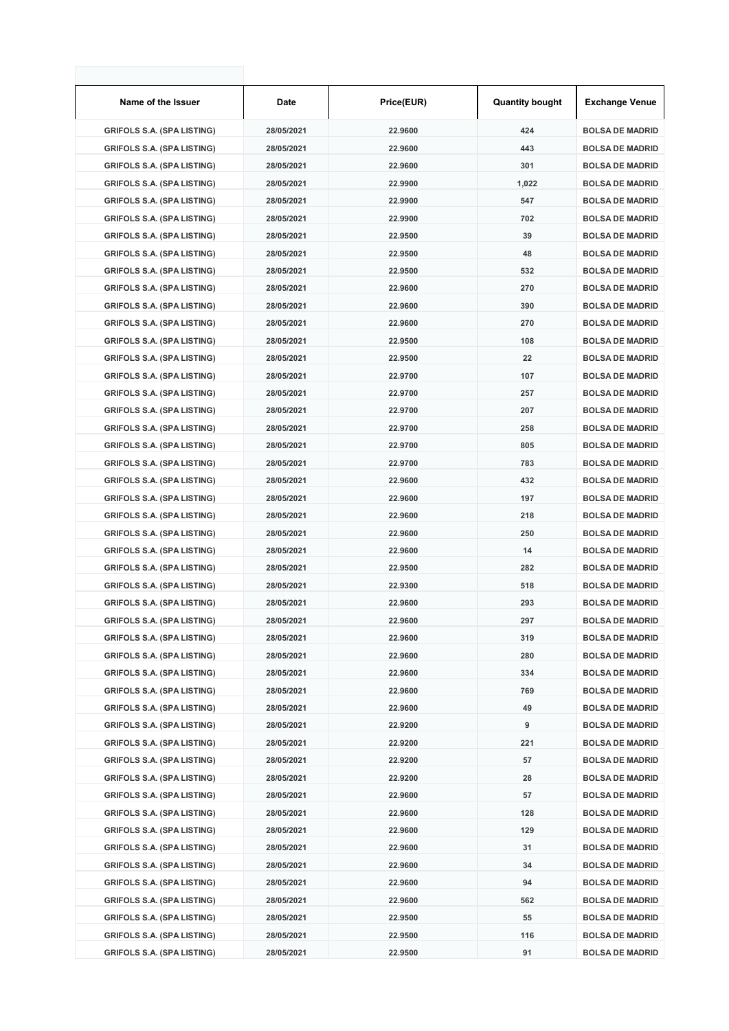| Name of the Issuer | Date | Price(EUR) | Quantity bought | Exchange Venue |
| --- | --- | --- | --- | --- |
| GRIFOLS S.A. (SPA LISTING) | 28/05/2021 | 22.9600 | 424 | BOLSA DE MADRID |
| GRIFOLS S.A. (SPA LISTING) | 28/05/2021 | 22.9600 | 443 | BOLSA DE MADRID |
| GRIFOLS S.A. (SPA LISTING) | 28/05/2021 | 22.9600 | 301 | BOLSA DE MADRID |
| GRIFOLS S.A. (SPA LISTING) | 28/05/2021 | 22.9900 | 1,022 | BOLSA DE MADRID |
| GRIFOLS S.A. (SPA LISTING) | 28/05/2021 | 22.9900 | 547 | BOLSA DE MADRID |
| GRIFOLS S.A. (SPA LISTING) | 28/05/2021 | 22.9900 | 702 | BOLSA DE MADRID |
| GRIFOLS S.A. (SPA LISTING) | 28/05/2021 | 22.9500 | 39 | BOLSA DE MADRID |
| GRIFOLS S.A. (SPA LISTING) | 28/05/2021 | 22.9500 | 48 | BOLSA DE MADRID |
| GRIFOLS S.A. (SPA LISTING) | 28/05/2021 | 22.9500 | 532 | BOLSA DE MADRID |
| GRIFOLS S.A. (SPA LISTING) | 28/05/2021 | 22.9600 | 270 | BOLSA DE MADRID |
| GRIFOLS S.A. (SPA LISTING) | 28/05/2021 | 22.9600 | 390 | BOLSA DE MADRID |
| GRIFOLS S.A. (SPA LISTING) | 28/05/2021 | 22.9600 | 270 | BOLSA DE MADRID |
| GRIFOLS S.A. (SPA LISTING) | 28/05/2021 | 22.9500 | 108 | BOLSA DE MADRID |
| GRIFOLS S.A. (SPA LISTING) | 28/05/2021 | 22.9500 | 22 | BOLSA DE MADRID |
| GRIFOLS S.A. (SPA LISTING) | 28/05/2021 | 22.9700 | 107 | BOLSA DE MADRID |
| GRIFOLS S.A. (SPA LISTING) | 28/05/2021 | 22.9700 | 257 | BOLSA DE MADRID |
| GRIFOLS S.A. (SPA LISTING) | 28/05/2021 | 22.9700 | 207 | BOLSA DE MADRID |
| GRIFOLS S.A. (SPA LISTING) | 28/05/2021 | 22.9700 | 258 | BOLSA DE MADRID |
| GRIFOLS S.A. (SPA LISTING) | 28/05/2021 | 22.9700 | 805 | BOLSA DE MADRID |
| GRIFOLS S.A. (SPA LISTING) | 28/05/2021 | 22.9700 | 783 | BOLSA DE MADRID |
| GRIFOLS S.A. (SPA LISTING) | 28/05/2021 | 22.9600 | 432 | BOLSA DE MADRID |
| GRIFOLS S.A. (SPA LISTING) | 28/05/2021 | 22.9600 | 197 | BOLSA DE MADRID |
| GRIFOLS S.A. (SPA LISTING) | 28/05/2021 | 22.9600 | 218 | BOLSA DE MADRID |
| GRIFOLS S.A. (SPA LISTING) | 28/05/2021 | 22.9600 | 250 | BOLSA DE MADRID |
| GRIFOLS S.A. (SPA LISTING) | 28/05/2021 | 22.9600 | 14 | BOLSA DE MADRID |
| GRIFOLS S.A. (SPA LISTING) | 28/05/2021 | 22.9500 | 282 | BOLSA DE MADRID |
| GRIFOLS S.A. (SPA LISTING) | 28/05/2021 | 22.9300 | 518 | BOLSA DE MADRID |
| GRIFOLS S.A. (SPA LISTING) | 28/05/2021 | 22.9600 | 293 | BOLSA DE MADRID |
| GRIFOLS S.A. (SPA LISTING) | 28/05/2021 | 22.9600 | 297 | BOLSA DE MADRID |
| GRIFOLS S.A. (SPA LISTING) | 28/05/2021 | 22.9600 | 319 | BOLSA DE MADRID |
| GRIFOLS S.A. (SPA LISTING) | 28/05/2021 | 22.9600 | 280 | BOLSA DE MADRID |
| GRIFOLS S.A. (SPA LISTING) | 28/05/2021 | 22.9600 | 334 | BOLSA DE MADRID |
| GRIFOLS S.A. (SPA LISTING) | 28/05/2021 | 22.9600 | 769 | BOLSA DE MADRID |
| GRIFOLS S.A. (SPA LISTING) | 28/05/2021 | 22.9600 | 49 | BOLSA DE MADRID |
| GRIFOLS S.A. (SPA LISTING) | 28/05/2021 | 22.9200 | 9 | BOLSA DE MADRID |
| GRIFOLS S.A. (SPA LISTING) | 28/05/2021 | 22.9200 | 221 | BOLSA DE MADRID |
| GRIFOLS S.A. (SPA LISTING) | 28/05/2021 | 22.9200 | 57 | BOLSA DE MADRID |
| GRIFOLS S.A. (SPA LISTING) | 28/05/2021 | 22.9200 | 28 | BOLSA DE MADRID |
| GRIFOLS S.A. (SPA LISTING) | 28/05/2021 | 22.9600 | 57 | BOLSA DE MADRID |
| GRIFOLS S.A. (SPA LISTING) | 28/05/2021 | 22.9600 | 128 | BOLSA DE MADRID |
| GRIFOLS S.A. (SPA LISTING) | 28/05/2021 | 22.9600 | 129 | BOLSA DE MADRID |
| GRIFOLS S.A. (SPA LISTING) | 28/05/2021 | 22.9600 | 31 | BOLSA DE MADRID |
| GRIFOLS S.A. (SPA LISTING) | 28/05/2021 | 22.9600 | 34 | BOLSA DE MADRID |
| GRIFOLS S.A. (SPA LISTING) | 28/05/2021 | 22.9600 | 94 | BOLSA DE MADRID |
| GRIFOLS S.A. (SPA LISTING) | 28/05/2021 | 22.9600 | 562 | BOLSA DE MADRID |
| GRIFOLS S.A. (SPA LISTING) | 28/05/2021 | 22.9500 | 55 | BOLSA DE MADRID |
| GRIFOLS S.A. (SPA LISTING) | 28/05/2021 | 22.9500 | 116 | BOLSA DE MADRID |
| GRIFOLS S.A. (SPA LISTING) | 28/05/2021 | 22.9500 | 91 | BOLSA DE MADRID |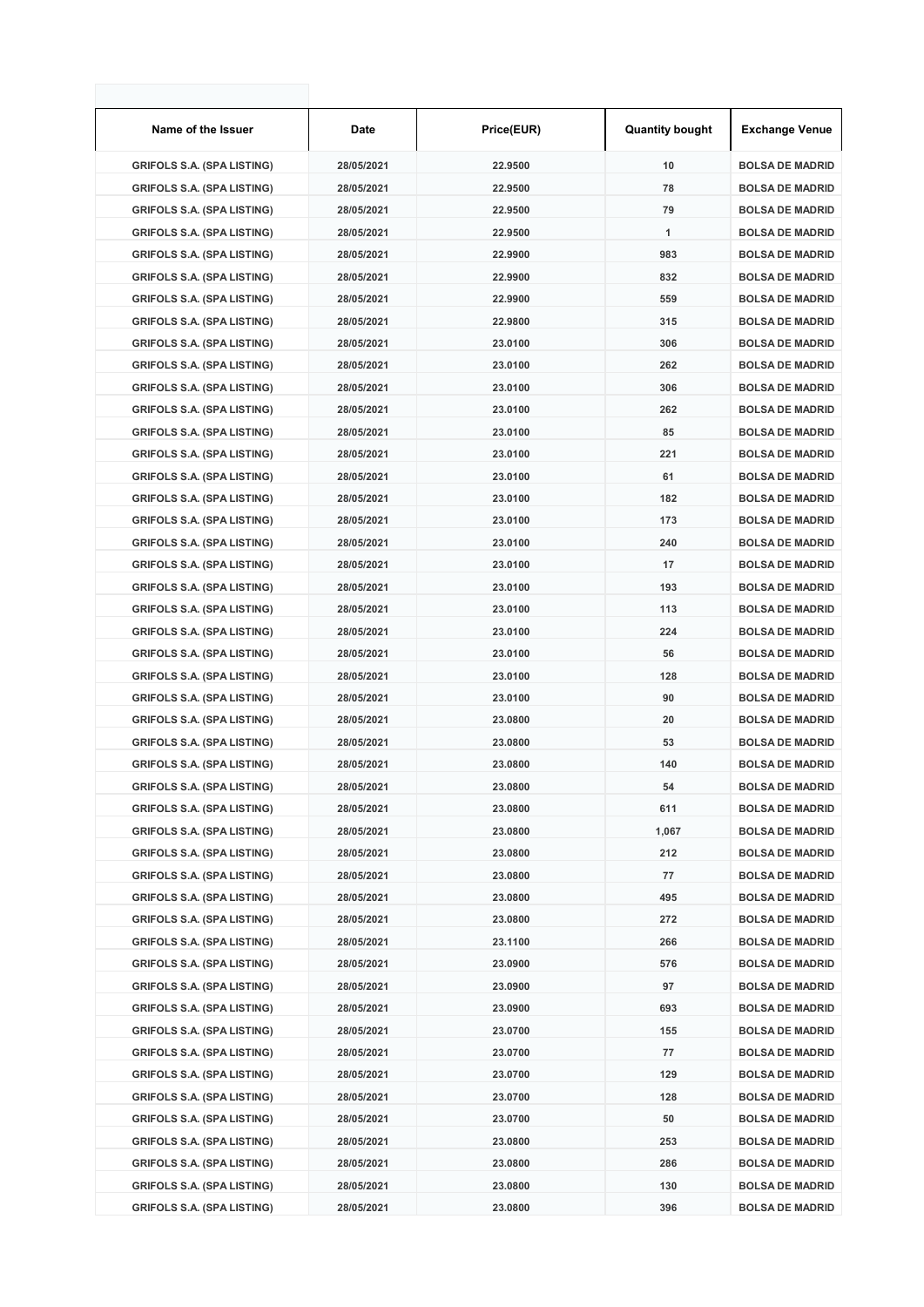| Name of the Issuer | Date | Price(EUR) | Quantity bought | Exchange Venue |
|---|---|---|---|---|
| GRIFOLS S.A. (SPA LISTING) | 28/05/2021 | 22.9500 | 10 | BOLSA DE MADRID |
| GRIFOLS S.A. (SPA LISTING) | 28/05/2021 | 22.9500 | 78 | BOLSA DE MADRID |
| GRIFOLS S.A. (SPA LISTING) | 28/05/2021 | 22.9500 | 79 | BOLSA DE MADRID |
| GRIFOLS S.A. (SPA LISTING) | 28/05/2021 | 22.9500 | 1 | BOLSA DE MADRID |
| GRIFOLS S.A. (SPA LISTING) | 28/05/2021 | 22.9900 | 983 | BOLSA DE MADRID |
| GRIFOLS S.A. (SPA LISTING) | 28/05/2021 | 22.9900 | 832 | BOLSA DE MADRID |
| GRIFOLS S.A. (SPA LISTING) | 28/05/2021 | 22.9900 | 559 | BOLSA DE MADRID |
| GRIFOLS S.A. (SPA LISTING) | 28/05/2021 | 22.9800 | 315 | BOLSA DE MADRID |
| GRIFOLS S.A. (SPA LISTING) | 28/05/2021 | 23.0100 | 306 | BOLSA DE MADRID |
| GRIFOLS S.A. (SPA LISTING) | 28/05/2021 | 23.0100 | 262 | BOLSA DE MADRID |
| GRIFOLS S.A. (SPA LISTING) | 28/05/2021 | 23.0100 | 306 | BOLSA DE MADRID |
| GRIFOLS S.A. (SPA LISTING) | 28/05/2021 | 23.0100 | 262 | BOLSA DE MADRID |
| GRIFOLS S.A. (SPA LISTING) | 28/05/2021 | 23.0100 | 85 | BOLSA DE MADRID |
| GRIFOLS S.A. (SPA LISTING) | 28/05/2021 | 23.0100 | 221 | BOLSA DE MADRID |
| GRIFOLS S.A. (SPA LISTING) | 28/05/2021 | 23.0100 | 61 | BOLSA DE MADRID |
| GRIFOLS S.A. (SPA LISTING) | 28/05/2021 | 23.0100 | 182 | BOLSA DE MADRID |
| GRIFOLS S.A. (SPA LISTING) | 28/05/2021 | 23.0100 | 173 | BOLSA DE MADRID |
| GRIFOLS S.A. (SPA LISTING) | 28/05/2021 | 23.0100 | 240 | BOLSA DE MADRID |
| GRIFOLS S.A. (SPA LISTING) | 28/05/2021 | 23.0100 | 17 | BOLSA DE MADRID |
| GRIFOLS S.A. (SPA LISTING) | 28/05/2021 | 23.0100 | 193 | BOLSA DE MADRID |
| GRIFOLS S.A. (SPA LISTING) | 28/05/2021 | 23.0100 | 113 | BOLSA DE MADRID |
| GRIFOLS S.A. (SPA LISTING) | 28/05/2021 | 23.0100 | 224 | BOLSA DE MADRID |
| GRIFOLS S.A. (SPA LISTING) | 28/05/2021 | 23.0100 | 56 | BOLSA DE MADRID |
| GRIFOLS S.A. (SPA LISTING) | 28/05/2021 | 23.0100 | 128 | BOLSA DE MADRID |
| GRIFOLS S.A. (SPA LISTING) | 28/05/2021 | 23.0100 | 90 | BOLSA DE MADRID |
| GRIFOLS S.A. (SPA LISTING) | 28/05/2021 | 23.0800 | 20 | BOLSA DE MADRID |
| GRIFOLS S.A. (SPA LISTING) | 28/05/2021 | 23.0800 | 53 | BOLSA DE MADRID |
| GRIFOLS S.A. (SPA LISTING) | 28/05/2021 | 23.0800 | 140 | BOLSA DE MADRID |
| GRIFOLS S.A. (SPA LISTING) | 28/05/2021 | 23.0800 | 54 | BOLSA DE MADRID |
| GRIFOLS S.A. (SPA LISTING) | 28/05/2021 | 23.0800 | 611 | BOLSA DE MADRID |
| GRIFOLS S.A. (SPA LISTING) | 28/05/2021 | 23.0800 | 1,067 | BOLSA DE MADRID |
| GRIFOLS S.A. (SPA LISTING) | 28/05/2021 | 23.0800 | 212 | BOLSA DE MADRID |
| GRIFOLS S.A. (SPA LISTING) | 28/05/2021 | 23.0800 | 77 | BOLSA DE MADRID |
| GRIFOLS S.A. (SPA LISTING) | 28/05/2021 | 23.0800 | 495 | BOLSA DE MADRID |
| GRIFOLS S.A. (SPA LISTING) | 28/05/2021 | 23.0800 | 272 | BOLSA DE MADRID |
| GRIFOLS S.A. (SPA LISTING) | 28/05/2021 | 23.1100 | 266 | BOLSA DE MADRID |
| GRIFOLS S.A. (SPA LISTING) | 28/05/2021 | 23.0900 | 576 | BOLSA DE MADRID |
| GRIFOLS S.A. (SPA LISTING) | 28/05/2021 | 23.0900 | 97 | BOLSA DE MADRID |
| GRIFOLS S.A. (SPA LISTING) | 28/05/2021 | 23.0900 | 693 | BOLSA DE MADRID |
| GRIFOLS S.A. (SPA LISTING) | 28/05/2021 | 23.0700 | 155 | BOLSA DE MADRID |
| GRIFOLS S.A. (SPA LISTING) | 28/05/2021 | 23.0700 | 77 | BOLSA DE MADRID |
| GRIFOLS S.A. (SPA LISTING) | 28/05/2021 | 23.0700 | 129 | BOLSA DE MADRID |
| GRIFOLS S.A. (SPA LISTING) | 28/05/2021 | 23.0700 | 128 | BOLSA DE MADRID |
| GRIFOLS S.A. (SPA LISTING) | 28/05/2021 | 23.0700 | 50 | BOLSA DE MADRID |
| GRIFOLS S.A. (SPA LISTING) | 28/05/2021 | 23.0800 | 253 | BOLSA DE MADRID |
| GRIFOLS S.A. (SPA LISTING) | 28/05/2021 | 23.0800 | 286 | BOLSA DE MADRID |
| GRIFOLS S.A. (SPA LISTING) | 28/05/2021 | 23.0800 | 130 | BOLSA DE MADRID |
| GRIFOLS S.A. (SPA LISTING) | 28/05/2021 | 23.0800 | 396 | BOLSA DE MADRID |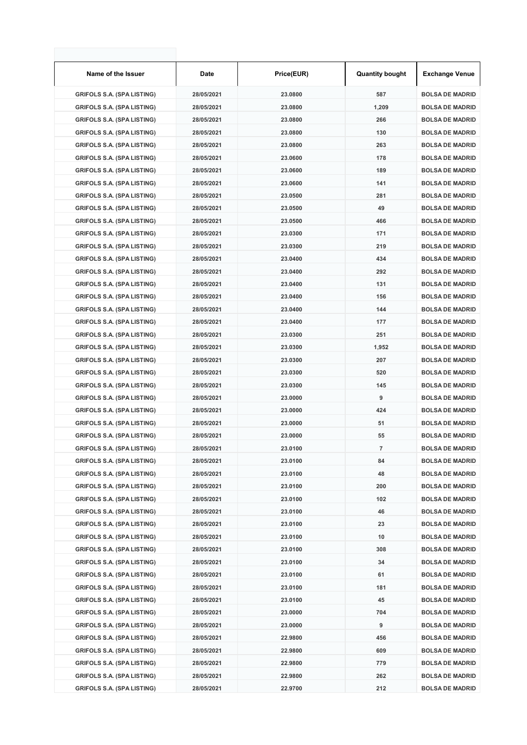| Name of the Issuer | Date | Price(EUR) | Quantity bought | Exchange Venue |
| --- | --- | --- | --- | --- |
| GRIFOLS S.A. (SPA LISTING) | 28/05/2021 | 23.0800 | 587 | BOLSA DE MADRID |
| GRIFOLS S.A. (SPA LISTING) | 28/05/2021 | 23.0800 | 1,209 | BOLSA DE MADRID |
| GRIFOLS S.A. (SPA LISTING) | 28/05/2021 | 23.0800 | 266 | BOLSA DE MADRID |
| GRIFOLS S.A. (SPA LISTING) | 28/05/2021 | 23.0800 | 130 | BOLSA DE MADRID |
| GRIFOLS S.A. (SPA LISTING) | 28/05/2021 | 23.0800 | 263 | BOLSA DE MADRID |
| GRIFOLS S.A. (SPA LISTING) | 28/05/2021 | 23.0600 | 178 | BOLSA DE MADRID |
| GRIFOLS S.A. (SPA LISTING) | 28/05/2021 | 23.0600 | 189 | BOLSA DE MADRID |
| GRIFOLS S.A. (SPA LISTING) | 28/05/2021 | 23.0600 | 141 | BOLSA DE MADRID |
| GRIFOLS S.A. (SPA LISTING) | 28/05/2021 | 23.0500 | 281 | BOLSA DE MADRID |
| GRIFOLS S.A. (SPA LISTING) | 28/05/2021 | 23.0500 | 49 | BOLSA DE MADRID |
| GRIFOLS S.A. (SPA LISTING) | 28/05/2021 | 23.0500 | 466 | BOLSA DE MADRID |
| GRIFOLS S.A. (SPA LISTING) | 28/05/2021 | 23.0300 | 171 | BOLSA DE MADRID |
| GRIFOLS S.A. (SPA LISTING) | 28/05/2021 | 23.0300 | 219 | BOLSA DE MADRID |
| GRIFOLS S.A. (SPA LISTING) | 28/05/2021 | 23.0400 | 434 | BOLSA DE MADRID |
| GRIFOLS S.A. (SPA LISTING) | 28/05/2021 | 23.0400 | 292 | BOLSA DE MADRID |
| GRIFOLS S.A. (SPA LISTING) | 28/05/2021 | 23.0400 | 131 | BOLSA DE MADRID |
| GRIFOLS S.A. (SPA LISTING) | 28/05/2021 | 23.0400 | 156 | BOLSA DE MADRID |
| GRIFOLS S.A. (SPA LISTING) | 28/05/2021 | 23.0400 | 144 | BOLSA DE MADRID |
| GRIFOLS S.A. (SPA LISTING) | 28/05/2021 | 23.0400 | 177 | BOLSA DE MADRID |
| GRIFOLS S.A. (SPA LISTING) | 28/05/2021 | 23.0300 | 251 | BOLSA DE MADRID |
| GRIFOLS S.A. (SPA LISTING) | 28/05/2021 | 23.0300 | 1,952 | BOLSA DE MADRID |
| GRIFOLS S.A. (SPA LISTING) | 28/05/2021 | 23.0300 | 207 | BOLSA DE MADRID |
| GRIFOLS S.A. (SPA LISTING) | 28/05/2021 | 23.0300 | 520 | BOLSA DE MADRID |
| GRIFOLS S.A. (SPA LISTING) | 28/05/2021 | 23.0300 | 145 | BOLSA DE MADRID |
| GRIFOLS S.A. (SPA LISTING) | 28/05/2021 | 23.0000 | 9 | BOLSA DE MADRID |
| GRIFOLS S.A. (SPA LISTING) | 28/05/2021 | 23.0000 | 424 | BOLSA DE MADRID |
| GRIFOLS S.A. (SPA LISTING) | 28/05/2021 | 23.0000 | 51 | BOLSA DE MADRID |
| GRIFOLS S.A. (SPA LISTING) | 28/05/2021 | 23.0000 | 55 | BOLSA DE MADRID |
| GRIFOLS S.A. (SPA LISTING) | 28/05/2021 | 23.0100 | 7 | BOLSA DE MADRID |
| GRIFOLS S.A. (SPA LISTING) | 28/05/2021 | 23.0100 | 84 | BOLSA DE MADRID |
| GRIFOLS S.A. (SPA LISTING) | 28/05/2021 | 23.0100 | 48 | BOLSA DE MADRID |
| GRIFOLS S.A. (SPA LISTING) | 28/05/2021 | 23.0100 | 200 | BOLSA DE MADRID |
| GRIFOLS S.A. (SPA LISTING) | 28/05/2021 | 23.0100 | 102 | BOLSA DE MADRID |
| GRIFOLS S.A. (SPA LISTING) | 28/05/2021 | 23.0100 | 46 | BOLSA DE MADRID |
| GRIFOLS S.A. (SPA LISTING) | 28/05/2021 | 23.0100 | 23 | BOLSA DE MADRID |
| GRIFOLS S.A. (SPA LISTING) | 28/05/2021 | 23.0100 | 10 | BOLSA DE MADRID |
| GRIFOLS S.A. (SPA LISTING) | 28/05/2021 | 23.0100 | 308 | BOLSA DE MADRID |
| GRIFOLS S.A. (SPA LISTING) | 28/05/2021 | 23.0100 | 34 | BOLSA DE MADRID |
| GRIFOLS S.A. (SPA LISTING) | 28/05/2021 | 23.0100 | 61 | BOLSA DE MADRID |
| GRIFOLS S.A. (SPA LISTING) | 28/05/2021 | 23.0100 | 181 | BOLSA DE MADRID |
| GRIFOLS S.A. (SPA LISTING) | 28/05/2021 | 23.0100 | 45 | BOLSA DE MADRID |
| GRIFOLS S.A. (SPA LISTING) | 28/05/2021 | 23.0000 | 704 | BOLSA DE MADRID |
| GRIFOLS S.A. (SPA LISTING) | 28/05/2021 | 23.0000 | 9 | BOLSA DE MADRID |
| GRIFOLS S.A. (SPA LISTING) | 28/05/2021 | 22.9800 | 456 | BOLSA DE MADRID |
| GRIFOLS S.A. (SPA LISTING) | 28/05/2021 | 22.9800 | 609 | BOLSA DE MADRID |
| GRIFOLS S.A. (SPA LISTING) | 28/05/2021 | 22.9800 | 779 | BOLSA DE MADRID |
| GRIFOLS S.A. (SPA LISTING) | 28/05/2021 | 22.9800 | 262 | BOLSA DE MADRID |
| GRIFOLS S.A. (SPA LISTING) | 28/05/2021 | 22.9700 | 212 | BOLSA DE MADRID |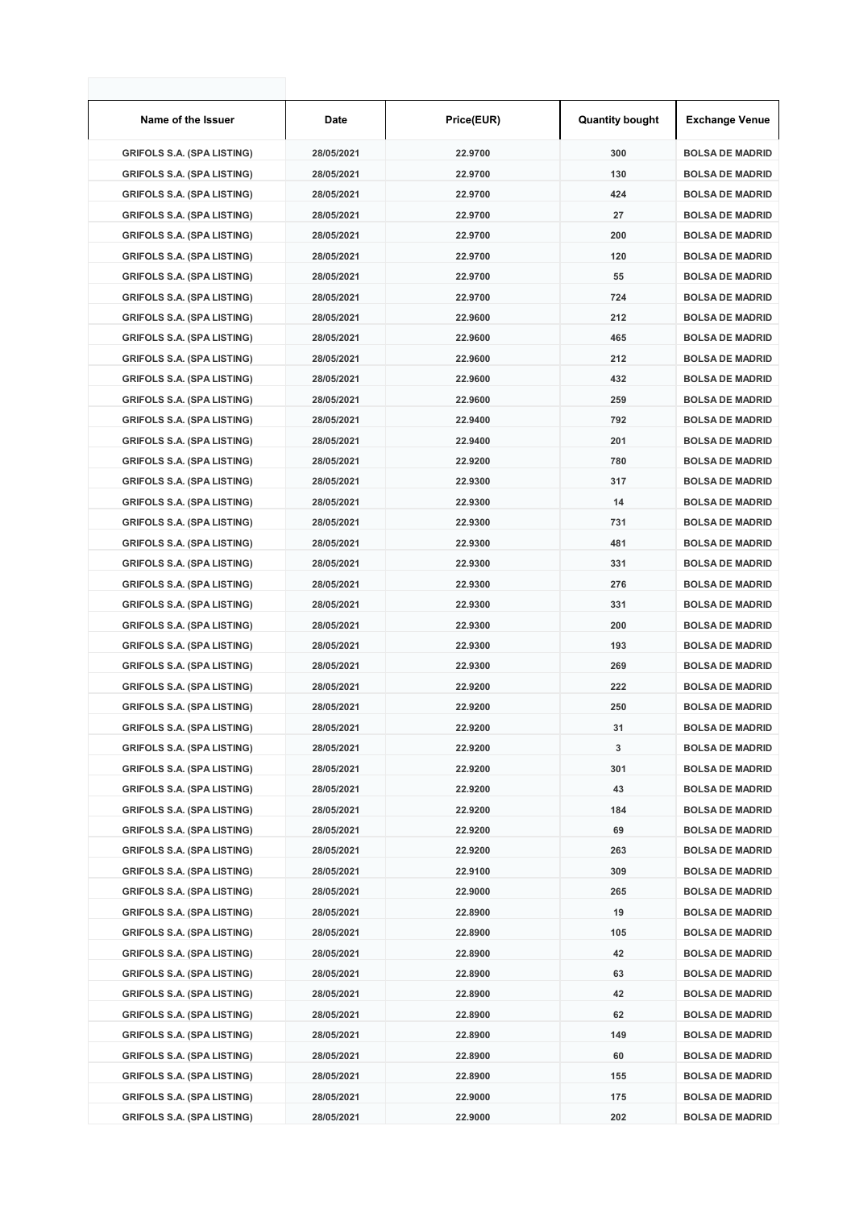| Name of the Issuer | Date | Price(EUR) | Quantity bought | Exchange Venue |
|---|---|---|---|---|
| GRIFOLS S.A. (SPA LISTING) | 28/05/2021 | 22.9700 | 300 | BOLSA DE MADRID |
| GRIFOLS S.A. (SPA LISTING) | 28/05/2021 | 22.9700 | 130 | BOLSA DE MADRID |
| GRIFOLS S.A. (SPA LISTING) | 28/05/2021 | 22.9700 | 424 | BOLSA DE MADRID |
| GRIFOLS S.A. (SPA LISTING) | 28/05/2021 | 22.9700 | 27 | BOLSA DE MADRID |
| GRIFOLS S.A. (SPA LISTING) | 28/05/2021 | 22.9700 | 200 | BOLSA DE MADRID |
| GRIFOLS S.A. (SPA LISTING) | 28/05/2021 | 22.9700 | 120 | BOLSA DE MADRID |
| GRIFOLS S.A. (SPA LISTING) | 28/05/2021 | 22.9700 | 55 | BOLSA DE MADRID |
| GRIFOLS S.A. (SPA LISTING) | 28/05/2021 | 22.9700 | 724 | BOLSA DE MADRID |
| GRIFOLS S.A. (SPA LISTING) | 28/05/2021 | 22.9600 | 212 | BOLSA DE MADRID |
| GRIFOLS S.A. (SPA LISTING) | 28/05/2021 | 22.9600 | 465 | BOLSA DE MADRID |
| GRIFOLS S.A. (SPA LISTING) | 28/05/2021 | 22.9600 | 212 | BOLSA DE MADRID |
| GRIFOLS S.A. (SPA LISTING) | 28/05/2021 | 22.9600 | 432 | BOLSA DE MADRID |
| GRIFOLS S.A. (SPA LISTING) | 28/05/2021 | 22.9600 | 259 | BOLSA DE MADRID |
| GRIFOLS S.A. (SPA LISTING) | 28/05/2021 | 22.9400 | 792 | BOLSA DE MADRID |
| GRIFOLS S.A. (SPA LISTING) | 28/05/2021 | 22.9400 | 201 | BOLSA DE MADRID |
| GRIFOLS S.A. (SPA LISTING) | 28/05/2021 | 22.9200 | 780 | BOLSA DE MADRID |
| GRIFOLS S.A. (SPA LISTING) | 28/05/2021 | 22.9300 | 317 | BOLSA DE MADRID |
| GRIFOLS S.A. (SPA LISTING) | 28/05/2021 | 22.9300 | 14 | BOLSA DE MADRID |
| GRIFOLS S.A. (SPA LISTING) | 28/05/2021 | 22.9300 | 731 | BOLSA DE MADRID |
| GRIFOLS S.A. (SPA LISTING) | 28/05/2021 | 22.9300 | 481 | BOLSA DE MADRID |
| GRIFOLS S.A. (SPA LISTING) | 28/05/2021 | 22.9300 | 331 | BOLSA DE MADRID |
| GRIFOLS S.A. (SPA LISTING) | 28/05/2021 | 22.9300 | 276 | BOLSA DE MADRID |
| GRIFOLS S.A. (SPA LISTING) | 28/05/2021 | 22.9300 | 331 | BOLSA DE MADRID |
| GRIFOLS S.A. (SPA LISTING) | 28/05/2021 | 22.9300 | 200 | BOLSA DE MADRID |
| GRIFOLS S.A. (SPA LISTING) | 28/05/2021 | 22.9300 | 193 | BOLSA DE MADRID |
| GRIFOLS S.A. (SPA LISTING) | 28/05/2021 | 22.9300 | 269 | BOLSA DE MADRID |
| GRIFOLS S.A. (SPA LISTING) | 28/05/2021 | 22.9200 | 222 | BOLSA DE MADRID |
| GRIFOLS S.A. (SPA LISTING) | 28/05/2021 | 22.9200 | 250 | BOLSA DE MADRID |
| GRIFOLS S.A. (SPA LISTING) | 28/05/2021 | 22.9200 | 31 | BOLSA DE MADRID |
| GRIFOLS S.A. (SPA LISTING) | 28/05/2021 | 22.9200 | 3 | BOLSA DE MADRID |
| GRIFOLS S.A. (SPA LISTING) | 28/05/2021 | 22.9200 | 301 | BOLSA DE MADRID |
| GRIFOLS S.A. (SPA LISTING) | 28/05/2021 | 22.9200 | 43 | BOLSA DE MADRID |
| GRIFOLS S.A. (SPA LISTING) | 28/05/2021 | 22.9200 | 184 | BOLSA DE MADRID |
| GRIFOLS S.A. (SPA LISTING) | 28/05/2021 | 22.9200 | 69 | BOLSA DE MADRID |
| GRIFOLS S.A. (SPA LISTING) | 28/05/2021 | 22.9200 | 263 | BOLSA DE MADRID |
| GRIFOLS S.A. (SPA LISTING) | 28/05/2021 | 22.9100 | 309 | BOLSA DE MADRID |
| GRIFOLS S.A. (SPA LISTING) | 28/05/2021 | 22.9000 | 265 | BOLSA DE MADRID |
| GRIFOLS S.A. (SPA LISTING) | 28/05/2021 | 22.8900 | 19 | BOLSA DE MADRID |
| GRIFOLS S.A. (SPA LISTING) | 28/05/2021 | 22.8900 | 105 | BOLSA DE MADRID |
| GRIFOLS S.A. (SPA LISTING) | 28/05/2021 | 22.8900 | 42 | BOLSA DE MADRID |
| GRIFOLS S.A. (SPA LISTING) | 28/05/2021 | 22.8900 | 63 | BOLSA DE MADRID |
| GRIFOLS S.A. (SPA LISTING) | 28/05/2021 | 22.8900 | 42 | BOLSA DE MADRID |
| GRIFOLS S.A. (SPA LISTING) | 28/05/2021 | 22.8900 | 62 | BOLSA DE MADRID |
| GRIFOLS S.A. (SPA LISTING) | 28/05/2021 | 22.8900 | 149 | BOLSA DE MADRID |
| GRIFOLS S.A. (SPA LISTING) | 28/05/2021 | 22.8900 | 60 | BOLSA DE MADRID |
| GRIFOLS S.A. (SPA LISTING) | 28/05/2021 | 22.8900 | 155 | BOLSA DE MADRID |
| GRIFOLS S.A. (SPA LISTING) | 28/05/2021 | 22.9000 | 175 | BOLSA DE MADRID |
| GRIFOLS S.A. (SPA LISTING) | 28/05/2021 | 22.9000 | 202 | BOLSA DE MADRID |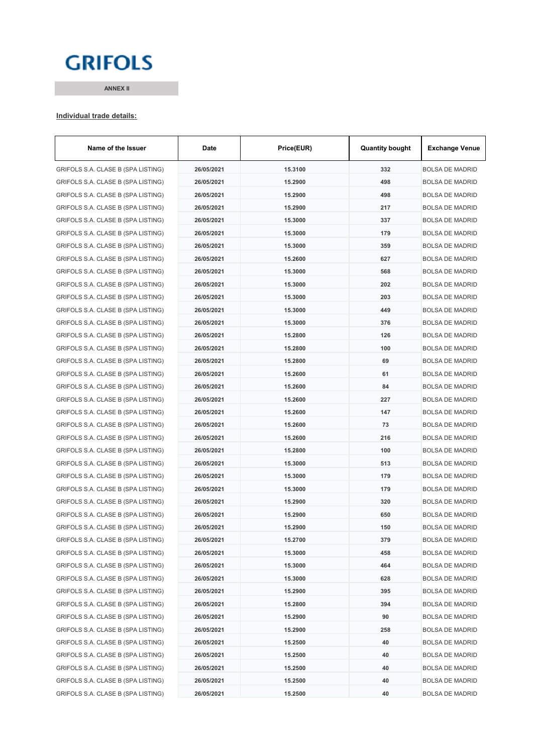GRIFOLS

**ANNEX II**

**Individual trade details:**

| Name of the Issuer | Date | Price(EUR) | Quantity bought | Exchange Venue |
|---|---|---|---|---|
| GRIFOLS S.A. CLASE B (SPA LISTING) | 26/05/2021 | 15.3100 | 332 | BOLSA DE MADRID |
| GRIFOLS S.A. CLASE B (SPA LISTING) | 26/05/2021 | 15.2900 | 498 | BOLSA DE MADRID |
| GRIFOLS S.A. CLASE B (SPA LISTING) | 26/05/2021 | 15.2900 | 498 | BOLSA DE MADRID |
| GRIFOLS S.A. CLASE B (SPA LISTING) | 26/05/2021 | 15.2900 | 217 | BOLSA DE MADRID |
| GRIFOLS S.A. CLASE B (SPA LISTING) | 26/05/2021 | 15.3000 | 337 | BOLSA DE MADRID |
| GRIFOLS S.A. CLASE B (SPA LISTING) | 26/05/2021 | 15.3000 | 179 | BOLSA DE MADRID |
| GRIFOLS S.A. CLASE B (SPA LISTING) | 26/05/2021 | 15.3000 | 359 | BOLSA DE MADRID |
| GRIFOLS S.A. CLASE B (SPA LISTING) | 26/05/2021 | 15.2600 | 627 | BOLSA DE MADRID |
| GRIFOLS S.A. CLASE B (SPA LISTING) | 26/05/2021 | 15.3000 | 568 | BOLSA DE MADRID |
| GRIFOLS S.A. CLASE B (SPA LISTING) | 26/05/2021 | 15.3000 | 202 | BOLSA DE MADRID |
| GRIFOLS S.A. CLASE B (SPA LISTING) | 26/05/2021 | 15.3000 | 203 | BOLSA DE MADRID |
| GRIFOLS S.A. CLASE B (SPA LISTING) | 26/05/2021 | 15.3000 | 449 | BOLSA DE MADRID |
| GRIFOLS S.A. CLASE B (SPA LISTING) | 26/05/2021 | 15.3000 | 376 | BOLSA DE MADRID |
| GRIFOLS S.A. CLASE B (SPA LISTING) | 26/05/2021 | 15.2800 | 126 | BOLSA DE MADRID |
| GRIFOLS S.A. CLASE B (SPA LISTING) | 26/05/2021 | 15.2800 | 100 | BOLSA DE MADRID |
| GRIFOLS S.A. CLASE B (SPA LISTING) | 26/05/2021 | 15.2800 | 69 | BOLSA DE MADRID |
| GRIFOLS S.A. CLASE B (SPA LISTING) | 26/05/2021 | 15.2600 | 61 | BOLSA DE MADRID |
| GRIFOLS S.A. CLASE B (SPA LISTING) | 26/05/2021 | 15.2600 | 84 | BOLSA DE MADRID |
| GRIFOLS S.A. CLASE B (SPA LISTING) | 26/05/2021 | 15.2600 | 227 | BOLSA DE MADRID |
| GRIFOLS S.A. CLASE B (SPA LISTING) | 26/05/2021 | 15.2600 | 147 | BOLSA DE MADRID |
| GRIFOLS S.A. CLASE B (SPA LISTING) | 26/05/2021 | 15.2600 | 73 | BOLSA DE MADRID |
| GRIFOLS S.A. CLASE B (SPA LISTING) | 26/05/2021 | 15.2600 | 216 | BOLSA DE MADRID |
| GRIFOLS S.A. CLASE B (SPA LISTING) | 26/05/2021 | 15.2800 | 100 | BOLSA DE MADRID |
| GRIFOLS S.A. CLASE B (SPA LISTING) | 26/05/2021 | 15.3000 | 513 | BOLSA DE MADRID |
| GRIFOLS S.A. CLASE B (SPA LISTING) | 26/05/2021 | 15.3000 | 179 | BOLSA DE MADRID |
| GRIFOLS S.A. CLASE B (SPA LISTING) | 26/05/2021 | 15.3000 | 179 | BOLSA DE MADRID |
| GRIFOLS S.A. CLASE B (SPA LISTING) | 26/05/2021 | 15.2900 | 320 | BOLSA DE MADRID |
| GRIFOLS S.A. CLASE B (SPA LISTING) | 26/05/2021 | 15.2900 | 650 | BOLSA DE MADRID |
| GRIFOLS S.A. CLASE B (SPA LISTING) | 26/05/2021 | 15.2900 | 150 | BOLSA DE MADRID |
| GRIFOLS S.A. CLASE B (SPA LISTING) | 26/05/2021 | 15.2700 | 379 | BOLSA DE MADRID |
| GRIFOLS S.A. CLASE B (SPA LISTING) | 26/05/2021 | 15.3000 | 458 | BOLSA DE MADRID |
| GRIFOLS S.A. CLASE B (SPA LISTING) | 26/05/2021 | 15.3000 | 464 | BOLSA DE MADRID |
| GRIFOLS S.A. CLASE B (SPA LISTING) | 26/05/2021 | 15.3000 | 628 | BOLSA DE MADRID |
| GRIFOLS S.A. CLASE B (SPA LISTING) | 26/05/2021 | 15.2900 | 395 | BOLSA DE MADRID |
| GRIFOLS S.A. CLASE B (SPA LISTING) | 26/05/2021 | 15.2800 | 394 | BOLSA DE MADRID |
| GRIFOLS S.A. CLASE B (SPA LISTING) | 26/05/2021 | 15.2900 | 90 | BOLSA DE MADRID |
| GRIFOLS S.A. CLASE B (SPA LISTING) | 26/05/2021 | 15.2900 | 258 | BOLSA DE MADRID |
| GRIFOLS S.A. CLASE B (SPA LISTING) | 26/05/2021 | 15.2500 | 40 | BOLSA DE MADRID |
| GRIFOLS S.A. CLASE B (SPA LISTING) | 26/05/2021 | 15.2500 | 40 | BOLSA DE MADRID |
| GRIFOLS S.A. CLASE B (SPA LISTING) | 26/05/2021 | 15.2500 | 40 | BOLSA DE MADRID |
| GRIFOLS S.A. CLASE B (SPA LISTING) | 26/05/2021 | 15.2500 | 40 | BOLSA DE MADRID |
| GRIFOLS S.A. CLASE B (SPA LISTING) | 26/05/2021 | 15.2500 | 40 | BOLSA DE MADRID |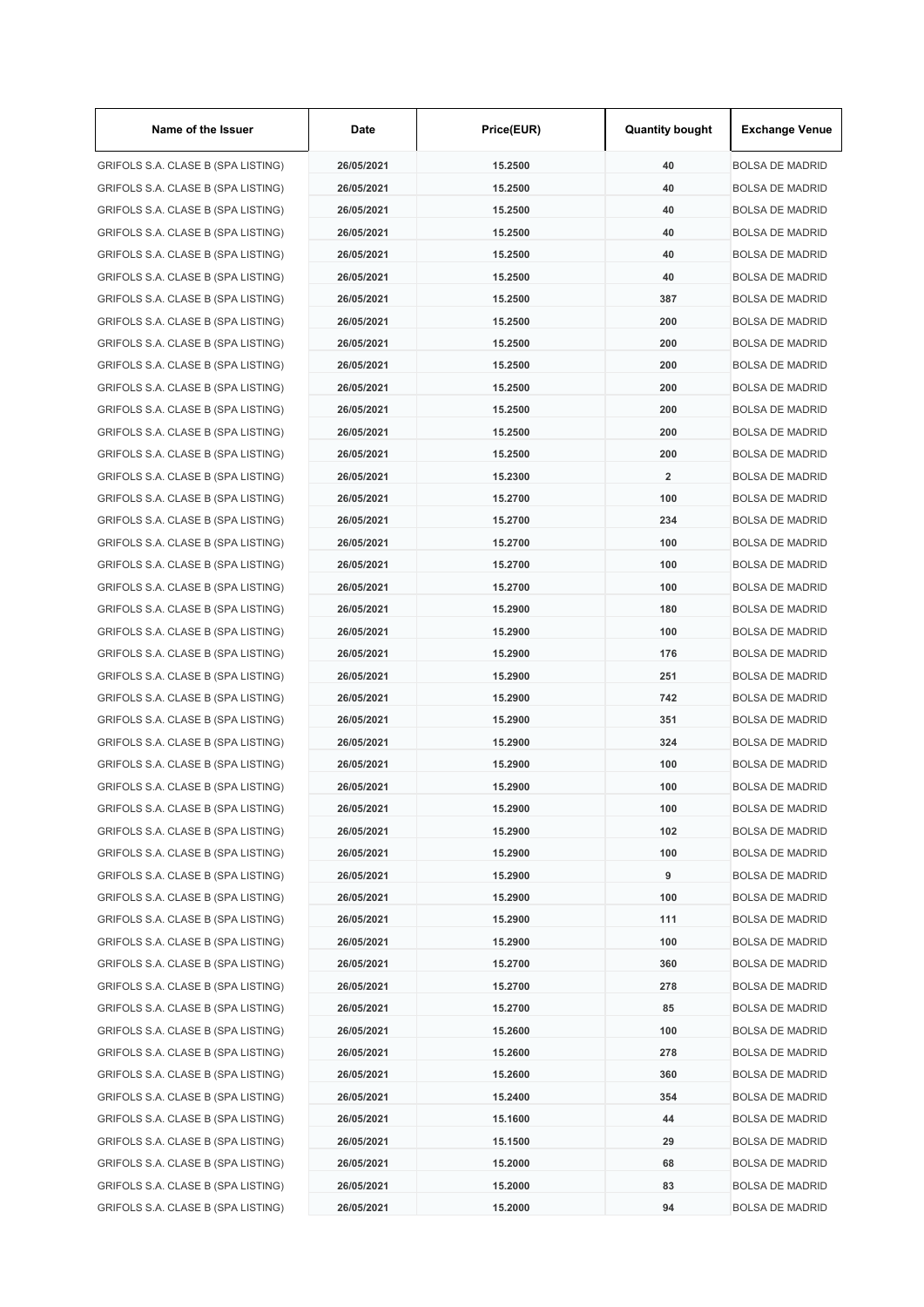| Name of the Issuer | Date | Price(EUR) | Quantity bought | Exchange Venue |
| --- | --- | --- | --- | --- |
| GRIFOLS S.A. CLASE B (SPA LISTING) | 26/05/2021 | 15.2500 | 40 | BOLSA DE MADRID |
| GRIFOLS S.A. CLASE B (SPA LISTING) | 26/05/2021 | 15.2500 | 40 | BOLSA DE MADRID |
| GRIFOLS S.A. CLASE B (SPA LISTING) | 26/05/2021 | 15.2500 | 40 | BOLSA DE MADRID |
| GRIFOLS S.A. CLASE B (SPA LISTING) | 26/05/2021 | 15.2500 | 40 | BOLSA DE MADRID |
| GRIFOLS S.A. CLASE B (SPA LISTING) | 26/05/2021 | 15.2500 | 40 | BOLSA DE MADRID |
| GRIFOLS S.A. CLASE B (SPA LISTING) | 26/05/2021 | 15.2500 | 40 | BOLSA DE MADRID |
| GRIFOLS S.A. CLASE B (SPA LISTING) | 26/05/2021 | 15.2500 | 387 | BOLSA DE MADRID |
| GRIFOLS S.A. CLASE B (SPA LISTING) | 26/05/2021 | 15.2500 | 200 | BOLSA DE MADRID |
| GRIFOLS S.A. CLASE B (SPA LISTING) | 26/05/2021 | 15.2500 | 200 | BOLSA DE MADRID |
| GRIFOLS S.A. CLASE B (SPA LISTING) | 26/05/2021 | 15.2500 | 200 | BOLSA DE MADRID |
| GRIFOLS S.A. CLASE B (SPA LISTING) | 26/05/2021 | 15.2500 | 200 | BOLSA DE MADRID |
| GRIFOLS S.A. CLASE B (SPA LISTING) | 26/05/2021 | 15.2500 | 200 | BOLSA DE MADRID |
| GRIFOLS S.A. CLASE B (SPA LISTING) | 26/05/2021 | 15.2500 | 200 | BOLSA DE MADRID |
| GRIFOLS S.A. CLASE B (SPA LISTING) | 26/05/2021 | 15.2500 | 200 | BOLSA DE MADRID |
| GRIFOLS S.A. CLASE B (SPA LISTING) | 26/05/2021 | 15.2300 | 2 | BOLSA DE MADRID |
| GRIFOLS S.A. CLASE B (SPA LISTING) | 26/05/2021 | 15.2700 | 100 | BOLSA DE MADRID |
| GRIFOLS S.A. CLASE B (SPA LISTING) | 26/05/2021 | 15.2700 | 234 | BOLSA DE MADRID |
| GRIFOLS S.A. CLASE B (SPA LISTING) | 26/05/2021 | 15.2700 | 100 | BOLSA DE MADRID |
| GRIFOLS S.A. CLASE B (SPA LISTING) | 26/05/2021 | 15.2700 | 100 | BOLSA DE MADRID |
| GRIFOLS S.A. CLASE B (SPA LISTING) | 26/05/2021 | 15.2700 | 100 | BOLSA DE MADRID |
| GRIFOLS S.A. CLASE B (SPA LISTING) | 26/05/2021 | 15.2900 | 180 | BOLSA DE MADRID |
| GRIFOLS S.A. CLASE B (SPA LISTING) | 26/05/2021 | 15.2900 | 100 | BOLSA DE MADRID |
| GRIFOLS S.A. CLASE B (SPA LISTING) | 26/05/2021 | 15.2900 | 176 | BOLSA DE MADRID |
| GRIFOLS S.A. CLASE B (SPA LISTING) | 26/05/2021 | 15.2900 | 251 | BOLSA DE MADRID |
| GRIFOLS S.A. CLASE B (SPA LISTING) | 26/05/2021 | 15.2900 | 742 | BOLSA DE MADRID |
| GRIFOLS S.A. CLASE B (SPA LISTING) | 26/05/2021 | 15.2900 | 351 | BOLSA DE MADRID |
| GRIFOLS S.A. CLASE B (SPA LISTING) | 26/05/2021 | 15.2900 | 324 | BOLSA DE MADRID |
| GRIFOLS S.A. CLASE B (SPA LISTING) | 26/05/2021 | 15.2900 | 100 | BOLSA DE MADRID |
| GRIFOLS S.A. CLASE B (SPA LISTING) | 26/05/2021 | 15.2900 | 100 | BOLSA DE MADRID |
| GRIFOLS S.A. CLASE B (SPA LISTING) | 26/05/2021 | 15.2900 | 100 | BOLSA DE MADRID |
| GRIFOLS S.A. CLASE B (SPA LISTING) | 26/05/2021 | 15.2900 | 102 | BOLSA DE MADRID |
| GRIFOLS S.A. CLASE B (SPA LISTING) | 26/05/2021 | 15.2900 | 100 | BOLSA DE MADRID |
| GRIFOLS S.A. CLASE B (SPA LISTING) | 26/05/2021 | 15.2900 | 9 | BOLSA DE MADRID |
| GRIFOLS S.A. CLASE B (SPA LISTING) | 26/05/2021 | 15.2900 | 100 | BOLSA DE MADRID |
| GRIFOLS S.A. CLASE B (SPA LISTING) | 26/05/2021 | 15.2900 | 111 | BOLSA DE MADRID |
| GRIFOLS S.A. CLASE B (SPA LISTING) | 26/05/2021 | 15.2900 | 100 | BOLSA DE MADRID |
| GRIFOLS S.A. CLASE B (SPA LISTING) | 26/05/2021 | 15.2700 | 360 | BOLSA DE MADRID |
| GRIFOLS S.A. CLASE B (SPA LISTING) | 26/05/2021 | 15.2700 | 278 | BOLSA DE MADRID |
| GRIFOLS S.A. CLASE B (SPA LISTING) | 26/05/2021 | 15.2700 | 85 | BOLSA DE MADRID |
| GRIFOLS S.A. CLASE B (SPA LISTING) | 26/05/2021 | 15.2600 | 100 | BOLSA DE MADRID |
| GRIFOLS S.A. CLASE B (SPA LISTING) | 26/05/2021 | 15.2600 | 278 | BOLSA DE MADRID |
| GRIFOLS S.A. CLASE B (SPA LISTING) | 26/05/2021 | 15.2600 | 360 | BOLSA DE MADRID |
| GRIFOLS S.A. CLASE B (SPA LISTING) | 26/05/2021 | 15.2400 | 354 | BOLSA DE MADRID |
| GRIFOLS S.A. CLASE B (SPA LISTING) | 26/05/2021 | 15.1600 | 44 | BOLSA DE MADRID |
| GRIFOLS S.A. CLASE B (SPA LISTING) | 26/05/2021 | 15.1500 | 29 | BOLSA DE MADRID |
| GRIFOLS S.A. CLASE B (SPA LISTING) | 26/05/2021 | 15.2000 | 68 | BOLSA DE MADRID |
| GRIFOLS S.A. CLASE B (SPA LISTING) | 26/05/2021 | 15.2000 | 83 | BOLSA DE MADRID |
| GRIFOLS S.A. CLASE B (SPA LISTING) | 26/05/2021 | 15.2000 | 94 | BOLSA DE MADRID |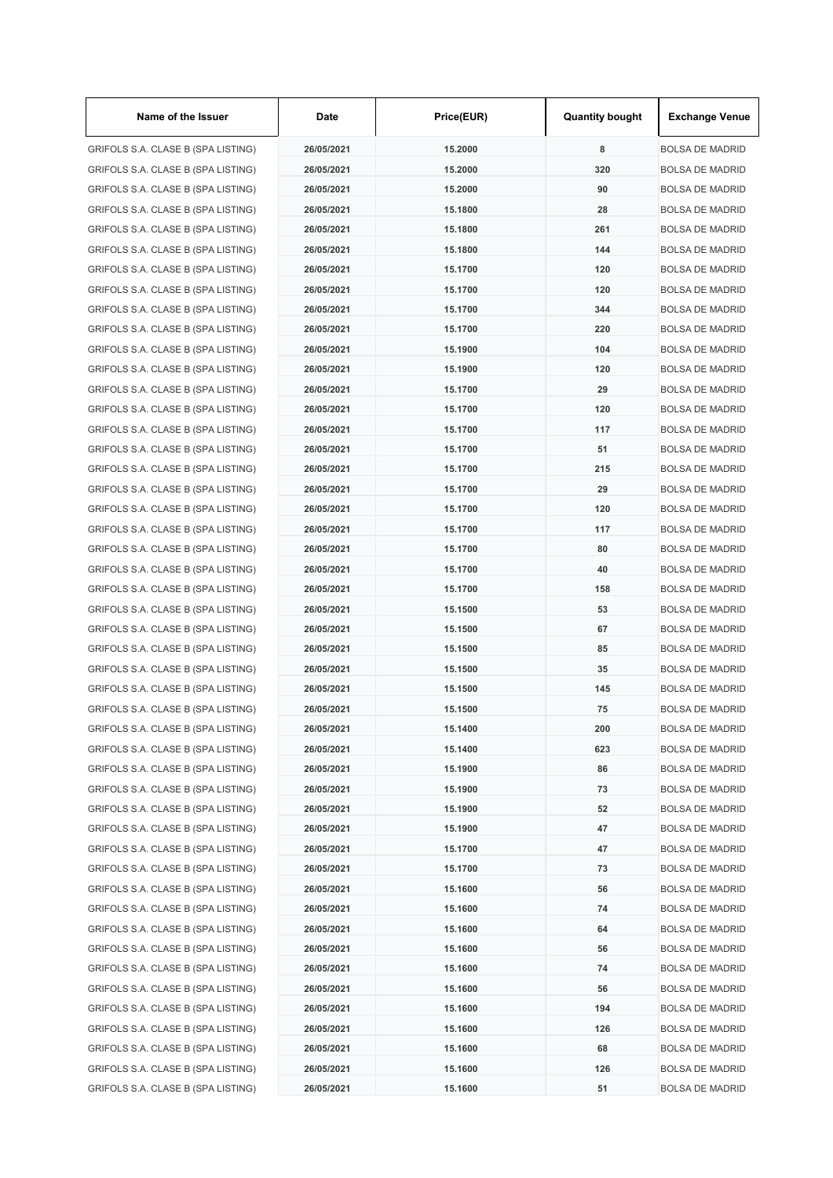| Name of the Issuer | Date | Price(EUR) | Quantity bought | Exchange Venue |
| --- | --- | --- | --- | --- |
| GRIFOLS S.A. CLASE B (SPA LISTING) | 26/05/2021 | 15.2000 | 8 | BOLSA DE MADRID |
| GRIFOLS S.A. CLASE B (SPA LISTING) | 26/05/2021 | 15.2000 | 320 | BOLSA DE MADRID |
| GRIFOLS S.A. CLASE B (SPA LISTING) | 26/05/2021 | 15.2000 | 90 | BOLSA DE MADRID |
| GRIFOLS S.A. CLASE B (SPA LISTING) | 26/05/2021 | 15.1800 | 28 | BOLSA DE MADRID |
| GRIFOLS S.A. CLASE B (SPA LISTING) | 26/05/2021 | 15.1800 | 261 | BOLSA DE MADRID |
| GRIFOLS S.A. CLASE B (SPA LISTING) | 26/05/2021 | 15.1800 | 144 | BOLSA DE MADRID |
| GRIFOLS S.A. CLASE B (SPA LISTING) | 26/05/2021 | 15.1700 | 120 | BOLSA DE MADRID |
| GRIFOLS S.A. CLASE B (SPA LISTING) | 26/05/2021 | 15.1700 | 120 | BOLSA DE MADRID |
| GRIFOLS S.A. CLASE B (SPA LISTING) | 26/05/2021 | 15.1700 | 344 | BOLSA DE MADRID |
| GRIFOLS S.A. CLASE B (SPA LISTING) | 26/05/2021 | 15.1700 | 220 | BOLSA DE MADRID |
| GRIFOLS S.A. CLASE B (SPA LISTING) | 26/05/2021 | 15.1900 | 104 | BOLSA DE MADRID |
| GRIFOLS S.A. CLASE B (SPA LISTING) | 26/05/2021 | 15.1900 | 120 | BOLSA DE MADRID |
| GRIFOLS S.A. CLASE B (SPA LISTING) | 26/05/2021 | 15.1700 | 29 | BOLSA DE MADRID |
| GRIFOLS S.A. CLASE B (SPA LISTING) | 26/05/2021 | 15.1700 | 120 | BOLSA DE MADRID |
| GRIFOLS S.A. CLASE B (SPA LISTING) | 26/05/2021 | 15.1700 | 117 | BOLSA DE MADRID |
| GRIFOLS S.A. CLASE B (SPA LISTING) | 26/05/2021 | 15.1700 | 51 | BOLSA DE MADRID |
| GRIFOLS S.A. CLASE B (SPA LISTING) | 26/05/2021 | 15.1700 | 215 | BOLSA DE MADRID |
| GRIFOLS S.A. CLASE B (SPA LISTING) | 26/05/2021 | 15.1700 | 29 | BOLSA DE MADRID |
| GRIFOLS S.A. CLASE B (SPA LISTING) | 26/05/2021 | 15.1700 | 120 | BOLSA DE MADRID |
| GRIFOLS S.A. CLASE B (SPA LISTING) | 26/05/2021 | 15.1700 | 117 | BOLSA DE MADRID |
| GRIFOLS S.A. CLASE B (SPA LISTING) | 26/05/2021 | 15.1700 | 80 | BOLSA DE MADRID |
| GRIFOLS S.A. CLASE B (SPA LISTING) | 26/05/2021 | 15.1700 | 40 | BOLSA DE MADRID |
| GRIFOLS S.A. CLASE B (SPA LISTING) | 26/05/2021 | 15.1700 | 158 | BOLSA DE MADRID |
| GRIFOLS S.A. CLASE B (SPA LISTING) | 26/05/2021 | 15.1500 | 53 | BOLSA DE MADRID |
| GRIFOLS S.A. CLASE B (SPA LISTING) | 26/05/2021 | 15.1500 | 67 | BOLSA DE MADRID |
| GRIFOLS S.A. CLASE B (SPA LISTING) | 26/05/2021 | 15.1500 | 85 | BOLSA DE MADRID |
| GRIFOLS S.A. CLASE B (SPA LISTING) | 26/05/2021 | 15.1500 | 35 | BOLSA DE MADRID |
| GRIFOLS S.A. CLASE B (SPA LISTING) | 26/05/2021 | 15.1500 | 145 | BOLSA DE MADRID |
| GRIFOLS S.A. CLASE B (SPA LISTING) | 26/05/2021 | 15.1500 | 75 | BOLSA DE MADRID |
| GRIFOLS S.A. CLASE B (SPA LISTING) | 26/05/2021 | 15.1400 | 200 | BOLSA DE MADRID |
| GRIFOLS S.A. CLASE B (SPA LISTING) | 26/05/2021 | 15.1400 | 623 | BOLSA DE MADRID |
| GRIFOLS S.A. CLASE B (SPA LISTING) | 26/05/2021 | 15.1900 | 86 | BOLSA DE MADRID |
| GRIFOLS S.A. CLASE B (SPA LISTING) | 26/05/2021 | 15.1900 | 73 | BOLSA DE MADRID |
| GRIFOLS S.A. CLASE B (SPA LISTING) | 26/05/2021 | 15.1900 | 52 | BOLSA DE MADRID |
| GRIFOLS S.A. CLASE B (SPA LISTING) | 26/05/2021 | 15.1900 | 47 | BOLSA DE MADRID |
| GRIFOLS S.A. CLASE B (SPA LISTING) | 26/05/2021 | 15.1700 | 47 | BOLSA DE MADRID |
| GRIFOLS S.A. CLASE B (SPA LISTING) | 26/05/2021 | 15.1700 | 73 | BOLSA DE MADRID |
| GRIFOLS S.A. CLASE B (SPA LISTING) | 26/05/2021 | 15.1600 | 56 | BOLSA DE MADRID |
| GRIFOLS S.A. CLASE B (SPA LISTING) | 26/05/2021 | 15.1600 | 74 | BOLSA DE MADRID |
| GRIFOLS S.A. CLASE B (SPA LISTING) | 26/05/2021 | 15.1600 | 64 | BOLSA DE MADRID |
| GRIFOLS S.A. CLASE B (SPA LISTING) | 26/05/2021 | 15.1600 | 56 | BOLSA DE MADRID |
| GRIFOLS S.A. CLASE B (SPA LISTING) | 26/05/2021 | 15.1600 | 74 | BOLSA DE MADRID |
| GRIFOLS S.A. CLASE B (SPA LISTING) | 26/05/2021 | 15.1600 | 56 | BOLSA DE MADRID |
| GRIFOLS S.A. CLASE B (SPA LISTING) | 26/05/2021 | 15.1600 | 194 | BOLSA DE MADRID |
| GRIFOLS S.A. CLASE B (SPA LISTING) | 26/05/2021 | 15.1600 | 126 | BOLSA DE MADRID |
| GRIFOLS S.A. CLASE B (SPA LISTING) | 26/05/2021 | 15.1600 | 68 | BOLSA DE MADRID |
| GRIFOLS S.A. CLASE B (SPA LISTING) | 26/05/2021 | 15.1600 | 126 | BOLSA DE MADRID |
| GRIFOLS S.A. CLASE B (SPA LISTING) | 26/05/2021 | 15.1600 | 51 | BOLSA DE MADRID |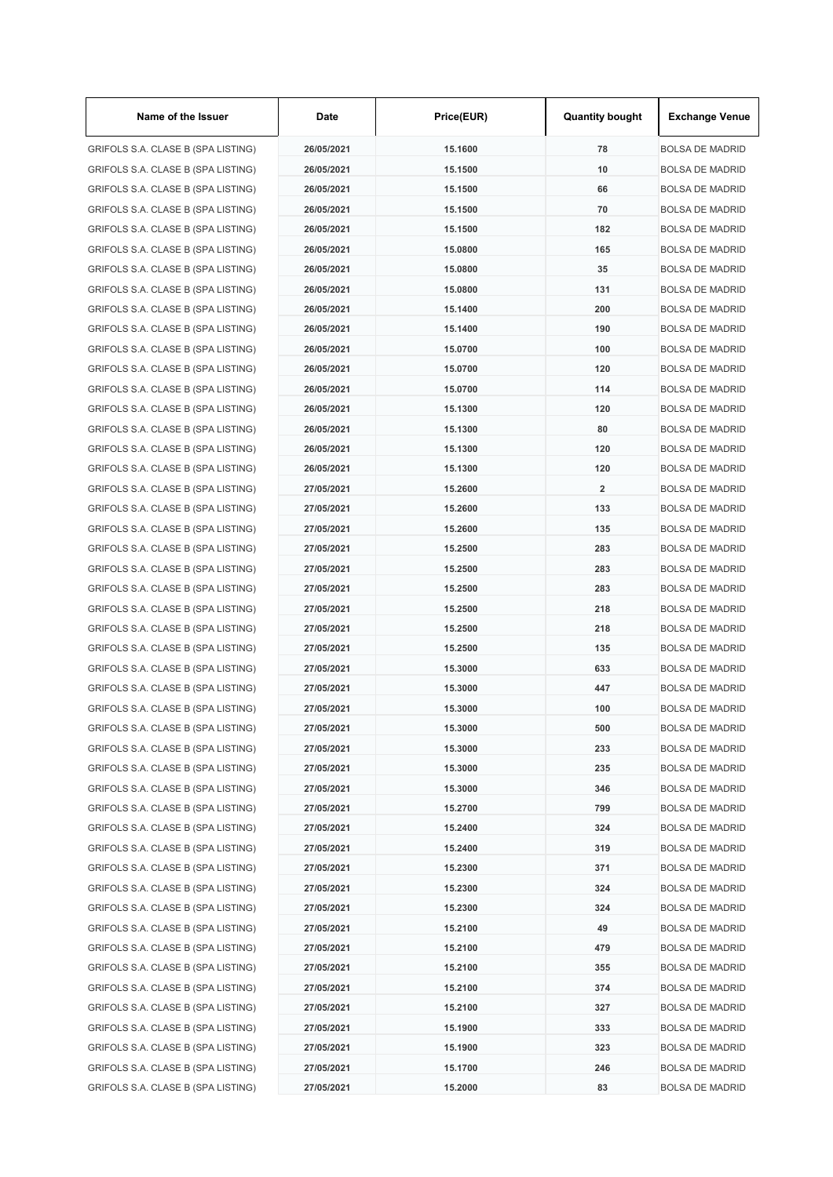| Name of the Issuer | Date | Price(EUR) | Quantity bought | Exchange Venue |
| --- | --- | --- | --- | --- |
| GRIFOLS S.A. CLASE B (SPA LISTING) | 26/05/2021 | 15.1600 | 78 | BOLSA DE MADRID |
| GRIFOLS S.A. CLASE B (SPA LISTING) | 26/05/2021 | 15.1500 | 10 | BOLSA DE MADRID |
| GRIFOLS S.A. CLASE B (SPA LISTING) | 26/05/2021 | 15.1500 | 66 | BOLSA DE MADRID |
| GRIFOLS S.A. CLASE B (SPA LISTING) | 26/05/2021 | 15.1500 | 70 | BOLSA DE MADRID |
| GRIFOLS S.A. CLASE B (SPA LISTING) | 26/05/2021 | 15.1500 | 182 | BOLSA DE MADRID |
| GRIFOLS S.A. CLASE B (SPA LISTING) | 26/05/2021 | 15.0800 | 165 | BOLSA DE MADRID |
| GRIFOLS S.A. CLASE B (SPA LISTING) | 26/05/2021 | 15.0800 | 35 | BOLSA DE MADRID |
| GRIFOLS S.A. CLASE B (SPA LISTING) | 26/05/2021 | 15.0800 | 131 | BOLSA DE MADRID |
| GRIFOLS S.A. CLASE B (SPA LISTING) | 26/05/2021 | 15.1400 | 200 | BOLSA DE MADRID |
| GRIFOLS S.A. CLASE B (SPA LISTING) | 26/05/2021 | 15.1400 | 190 | BOLSA DE MADRID |
| GRIFOLS S.A. CLASE B (SPA LISTING) | 26/05/2021 | 15.0700 | 100 | BOLSA DE MADRID |
| GRIFOLS S.A. CLASE B (SPA LISTING) | 26/05/2021 | 15.0700 | 120 | BOLSA DE MADRID |
| GRIFOLS S.A. CLASE B (SPA LISTING) | 26/05/2021 | 15.0700 | 114 | BOLSA DE MADRID |
| GRIFOLS S.A. CLASE B (SPA LISTING) | 26/05/2021 | 15.1300 | 120 | BOLSA DE MADRID |
| GRIFOLS S.A. CLASE B (SPA LISTING) | 26/05/2021 | 15.1300 | 80 | BOLSA DE MADRID |
| GRIFOLS S.A. CLASE B (SPA LISTING) | 26/05/2021 | 15.1300 | 120 | BOLSA DE MADRID |
| GRIFOLS S.A. CLASE B (SPA LISTING) | 26/05/2021 | 15.1300 | 120 | BOLSA DE MADRID |
| GRIFOLS S.A. CLASE B (SPA LISTING) | 27/05/2021 | 15.2600 | 2 | BOLSA DE MADRID |
| GRIFOLS S.A. CLASE B (SPA LISTING) | 27/05/2021 | 15.2600 | 133 | BOLSA DE MADRID |
| GRIFOLS S.A. CLASE B (SPA LISTING) | 27/05/2021 | 15.2600 | 135 | BOLSA DE MADRID |
| GRIFOLS S.A. CLASE B (SPA LISTING) | 27/05/2021 | 15.2500 | 283 | BOLSA DE MADRID |
| GRIFOLS S.A. CLASE B (SPA LISTING) | 27/05/2021 | 15.2500 | 283 | BOLSA DE MADRID |
| GRIFOLS S.A. CLASE B (SPA LISTING) | 27/05/2021 | 15.2500 | 283 | BOLSA DE MADRID |
| GRIFOLS S.A. CLASE B (SPA LISTING) | 27/05/2021 | 15.2500 | 218 | BOLSA DE MADRID |
| GRIFOLS S.A. CLASE B (SPA LISTING) | 27/05/2021 | 15.2500 | 218 | BOLSA DE MADRID |
| GRIFOLS S.A. CLASE B (SPA LISTING) | 27/05/2021 | 15.2500 | 135 | BOLSA DE MADRID |
| GRIFOLS S.A. CLASE B (SPA LISTING) | 27/05/2021 | 15.3000 | 633 | BOLSA DE MADRID |
| GRIFOLS S.A. CLASE B (SPA LISTING) | 27/05/2021 | 15.3000 | 447 | BOLSA DE MADRID |
| GRIFOLS S.A. CLASE B (SPA LISTING) | 27/05/2021 | 15.3000 | 100 | BOLSA DE MADRID |
| GRIFOLS S.A. CLASE B (SPA LISTING) | 27/05/2021 | 15.3000 | 500 | BOLSA DE MADRID |
| GRIFOLS S.A. CLASE B (SPA LISTING) | 27/05/2021 | 15.3000 | 233 | BOLSA DE MADRID |
| GRIFOLS S.A. CLASE B (SPA LISTING) | 27/05/2021 | 15.3000 | 235 | BOLSA DE MADRID |
| GRIFOLS S.A. CLASE B (SPA LISTING) | 27/05/2021 | 15.3000 | 346 | BOLSA DE MADRID |
| GRIFOLS S.A. CLASE B (SPA LISTING) | 27/05/2021 | 15.2700 | 799 | BOLSA DE MADRID |
| GRIFOLS S.A. CLASE B (SPA LISTING) | 27/05/2021 | 15.2400 | 324 | BOLSA DE MADRID |
| GRIFOLS S.A. CLASE B (SPA LISTING) | 27/05/2021 | 15.2400 | 319 | BOLSA DE MADRID |
| GRIFOLS S.A. CLASE B (SPA LISTING) | 27/05/2021 | 15.2300 | 371 | BOLSA DE MADRID |
| GRIFOLS S.A. CLASE B (SPA LISTING) | 27/05/2021 | 15.2300 | 324 | BOLSA DE MADRID |
| GRIFOLS S.A. CLASE B (SPA LISTING) | 27/05/2021 | 15.2300 | 324 | BOLSA DE MADRID |
| GRIFOLS S.A. CLASE B (SPA LISTING) | 27/05/2021 | 15.2100 | 49 | BOLSA DE MADRID |
| GRIFOLS S.A. CLASE B (SPA LISTING) | 27/05/2021 | 15.2100 | 479 | BOLSA DE MADRID |
| GRIFOLS S.A. CLASE B (SPA LISTING) | 27/05/2021 | 15.2100 | 355 | BOLSA DE MADRID |
| GRIFOLS S.A. CLASE B (SPA LISTING) | 27/05/2021 | 15.2100 | 374 | BOLSA DE MADRID |
| GRIFOLS S.A. CLASE B (SPA LISTING) | 27/05/2021 | 15.2100 | 327 | BOLSA DE MADRID |
| GRIFOLS S.A. CLASE B (SPA LISTING) | 27/05/2021 | 15.1900 | 333 | BOLSA DE MADRID |
| GRIFOLS S.A. CLASE B (SPA LISTING) | 27/05/2021 | 15.1900 | 323 | BOLSA DE MADRID |
| GRIFOLS S.A. CLASE B (SPA LISTING) | 27/05/2021 | 15.1700 | 246 | BOLSA DE MADRID |
| GRIFOLS S.A. CLASE B (SPA LISTING) | 27/05/2021 | 15.2000 | 83 | BOLSA DE MADRID |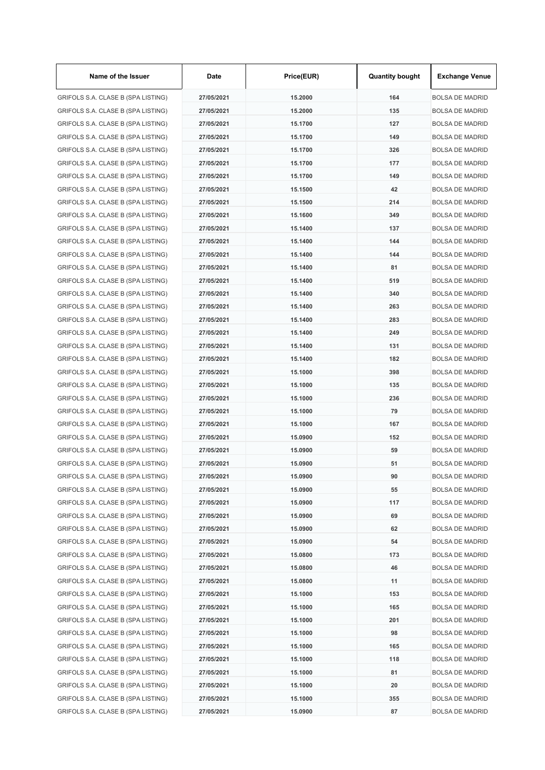| Name of the Issuer | Date | Price(EUR) | Quantity bought | Exchange Venue |
| --- | --- | --- | --- | --- |
| GRIFOLS S.A. CLASE B (SPA LISTING) | 27/05/2021 | 15.2000 | 164 | BOLSA DE MADRID |
| GRIFOLS S.A. CLASE B (SPA LISTING) | 27/05/2021 | 15.2000 | 135 | BOLSA DE MADRID |
| GRIFOLS S.A. CLASE B (SPA LISTING) | 27/05/2021 | 15.1700 | 127 | BOLSA DE MADRID |
| GRIFOLS S.A. CLASE B (SPA LISTING) | 27/05/2021 | 15.1700 | 149 | BOLSA DE MADRID |
| GRIFOLS S.A. CLASE B (SPA LISTING) | 27/05/2021 | 15.1700 | 326 | BOLSA DE MADRID |
| GRIFOLS S.A. CLASE B (SPA LISTING) | 27/05/2021 | 15.1700 | 177 | BOLSA DE MADRID |
| GRIFOLS S.A. CLASE B (SPA LISTING) | 27/05/2021 | 15.1700 | 149 | BOLSA DE MADRID |
| GRIFOLS S.A. CLASE B (SPA LISTING) | 27/05/2021 | 15.1500 | 42 | BOLSA DE MADRID |
| GRIFOLS S.A. CLASE B (SPA LISTING) | 27/05/2021 | 15.1500 | 214 | BOLSA DE MADRID |
| GRIFOLS S.A. CLASE B (SPA LISTING) | 27/05/2021 | 15.1600 | 349 | BOLSA DE MADRID |
| GRIFOLS S.A. CLASE B (SPA LISTING) | 27/05/2021 | 15.1400 | 137 | BOLSA DE MADRID |
| GRIFOLS S.A. CLASE B (SPA LISTING) | 27/05/2021 | 15.1400 | 144 | BOLSA DE MADRID |
| GRIFOLS S.A. CLASE B (SPA LISTING) | 27/05/2021 | 15.1400 | 144 | BOLSA DE MADRID |
| GRIFOLS S.A. CLASE B (SPA LISTING) | 27/05/2021 | 15.1400 | 81 | BOLSA DE MADRID |
| GRIFOLS S.A. CLASE B (SPA LISTING) | 27/05/2021 | 15.1400 | 519 | BOLSA DE MADRID |
| GRIFOLS S.A. CLASE B (SPA LISTING) | 27/05/2021 | 15.1400 | 340 | BOLSA DE MADRID |
| GRIFOLS S.A. CLASE B (SPA LISTING) | 27/05/2021 | 15.1400 | 263 | BOLSA DE MADRID |
| GRIFOLS S.A. CLASE B (SPA LISTING) | 27/05/2021 | 15.1400 | 283 | BOLSA DE MADRID |
| GRIFOLS S.A. CLASE B (SPA LISTING) | 27/05/2021 | 15.1400 | 249 | BOLSA DE MADRID |
| GRIFOLS S.A. CLASE B (SPA LISTING) | 27/05/2021 | 15.1400 | 131 | BOLSA DE MADRID |
| GRIFOLS S.A. CLASE B (SPA LISTING) | 27/05/2021 | 15.1400 | 182 | BOLSA DE MADRID |
| GRIFOLS S.A. CLASE B (SPA LISTING) | 27/05/2021 | 15.1000 | 398 | BOLSA DE MADRID |
| GRIFOLS S.A. CLASE B (SPA LISTING) | 27/05/2021 | 15.1000 | 135 | BOLSA DE MADRID |
| GRIFOLS S.A. CLASE B (SPA LISTING) | 27/05/2021 | 15.1000 | 236 | BOLSA DE MADRID |
| GRIFOLS S.A. CLASE B (SPA LISTING) | 27/05/2021 | 15.1000 | 79 | BOLSA DE MADRID |
| GRIFOLS S.A. CLASE B (SPA LISTING) | 27/05/2021 | 15.1000 | 167 | BOLSA DE MADRID |
| GRIFOLS S.A. CLASE B (SPA LISTING) | 27/05/2021 | 15.0900 | 152 | BOLSA DE MADRID |
| GRIFOLS S.A. CLASE B (SPA LISTING) | 27/05/2021 | 15.0900 | 59 | BOLSA DE MADRID |
| GRIFOLS S.A. CLASE B (SPA LISTING) | 27/05/2021 | 15.0900 | 51 | BOLSA DE MADRID |
| GRIFOLS S.A. CLASE B (SPA LISTING) | 27/05/2021 | 15.0900 | 90 | BOLSA DE MADRID |
| GRIFOLS S.A. CLASE B (SPA LISTING) | 27/05/2021 | 15.0900 | 55 | BOLSA DE MADRID |
| GRIFOLS S.A. CLASE B (SPA LISTING) | 27/05/2021 | 15.0900 | 117 | BOLSA DE MADRID |
| GRIFOLS S.A. CLASE B (SPA LISTING) | 27/05/2021 | 15.0900 | 69 | BOLSA DE MADRID |
| GRIFOLS S.A. CLASE B (SPA LISTING) | 27/05/2021 | 15.0900 | 62 | BOLSA DE MADRID |
| GRIFOLS S.A. CLASE B (SPA LISTING) | 27/05/2021 | 15.0900 | 54 | BOLSA DE MADRID |
| GRIFOLS S.A. CLASE B (SPA LISTING) | 27/05/2021 | 15.0800 | 173 | BOLSA DE MADRID |
| GRIFOLS S.A. CLASE B (SPA LISTING) | 27/05/2021 | 15.0800 | 46 | BOLSA DE MADRID |
| GRIFOLS S.A. CLASE B (SPA LISTING) | 27/05/2021 | 15.0800 | 11 | BOLSA DE MADRID |
| GRIFOLS S.A. CLASE B (SPA LISTING) | 27/05/2021 | 15.1000 | 153 | BOLSA DE MADRID |
| GRIFOLS S.A. CLASE B (SPA LISTING) | 27/05/2021 | 15.1000 | 165 | BOLSA DE MADRID |
| GRIFOLS S.A. CLASE B (SPA LISTING) | 27/05/2021 | 15.1000 | 201 | BOLSA DE MADRID |
| GRIFOLS S.A. CLASE B (SPA LISTING) | 27/05/2021 | 15.1000 | 98 | BOLSA DE MADRID |
| GRIFOLS S.A. CLASE B (SPA LISTING) | 27/05/2021 | 15.1000 | 165 | BOLSA DE MADRID |
| GRIFOLS S.A. CLASE B (SPA LISTING) | 27/05/2021 | 15.1000 | 118 | BOLSA DE MADRID |
| GRIFOLS S.A. CLASE B (SPA LISTING) | 27/05/2021 | 15.1000 | 81 | BOLSA DE MADRID |
| GRIFOLS S.A. CLASE B (SPA LISTING) | 27/05/2021 | 15.1000 | 20 | BOLSA DE MADRID |
| GRIFOLS S.A. CLASE B (SPA LISTING) | 27/05/2021 | 15.1000 | 355 | BOLSA DE MADRID |
| GRIFOLS S.A. CLASE B (SPA LISTING) | 27/05/2021 | 15.0900 | 87 | BOLSA DE MADRID |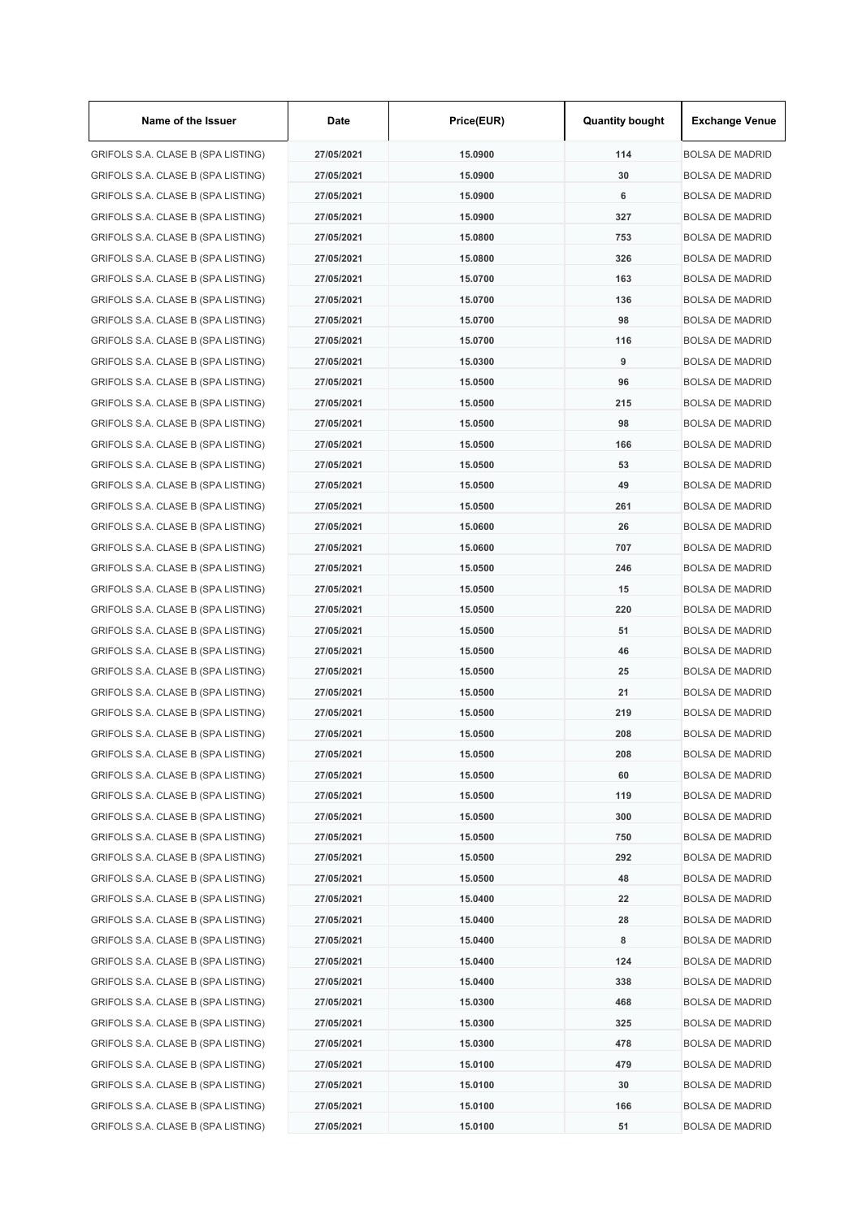| Name of the Issuer | Date | Price(EUR) | Quantity bought | Exchange Venue |
|---|---|---|---|---|
| GRIFOLS S.A. CLASE B (SPA LISTING) | 27/05/2021 | 15.0900 | 114 | BOLSA DE MADRID |
| GRIFOLS S.A. CLASE B (SPA LISTING) | 27/05/2021 | 15.0900 | 30 | BOLSA DE MADRID |
| GRIFOLS S.A. CLASE B (SPA LISTING) | 27/05/2021 | 15.0900 | 6 | BOLSA DE MADRID |
| GRIFOLS S.A. CLASE B (SPA LISTING) | 27/05/2021 | 15.0900 | 327 | BOLSA DE MADRID |
| GRIFOLS S.A. CLASE B (SPA LISTING) | 27/05/2021 | 15.0800 | 753 | BOLSA DE MADRID |
| GRIFOLS S.A. CLASE B (SPA LISTING) | 27/05/2021 | 15.0800 | 326 | BOLSA DE MADRID |
| GRIFOLS S.A. CLASE B (SPA LISTING) | 27/05/2021 | 15.0700 | 163 | BOLSA DE MADRID |
| GRIFOLS S.A. CLASE B (SPA LISTING) | 27/05/2021 | 15.0700 | 136 | BOLSA DE MADRID |
| GRIFOLS S.A. CLASE B (SPA LISTING) | 27/05/2021 | 15.0700 | 98 | BOLSA DE MADRID |
| GRIFOLS S.A. CLASE B (SPA LISTING) | 27/05/2021 | 15.0700 | 116 | BOLSA DE MADRID |
| GRIFOLS S.A. CLASE B (SPA LISTING) | 27/05/2021 | 15.0300 | 9 | BOLSA DE MADRID |
| GRIFOLS S.A. CLASE B (SPA LISTING) | 27/05/2021 | 15.0500 | 96 | BOLSA DE MADRID |
| GRIFOLS S.A. CLASE B (SPA LISTING) | 27/05/2021 | 15.0500 | 215 | BOLSA DE MADRID |
| GRIFOLS S.A. CLASE B (SPA LISTING) | 27/05/2021 | 15.0500 | 98 | BOLSA DE MADRID |
| GRIFOLS S.A. CLASE B (SPA LISTING) | 27/05/2021 | 15.0500 | 166 | BOLSA DE MADRID |
| GRIFOLS S.A. CLASE B (SPA LISTING) | 27/05/2021 | 15.0500 | 53 | BOLSA DE MADRID |
| GRIFOLS S.A. CLASE B (SPA LISTING) | 27/05/2021 | 15.0500 | 49 | BOLSA DE MADRID |
| GRIFOLS S.A. CLASE B (SPA LISTING) | 27/05/2021 | 15.0500 | 261 | BOLSA DE MADRID |
| GRIFOLS S.A. CLASE B (SPA LISTING) | 27/05/2021 | 15.0600 | 26 | BOLSA DE MADRID |
| GRIFOLS S.A. CLASE B (SPA LISTING) | 27/05/2021 | 15.0600 | 707 | BOLSA DE MADRID |
| GRIFOLS S.A. CLASE B (SPA LISTING) | 27/05/2021 | 15.0500 | 246 | BOLSA DE MADRID |
| GRIFOLS S.A. CLASE B (SPA LISTING) | 27/05/2021 | 15.0500 | 15 | BOLSA DE MADRID |
| GRIFOLS S.A. CLASE B (SPA LISTING) | 27/05/2021 | 15.0500 | 220 | BOLSA DE MADRID |
| GRIFOLS S.A. CLASE B (SPA LISTING) | 27/05/2021 | 15.0500 | 51 | BOLSA DE MADRID |
| GRIFOLS S.A. CLASE B (SPA LISTING) | 27/05/2021 | 15.0500 | 46 | BOLSA DE MADRID |
| GRIFOLS S.A. CLASE B (SPA LISTING) | 27/05/2021 | 15.0500 | 25 | BOLSA DE MADRID |
| GRIFOLS S.A. CLASE B (SPA LISTING) | 27/05/2021 | 15.0500 | 21 | BOLSA DE MADRID |
| GRIFOLS S.A. CLASE B (SPA LISTING) | 27/05/2021 | 15.0500 | 219 | BOLSA DE MADRID |
| GRIFOLS S.A. CLASE B (SPA LISTING) | 27/05/2021 | 15.0500 | 208 | BOLSA DE MADRID |
| GRIFOLS S.A. CLASE B (SPA LISTING) | 27/05/2021 | 15.0500 | 208 | BOLSA DE MADRID |
| GRIFOLS S.A. CLASE B (SPA LISTING) | 27/05/2021 | 15.0500 | 60 | BOLSA DE MADRID |
| GRIFOLS S.A. CLASE B (SPA LISTING) | 27/05/2021 | 15.0500 | 119 | BOLSA DE MADRID |
| GRIFOLS S.A. CLASE B (SPA LISTING) | 27/05/2021 | 15.0500 | 300 | BOLSA DE MADRID |
| GRIFOLS S.A. CLASE B (SPA LISTING) | 27/05/2021 | 15.0500 | 750 | BOLSA DE MADRID |
| GRIFOLS S.A. CLASE B (SPA LISTING) | 27/05/2021 | 15.0500 | 292 | BOLSA DE MADRID |
| GRIFOLS S.A. CLASE B (SPA LISTING) | 27/05/2021 | 15.0500 | 48 | BOLSA DE MADRID |
| GRIFOLS S.A. CLASE B (SPA LISTING) | 27/05/2021 | 15.0400 | 22 | BOLSA DE MADRID |
| GRIFOLS S.A. CLASE B (SPA LISTING) | 27/05/2021 | 15.0400 | 28 | BOLSA DE MADRID |
| GRIFOLS S.A. CLASE B (SPA LISTING) | 27/05/2021 | 15.0400 | 8 | BOLSA DE MADRID |
| GRIFOLS S.A. CLASE B (SPA LISTING) | 27/05/2021 | 15.0400 | 124 | BOLSA DE MADRID |
| GRIFOLS S.A. CLASE B (SPA LISTING) | 27/05/2021 | 15.0400 | 338 | BOLSA DE MADRID |
| GRIFOLS S.A. CLASE B (SPA LISTING) | 27/05/2021 | 15.0300 | 468 | BOLSA DE MADRID |
| GRIFOLS S.A. CLASE B (SPA LISTING) | 27/05/2021 | 15.0300 | 325 | BOLSA DE MADRID |
| GRIFOLS S.A. CLASE B (SPA LISTING) | 27/05/2021 | 15.0300 | 478 | BOLSA DE MADRID |
| GRIFOLS S.A. CLASE B (SPA LISTING) | 27/05/2021 | 15.0100 | 479 | BOLSA DE MADRID |
| GRIFOLS S.A. CLASE B (SPA LISTING) | 27/05/2021 | 15.0100 | 30 | BOLSA DE MADRID |
| GRIFOLS S.A. CLASE B (SPA LISTING) | 27/05/2021 | 15.0100 | 166 | BOLSA DE MADRID |
| GRIFOLS S.A. CLASE B (SPA LISTING) | 27/05/2021 | 15.0100 | 51 | BOLSA DE MADRID |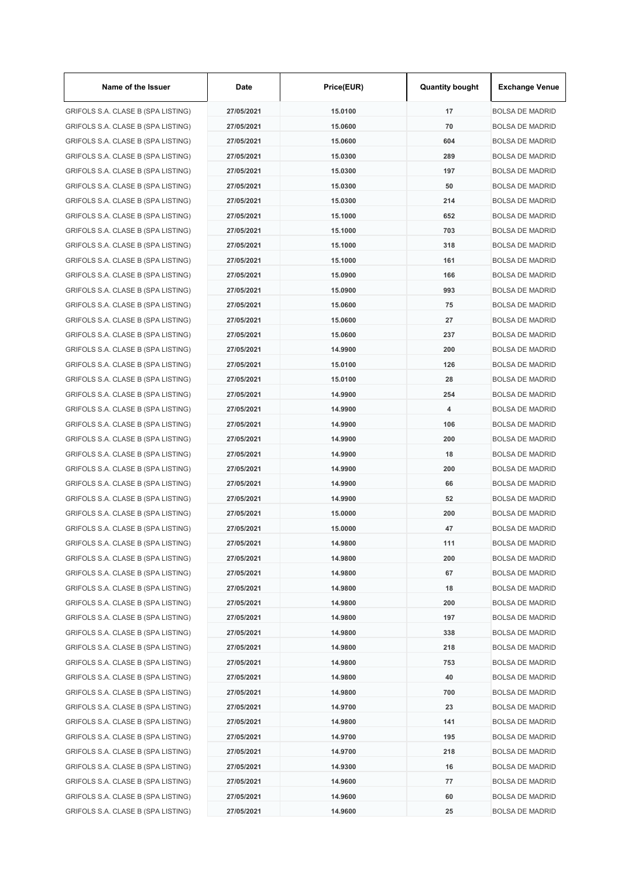| Name of the Issuer | Date | Price(EUR) | Quantity bought | Exchange Venue |
|---|---|---|---|---|
| GRIFOLS S.A. CLASE B (SPA LISTING) | 27/05/2021 | 15.0100 | 17 | BOLSA DE MADRID |
| GRIFOLS S.A. CLASE B (SPA LISTING) | 27/05/2021 | 15.0600 | 70 | BOLSA DE MADRID |
| GRIFOLS S.A. CLASE B (SPA LISTING) | 27/05/2021 | 15.0600 | 604 | BOLSA DE MADRID |
| GRIFOLS S.A. CLASE B (SPA LISTING) | 27/05/2021 | 15.0300 | 289 | BOLSA DE MADRID |
| GRIFOLS S.A. CLASE B (SPA LISTING) | 27/05/2021 | 15.0300 | 197 | BOLSA DE MADRID |
| GRIFOLS S.A. CLASE B (SPA LISTING) | 27/05/2021 | 15.0300 | 50 | BOLSA DE MADRID |
| GRIFOLS S.A. CLASE B (SPA LISTING) | 27/05/2021 | 15.0300 | 214 | BOLSA DE MADRID |
| GRIFOLS S.A. CLASE B (SPA LISTING) | 27/05/2021 | 15.1000 | 652 | BOLSA DE MADRID |
| GRIFOLS S.A. CLASE B (SPA LISTING) | 27/05/2021 | 15.1000 | 703 | BOLSA DE MADRID |
| GRIFOLS S.A. CLASE B (SPA LISTING) | 27/05/2021 | 15.1000 | 318 | BOLSA DE MADRID |
| GRIFOLS S.A. CLASE B (SPA LISTING) | 27/05/2021 | 15.1000 | 161 | BOLSA DE MADRID |
| GRIFOLS S.A. CLASE B (SPA LISTING) | 27/05/2021 | 15.0900 | 166 | BOLSA DE MADRID |
| GRIFOLS S.A. CLASE B (SPA LISTING) | 27/05/2021 | 15.0900 | 993 | BOLSA DE MADRID |
| GRIFOLS S.A. CLASE B (SPA LISTING) | 27/05/2021 | 15.0600 | 75 | BOLSA DE MADRID |
| GRIFOLS S.A. CLASE B (SPA LISTING) | 27/05/2021 | 15.0600 | 27 | BOLSA DE MADRID |
| GRIFOLS S.A. CLASE B (SPA LISTING) | 27/05/2021 | 15.0600 | 237 | BOLSA DE MADRID |
| GRIFOLS S.A. CLASE B (SPA LISTING) | 27/05/2021 | 14.9900 | 200 | BOLSA DE MADRID |
| GRIFOLS S.A. CLASE B (SPA LISTING) | 27/05/2021 | 15.0100 | 126 | BOLSA DE MADRID |
| GRIFOLS S.A. CLASE B (SPA LISTING) | 27/05/2021 | 15.0100 | 28 | BOLSA DE MADRID |
| GRIFOLS S.A. CLASE B (SPA LISTING) | 27/05/2021 | 14.9900 | 254 | BOLSA DE MADRID |
| GRIFOLS S.A. CLASE B (SPA LISTING) | 27/05/2021 | 14.9900 | 4 | BOLSA DE MADRID |
| GRIFOLS S.A. CLASE B (SPA LISTING) | 27/05/2021 | 14.9900 | 106 | BOLSA DE MADRID |
| GRIFOLS S.A. CLASE B (SPA LISTING) | 27/05/2021 | 14.9900 | 200 | BOLSA DE MADRID |
| GRIFOLS S.A. CLASE B (SPA LISTING) | 27/05/2021 | 14.9900 | 18 | BOLSA DE MADRID |
| GRIFOLS S.A. CLASE B (SPA LISTING) | 27/05/2021 | 14.9900 | 200 | BOLSA DE MADRID |
| GRIFOLS S.A. CLASE B (SPA LISTING) | 27/05/2021 | 14.9900 | 66 | BOLSA DE MADRID |
| GRIFOLS S.A. CLASE B (SPA LISTING) | 27/05/2021 | 14.9900 | 52 | BOLSA DE MADRID |
| GRIFOLS S.A. CLASE B (SPA LISTING) | 27/05/2021 | 15.0000 | 200 | BOLSA DE MADRID |
| GRIFOLS S.A. CLASE B (SPA LISTING) | 27/05/2021 | 15.0000 | 47 | BOLSA DE MADRID |
| GRIFOLS S.A. CLASE B (SPA LISTING) | 27/05/2021 | 14.9800 | 111 | BOLSA DE MADRID |
| GRIFOLS S.A. CLASE B (SPA LISTING) | 27/05/2021 | 14.9800 | 200 | BOLSA DE MADRID |
| GRIFOLS S.A. CLASE B (SPA LISTING) | 27/05/2021 | 14.9800 | 67 | BOLSA DE MADRID |
| GRIFOLS S.A. CLASE B (SPA LISTING) | 27/05/2021 | 14.9800 | 18 | BOLSA DE MADRID |
| GRIFOLS S.A. CLASE B (SPA LISTING) | 27/05/2021 | 14.9800 | 200 | BOLSA DE MADRID |
| GRIFOLS S.A. CLASE B (SPA LISTING) | 27/05/2021 | 14.9800 | 197 | BOLSA DE MADRID |
| GRIFOLS S.A. CLASE B (SPA LISTING) | 27/05/2021 | 14.9800 | 338 | BOLSA DE MADRID |
| GRIFOLS S.A. CLASE B (SPA LISTING) | 27/05/2021 | 14.9800 | 218 | BOLSA DE MADRID |
| GRIFOLS S.A. CLASE B (SPA LISTING) | 27/05/2021 | 14.9800 | 753 | BOLSA DE MADRID |
| GRIFOLS S.A. CLASE B (SPA LISTING) | 27/05/2021 | 14.9800 | 40 | BOLSA DE MADRID |
| GRIFOLS S.A. CLASE B (SPA LISTING) | 27/05/2021 | 14.9800 | 700 | BOLSA DE MADRID |
| GRIFOLS S.A. CLASE B (SPA LISTING) | 27/05/2021 | 14.9700 | 23 | BOLSA DE MADRID |
| GRIFOLS S.A. CLASE B (SPA LISTING) | 27/05/2021 | 14.9800 | 141 | BOLSA DE MADRID |
| GRIFOLS S.A. CLASE B (SPA LISTING) | 27/05/2021 | 14.9700 | 195 | BOLSA DE MADRID |
| GRIFOLS S.A. CLASE B (SPA LISTING) | 27/05/2021 | 14.9700 | 218 | BOLSA DE MADRID |
| GRIFOLS S.A. CLASE B (SPA LISTING) | 27/05/2021 | 14.9300 | 16 | BOLSA DE MADRID |
| GRIFOLS S.A. CLASE B (SPA LISTING) | 27/05/2021 | 14.9600 | 77 | BOLSA DE MADRID |
| GRIFOLS S.A. CLASE B (SPA LISTING) | 27/05/2021 | 14.9600 | 60 | BOLSA DE MADRID |
| GRIFOLS S.A. CLASE B (SPA LISTING) | 27/05/2021 | 14.9600 | 25 | BOLSA DE MADRID |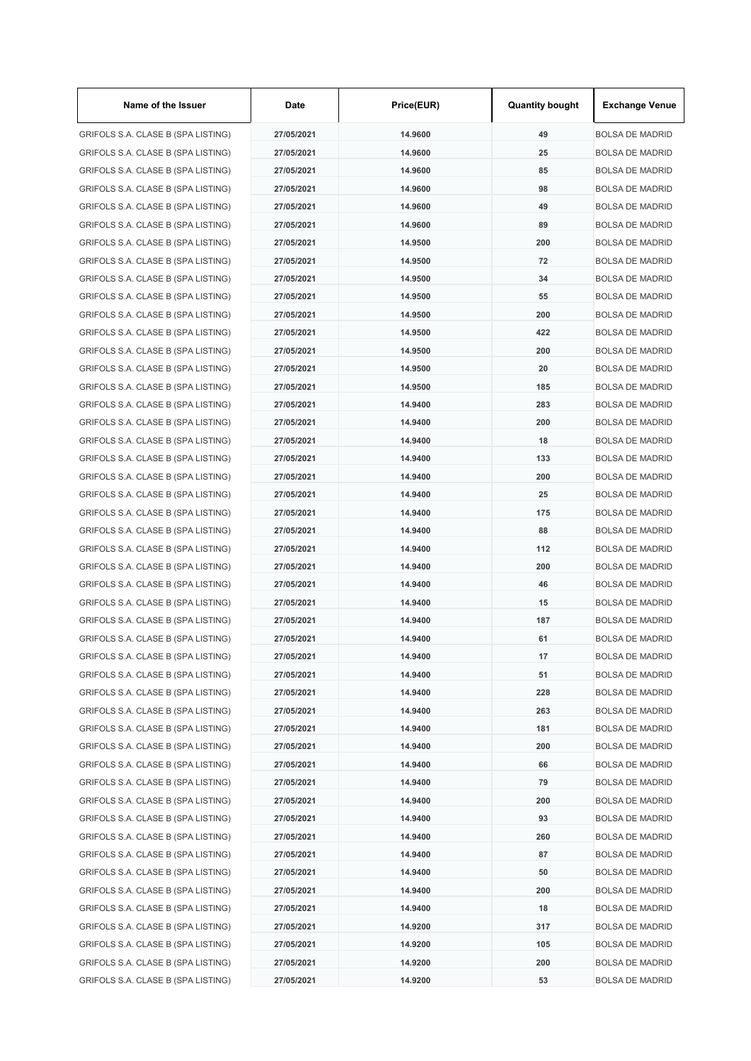| Name of the Issuer | Date | Price(EUR) | Quantity bought | Exchange Venue |
|---|---|---|---|---|
| GRIFOLS S.A. CLASE B (SPA LISTING) | 27/05/2021 | 14.9600 | 49 | BOLSA DE MADRID |
| GRIFOLS S.A. CLASE B (SPA LISTING) | 27/05/2021 | 14.9600 | 25 | BOLSA DE MADRID |
| GRIFOLS S.A. CLASE B (SPA LISTING) | 27/05/2021 | 14.9600 | 85 | BOLSA DE MADRID |
| GRIFOLS S.A. CLASE B (SPA LISTING) | 27/05/2021 | 14.9600 | 98 | BOLSA DE MADRID |
| GRIFOLS S.A. CLASE B (SPA LISTING) | 27/05/2021 | 14.9600 | 49 | BOLSA DE MADRID |
| GRIFOLS S.A. CLASE B (SPA LISTING) | 27/05/2021 | 14.9600 | 89 | BOLSA DE MADRID |
| GRIFOLS S.A. CLASE B (SPA LISTING) | 27/05/2021 | 14.9500 | 200 | BOLSA DE MADRID |
| GRIFOLS S.A. CLASE B (SPA LISTING) | 27/05/2021 | 14.9500 | 72 | BOLSA DE MADRID |
| GRIFOLS S.A. CLASE B (SPA LISTING) | 27/05/2021 | 14.9500 | 34 | BOLSA DE MADRID |
| GRIFOLS S.A. CLASE B (SPA LISTING) | 27/05/2021 | 14.9500 | 55 | BOLSA DE MADRID |
| GRIFOLS S.A. CLASE B (SPA LISTING) | 27/05/2021 | 14.9500 | 200 | BOLSA DE MADRID |
| GRIFOLS S.A. CLASE B (SPA LISTING) | 27/05/2021 | 14.9500 | 422 | BOLSA DE MADRID |
| GRIFOLS S.A. CLASE B (SPA LISTING) | 27/05/2021 | 14.9500 | 200 | BOLSA DE MADRID |
| GRIFOLS S.A. CLASE B (SPA LISTING) | 27/05/2021 | 14.9500 | 20 | BOLSA DE MADRID |
| GRIFOLS S.A. CLASE B (SPA LISTING) | 27/05/2021 | 14.9500 | 185 | BOLSA DE MADRID |
| GRIFOLS S.A. CLASE B (SPA LISTING) | 27/05/2021 | 14.9400 | 283 | BOLSA DE MADRID |
| GRIFOLS S.A. CLASE B (SPA LISTING) | 27/05/2021 | 14.9400 | 200 | BOLSA DE MADRID |
| GRIFOLS S.A. CLASE B (SPA LISTING) | 27/05/2021 | 14.9400 | 18 | BOLSA DE MADRID |
| GRIFOLS S.A. CLASE B (SPA LISTING) | 27/05/2021 | 14.9400 | 133 | BOLSA DE MADRID |
| GRIFOLS S.A. CLASE B (SPA LISTING) | 27/05/2021 | 14.9400 | 200 | BOLSA DE MADRID |
| GRIFOLS S.A. CLASE B (SPA LISTING) | 27/05/2021 | 14.9400 | 25 | BOLSA DE MADRID |
| GRIFOLS S.A. CLASE B (SPA LISTING) | 27/05/2021 | 14.9400 | 175 | BOLSA DE MADRID |
| GRIFOLS S.A. CLASE B (SPA LISTING) | 27/05/2021 | 14.9400 | 88 | BOLSA DE MADRID |
| GRIFOLS S.A. CLASE B (SPA LISTING) | 27/05/2021 | 14.9400 | 112 | BOLSA DE MADRID |
| GRIFOLS S.A. CLASE B (SPA LISTING) | 27/05/2021 | 14.9400 | 200 | BOLSA DE MADRID |
| GRIFOLS S.A. CLASE B (SPA LISTING) | 27/05/2021 | 14.9400 | 46 | BOLSA DE MADRID |
| GRIFOLS S.A. CLASE B (SPA LISTING) | 27/05/2021 | 14.9400 | 15 | BOLSA DE MADRID |
| GRIFOLS S.A. CLASE B (SPA LISTING) | 27/05/2021 | 14.9400 | 187 | BOLSA DE MADRID |
| GRIFOLS S.A. CLASE B (SPA LISTING) | 27/05/2021 | 14.9400 | 61 | BOLSA DE MADRID |
| GRIFOLS S.A. CLASE B (SPA LISTING) | 27/05/2021 | 14.9400 | 17 | BOLSA DE MADRID |
| GRIFOLS S.A. CLASE B (SPA LISTING) | 27/05/2021 | 14.9400 | 51 | BOLSA DE MADRID |
| GRIFOLS S.A. CLASE B (SPA LISTING) | 27/05/2021 | 14.9400 | 228 | BOLSA DE MADRID |
| GRIFOLS S.A. CLASE B (SPA LISTING) | 27/05/2021 | 14.9400 | 263 | BOLSA DE MADRID |
| GRIFOLS S.A. CLASE B (SPA LISTING) | 27/05/2021 | 14.9400 | 181 | BOLSA DE MADRID |
| GRIFOLS S.A. CLASE B (SPA LISTING) | 27/05/2021 | 14.9400 | 200 | BOLSA DE MADRID |
| GRIFOLS S.A. CLASE B (SPA LISTING) | 27/05/2021 | 14.9400 | 66 | BOLSA DE MADRID |
| GRIFOLS S.A. CLASE B (SPA LISTING) | 27/05/2021 | 14.9400 | 79 | BOLSA DE MADRID |
| GRIFOLS S.A. CLASE B (SPA LISTING) | 27/05/2021 | 14.9400 | 200 | BOLSA DE MADRID |
| GRIFOLS S.A. CLASE B (SPA LISTING) | 27/05/2021 | 14.9400 | 93 | BOLSA DE MADRID |
| GRIFOLS S.A. CLASE B (SPA LISTING) | 27/05/2021 | 14.9400 | 260 | BOLSA DE MADRID |
| GRIFOLS S.A. CLASE B (SPA LISTING) | 27/05/2021 | 14.9400 | 87 | BOLSA DE MADRID |
| GRIFOLS S.A. CLASE B (SPA LISTING) | 27/05/2021 | 14.9400 | 50 | BOLSA DE MADRID |
| GRIFOLS S.A. CLASE B (SPA LISTING) | 27/05/2021 | 14.9400 | 200 | BOLSA DE MADRID |
| GRIFOLS S.A. CLASE B (SPA LISTING) | 27/05/2021 | 14.9400 | 18 | BOLSA DE MADRID |
| GRIFOLS S.A. CLASE B (SPA LISTING) | 27/05/2021 | 14.9200 | 317 | BOLSA DE MADRID |
| GRIFOLS S.A. CLASE B (SPA LISTING) | 27/05/2021 | 14.9200 | 105 | BOLSA DE MADRID |
| GRIFOLS S.A. CLASE B (SPA LISTING) | 27/05/2021 | 14.9200 | 200 | BOLSA DE MADRID |
| GRIFOLS S.A. CLASE B (SPA LISTING) | 27/05/2021 | 14.9200 | 53 | BOLSA DE MADRID |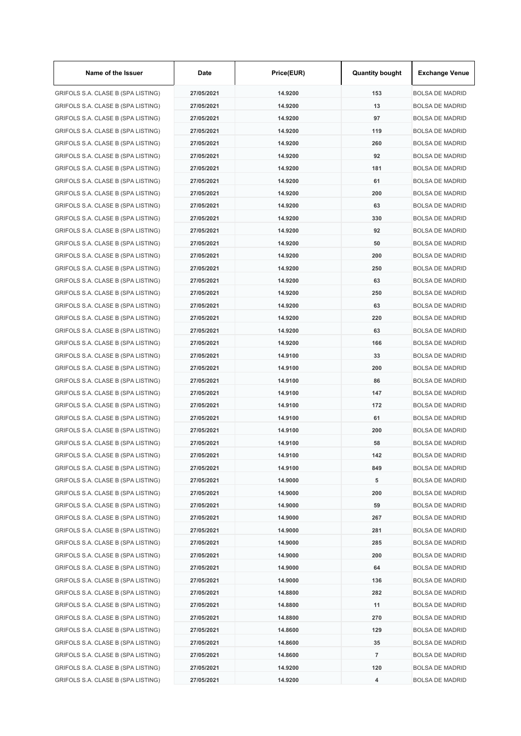| Name of the Issuer | Date | Price(EUR) | Quantity bought | Exchange Venue |
| --- | --- | --- | --- | --- |
| GRIFOLS S.A. CLASE B (SPA LISTING) | 27/05/2021 | 14.9200 | 153 | BOLSA DE MADRID |
| GRIFOLS S.A. CLASE B (SPA LISTING) | 27/05/2021 | 14.9200 | 13 | BOLSA DE MADRID |
| GRIFOLS S.A. CLASE B (SPA LISTING) | 27/05/2021 | 14.9200 | 97 | BOLSA DE MADRID |
| GRIFOLS S.A. CLASE B (SPA LISTING) | 27/05/2021 | 14.9200 | 119 | BOLSA DE MADRID |
| GRIFOLS S.A. CLASE B (SPA LISTING) | 27/05/2021 | 14.9200 | 260 | BOLSA DE MADRID |
| GRIFOLS S.A. CLASE B (SPA LISTING) | 27/05/2021 | 14.9200 | 92 | BOLSA DE MADRID |
| GRIFOLS S.A. CLASE B (SPA LISTING) | 27/05/2021 | 14.9200 | 181 | BOLSA DE MADRID |
| GRIFOLS S.A. CLASE B (SPA LISTING) | 27/05/2021 | 14.9200 | 61 | BOLSA DE MADRID |
| GRIFOLS S.A. CLASE B (SPA LISTING) | 27/05/2021 | 14.9200 | 200 | BOLSA DE MADRID |
| GRIFOLS S.A. CLASE B (SPA LISTING) | 27/05/2021 | 14.9200 | 63 | BOLSA DE MADRID |
| GRIFOLS S.A. CLASE B (SPA LISTING) | 27/05/2021 | 14.9200 | 330 | BOLSA DE MADRID |
| GRIFOLS S.A. CLASE B (SPA LISTING) | 27/05/2021 | 14.9200 | 92 | BOLSA DE MADRID |
| GRIFOLS S.A. CLASE B (SPA LISTING) | 27/05/2021 | 14.9200 | 50 | BOLSA DE MADRID |
| GRIFOLS S.A. CLASE B (SPA LISTING) | 27/05/2021 | 14.9200 | 200 | BOLSA DE MADRID |
| GRIFOLS S.A. CLASE B (SPA LISTING) | 27/05/2021 | 14.9200 | 250 | BOLSA DE MADRID |
| GRIFOLS S.A. CLASE B (SPA LISTING) | 27/05/2021 | 14.9200 | 63 | BOLSA DE MADRID |
| GRIFOLS S.A. CLASE B (SPA LISTING) | 27/05/2021 | 14.9200 | 250 | BOLSA DE MADRID |
| GRIFOLS S.A. CLASE B (SPA LISTING) | 27/05/2021 | 14.9200 | 63 | BOLSA DE MADRID |
| GRIFOLS S.A. CLASE B (SPA LISTING) | 27/05/2021 | 14.9200 | 220 | BOLSA DE MADRID |
| GRIFOLS S.A. CLASE B (SPA LISTING) | 27/05/2021 | 14.9200 | 63 | BOLSA DE MADRID |
| GRIFOLS S.A. CLASE B (SPA LISTING) | 27/05/2021 | 14.9200 | 166 | BOLSA DE MADRID |
| GRIFOLS S.A. CLASE B (SPA LISTING) | 27/05/2021 | 14.9100 | 33 | BOLSA DE MADRID |
| GRIFOLS S.A. CLASE B (SPA LISTING) | 27/05/2021 | 14.9100 | 200 | BOLSA DE MADRID |
| GRIFOLS S.A. CLASE B (SPA LISTING) | 27/05/2021 | 14.9100 | 86 | BOLSA DE MADRID |
| GRIFOLS S.A. CLASE B (SPA LISTING) | 27/05/2021 | 14.9100 | 147 | BOLSA DE MADRID |
| GRIFOLS S.A. CLASE B (SPA LISTING) | 27/05/2021 | 14.9100 | 172 | BOLSA DE MADRID |
| GRIFOLS S.A. CLASE B (SPA LISTING) | 27/05/2021 | 14.9100 | 61 | BOLSA DE MADRID |
| GRIFOLS S.A. CLASE B (SPA LISTING) | 27/05/2021 | 14.9100 | 200 | BOLSA DE MADRID |
| GRIFOLS S.A. CLASE B (SPA LISTING) | 27/05/2021 | 14.9100 | 58 | BOLSA DE MADRID |
| GRIFOLS S.A. CLASE B (SPA LISTING) | 27/05/2021 | 14.9100 | 142 | BOLSA DE MADRID |
| GRIFOLS S.A. CLASE B (SPA LISTING) | 27/05/2021 | 14.9100 | 849 | BOLSA DE MADRID |
| GRIFOLS S.A. CLASE B (SPA LISTING) | 27/05/2021 | 14.9000 | 5 | BOLSA DE MADRID |
| GRIFOLS S.A. CLASE B (SPA LISTING) | 27/05/2021 | 14.9000 | 200 | BOLSA DE MADRID |
| GRIFOLS S.A. CLASE B (SPA LISTING) | 27/05/2021 | 14.9000 | 59 | BOLSA DE MADRID |
| GRIFOLS S.A. CLASE B (SPA LISTING) | 27/05/2021 | 14.9000 | 267 | BOLSA DE MADRID |
| GRIFOLS S.A. CLASE B (SPA LISTING) | 27/05/2021 | 14.9000 | 281 | BOLSA DE MADRID |
| GRIFOLS S.A. CLASE B (SPA LISTING) | 27/05/2021 | 14.9000 | 285 | BOLSA DE MADRID |
| GRIFOLS S.A. CLASE B (SPA LISTING) | 27/05/2021 | 14.9000 | 200 | BOLSA DE MADRID |
| GRIFOLS S.A. CLASE B (SPA LISTING) | 27/05/2021 | 14.9000 | 64 | BOLSA DE MADRID |
| GRIFOLS S.A. CLASE B (SPA LISTING) | 27/05/2021 | 14.9000 | 136 | BOLSA DE MADRID |
| GRIFOLS S.A. CLASE B (SPA LISTING) | 27/05/2021 | 14.8800 | 282 | BOLSA DE MADRID |
| GRIFOLS S.A. CLASE B (SPA LISTING) | 27/05/2021 | 14.8800 | 11 | BOLSA DE MADRID |
| GRIFOLS S.A. CLASE B (SPA LISTING) | 27/05/2021 | 14.8800 | 270 | BOLSA DE MADRID |
| GRIFOLS S.A. CLASE B (SPA LISTING) | 27/05/2021 | 14.8600 | 129 | BOLSA DE MADRID |
| GRIFOLS S.A. CLASE B (SPA LISTING) | 27/05/2021 | 14.8600 | 35 | BOLSA DE MADRID |
| GRIFOLS S.A. CLASE B (SPA LISTING) | 27/05/2021 | 14.8600 | 7 | BOLSA DE MADRID |
| GRIFOLS S.A. CLASE B (SPA LISTING) | 27/05/2021 | 14.9200 | 120 | BOLSA DE MADRID |
| GRIFOLS S.A. CLASE B (SPA LISTING) | 27/05/2021 | 14.9200 | 4 | BOLSA DE MADRID |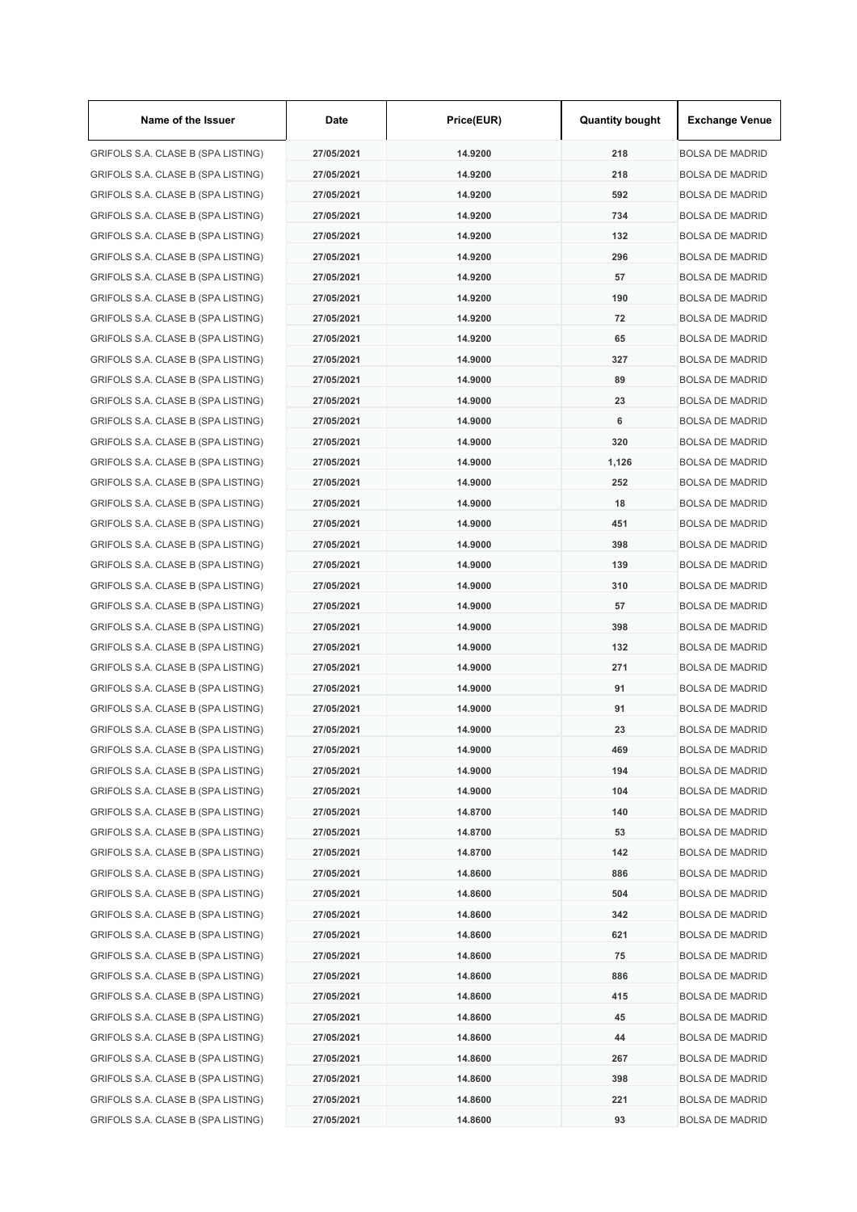| Name of the Issuer | Date | Price(EUR) | Quantity bought | Exchange Venue |
|---|---|---|---|---|
| GRIFOLS S.A. CLASE B (SPA LISTING) | 27/05/2021 | 14.9200 | 218 | BOLSA DE MADRID |
| GRIFOLS S.A. CLASE B (SPA LISTING) | 27/05/2021 | 14.9200 | 218 | BOLSA DE MADRID |
| GRIFOLS S.A. CLASE B (SPA LISTING) | 27/05/2021 | 14.9200 | 592 | BOLSA DE MADRID |
| GRIFOLS S.A. CLASE B (SPA LISTING) | 27/05/2021 | 14.9200 | 734 | BOLSA DE MADRID |
| GRIFOLS S.A. CLASE B (SPA LISTING) | 27/05/2021 | 14.9200 | 132 | BOLSA DE MADRID |
| GRIFOLS S.A. CLASE B (SPA LISTING) | 27/05/2021 | 14.9200 | 296 | BOLSA DE MADRID |
| GRIFOLS S.A. CLASE B (SPA LISTING) | 27/05/2021 | 14.9200 | 57 | BOLSA DE MADRID |
| GRIFOLS S.A. CLASE B (SPA LISTING) | 27/05/2021 | 14.9200 | 190 | BOLSA DE MADRID |
| GRIFOLS S.A. CLASE B (SPA LISTING) | 27/05/2021 | 14.9200 | 72 | BOLSA DE MADRID |
| GRIFOLS S.A. CLASE B (SPA LISTING) | 27/05/2021 | 14.9200 | 65 | BOLSA DE MADRID |
| GRIFOLS S.A. CLASE B (SPA LISTING) | 27/05/2021 | 14.9000 | 327 | BOLSA DE MADRID |
| GRIFOLS S.A. CLASE B (SPA LISTING) | 27/05/2021 | 14.9000 | 89 | BOLSA DE MADRID |
| GRIFOLS S.A. CLASE B (SPA LISTING) | 27/05/2021 | 14.9000 | 23 | BOLSA DE MADRID |
| GRIFOLS S.A. CLASE B (SPA LISTING) | 27/05/2021 | 14.9000 | 6 | BOLSA DE MADRID |
| GRIFOLS S.A. CLASE B (SPA LISTING) | 27/05/2021 | 14.9000 | 320 | BOLSA DE MADRID |
| GRIFOLS S.A. CLASE B (SPA LISTING) | 27/05/2021 | 14.9000 | 1,126 | BOLSA DE MADRID |
| GRIFOLS S.A. CLASE B (SPA LISTING) | 27/05/2021 | 14.9000 | 252 | BOLSA DE MADRID |
| GRIFOLS S.A. CLASE B (SPA LISTING) | 27/05/2021 | 14.9000 | 18 | BOLSA DE MADRID |
| GRIFOLS S.A. CLASE B (SPA LISTING) | 27/05/2021 | 14.9000 | 451 | BOLSA DE MADRID |
| GRIFOLS S.A. CLASE B (SPA LISTING) | 27/05/2021 | 14.9000 | 398 | BOLSA DE MADRID |
| GRIFOLS S.A. CLASE B (SPA LISTING) | 27/05/2021 | 14.9000 | 139 | BOLSA DE MADRID |
| GRIFOLS S.A. CLASE B (SPA LISTING) | 27/05/2021 | 14.9000 | 310 | BOLSA DE MADRID |
| GRIFOLS S.A. CLASE B (SPA LISTING) | 27/05/2021 | 14.9000 | 57 | BOLSA DE MADRID |
| GRIFOLS S.A. CLASE B (SPA LISTING) | 27/05/2021 | 14.9000 | 398 | BOLSA DE MADRID |
| GRIFOLS S.A. CLASE B (SPA LISTING) | 27/05/2021 | 14.9000 | 132 | BOLSA DE MADRID |
| GRIFOLS S.A. CLASE B (SPA LISTING) | 27/05/2021 | 14.9000 | 271 | BOLSA DE MADRID |
| GRIFOLS S.A. CLASE B (SPA LISTING) | 27/05/2021 | 14.9000 | 91 | BOLSA DE MADRID |
| GRIFOLS S.A. CLASE B (SPA LISTING) | 27/05/2021 | 14.9000 | 91 | BOLSA DE MADRID |
| GRIFOLS S.A. CLASE B (SPA LISTING) | 27/05/2021 | 14.9000 | 23 | BOLSA DE MADRID |
| GRIFOLS S.A. CLASE B (SPA LISTING) | 27/05/2021 | 14.9000 | 469 | BOLSA DE MADRID |
| GRIFOLS S.A. CLASE B (SPA LISTING) | 27/05/2021 | 14.9000 | 194 | BOLSA DE MADRID |
| GRIFOLS S.A. CLASE B (SPA LISTING) | 27/05/2021 | 14.9000 | 104 | BOLSA DE MADRID |
| GRIFOLS S.A. CLASE B (SPA LISTING) | 27/05/2021 | 14.8700 | 140 | BOLSA DE MADRID |
| GRIFOLS S.A. CLASE B (SPA LISTING) | 27/05/2021 | 14.8700 | 53 | BOLSA DE MADRID |
| GRIFOLS S.A. CLASE B (SPA LISTING) | 27/05/2021 | 14.8700 | 142 | BOLSA DE MADRID |
| GRIFOLS S.A. CLASE B (SPA LISTING) | 27/05/2021 | 14.8600 | 886 | BOLSA DE MADRID |
| GRIFOLS S.A. CLASE B (SPA LISTING) | 27/05/2021 | 14.8600 | 504 | BOLSA DE MADRID |
| GRIFOLS S.A. CLASE B (SPA LISTING) | 27/05/2021 | 14.8600 | 342 | BOLSA DE MADRID |
| GRIFOLS S.A. CLASE B (SPA LISTING) | 27/05/2021 | 14.8600 | 621 | BOLSA DE MADRID |
| GRIFOLS S.A. CLASE B (SPA LISTING) | 27/05/2021 | 14.8600 | 75 | BOLSA DE MADRID |
| GRIFOLS S.A. CLASE B (SPA LISTING) | 27/05/2021 | 14.8600 | 886 | BOLSA DE MADRID |
| GRIFOLS S.A. CLASE B (SPA LISTING) | 27/05/2021 | 14.8600 | 415 | BOLSA DE MADRID |
| GRIFOLS S.A. CLASE B (SPA LISTING) | 27/05/2021 | 14.8600 | 45 | BOLSA DE MADRID |
| GRIFOLS S.A. CLASE B (SPA LISTING) | 27/05/2021 | 14.8600 | 44 | BOLSA DE MADRID |
| GRIFOLS S.A. CLASE B (SPA LISTING) | 27/05/2021 | 14.8600 | 267 | BOLSA DE MADRID |
| GRIFOLS S.A. CLASE B (SPA LISTING) | 27/05/2021 | 14.8600 | 398 | BOLSA DE MADRID |
| GRIFOLS S.A. CLASE B (SPA LISTING) | 27/05/2021 | 14.8600 | 221 | BOLSA DE MADRID |
| GRIFOLS S.A. CLASE B (SPA LISTING) | 27/05/2021 | 14.8600 | 93 | BOLSA DE MADRID |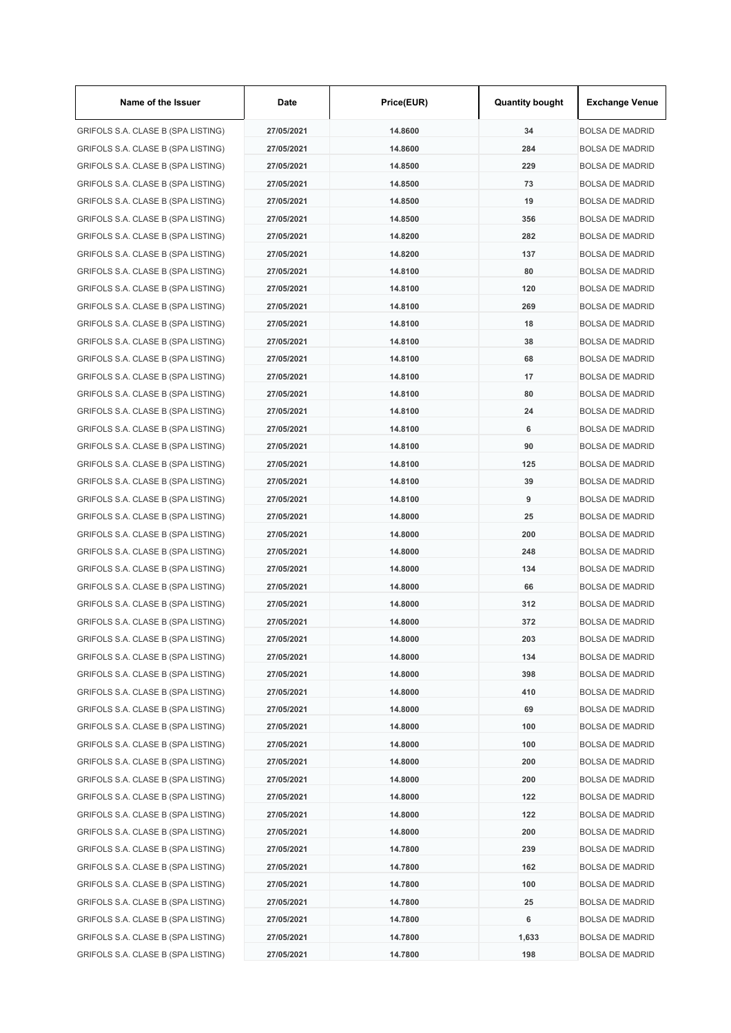| Name of the Issuer | Date | Price(EUR) | Quantity bought | Exchange Venue |
|---|---|---|---|---|
| GRIFOLS S.A. CLASE B (SPA LISTING) | 27/05/2021 | 14.8600 | 34 | BOLSA DE MADRID |
| GRIFOLS S.A. CLASE B (SPA LISTING) | 27/05/2021 | 14.8600 | 284 | BOLSA DE MADRID |
| GRIFOLS S.A. CLASE B (SPA LISTING) | 27/05/2021 | 14.8500 | 229 | BOLSA DE MADRID |
| GRIFOLS S.A. CLASE B (SPA LISTING) | 27/05/2021 | 14.8500 | 73 | BOLSA DE MADRID |
| GRIFOLS S.A. CLASE B (SPA LISTING) | 27/05/2021 | 14.8500 | 19 | BOLSA DE MADRID |
| GRIFOLS S.A. CLASE B (SPA LISTING) | 27/05/2021 | 14.8500 | 356 | BOLSA DE MADRID |
| GRIFOLS S.A. CLASE B (SPA LISTING) | 27/05/2021 | 14.8200 | 282 | BOLSA DE MADRID |
| GRIFOLS S.A. CLASE B (SPA LISTING) | 27/05/2021 | 14.8200 | 137 | BOLSA DE MADRID |
| GRIFOLS S.A. CLASE B (SPA LISTING) | 27/05/2021 | 14.8100 | 80 | BOLSA DE MADRID |
| GRIFOLS S.A. CLASE B (SPA LISTING) | 27/05/2021 | 14.8100 | 120 | BOLSA DE MADRID |
| GRIFOLS S.A. CLASE B (SPA LISTING) | 27/05/2021 | 14.8100 | 269 | BOLSA DE MADRID |
| GRIFOLS S.A. CLASE B (SPA LISTING) | 27/05/2021 | 14.8100 | 18 | BOLSA DE MADRID |
| GRIFOLS S.A. CLASE B (SPA LISTING) | 27/05/2021 | 14.8100 | 38 | BOLSA DE MADRID |
| GRIFOLS S.A. CLASE B (SPA LISTING) | 27/05/2021 | 14.8100 | 68 | BOLSA DE MADRID |
| GRIFOLS S.A. CLASE B (SPA LISTING) | 27/05/2021 | 14.8100 | 17 | BOLSA DE MADRID |
| GRIFOLS S.A. CLASE B (SPA LISTING) | 27/05/2021 | 14.8100 | 80 | BOLSA DE MADRID |
| GRIFOLS S.A. CLASE B (SPA LISTING) | 27/05/2021 | 14.8100 | 24 | BOLSA DE MADRID |
| GRIFOLS S.A. CLASE B (SPA LISTING) | 27/05/2021 | 14.8100 | 6 | BOLSA DE MADRID |
| GRIFOLS S.A. CLASE B (SPA LISTING) | 27/05/2021 | 14.8100 | 90 | BOLSA DE MADRID |
| GRIFOLS S.A. CLASE B (SPA LISTING) | 27/05/2021 | 14.8100 | 125 | BOLSA DE MADRID |
| GRIFOLS S.A. CLASE B (SPA LISTING) | 27/05/2021 | 14.8100 | 39 | BOLSA DE MADRID |
| GRIFOLS S.A. CLASE B (SPA LISTING) | 27/05/2021 | 14.8100 | 9 | BOLSA DE MADRID |
| GRIFOLS S.A. CLASE B (SPA LISTING) | 27/05/2021 | 14.8000 | 25 | BOLSA DE MADRID |
| GRIFOLS S.A. CLASE B (SPA LISTING) | 27/05/2021 | 14.8000 | 200 | BOLSA DE MADRID |
| GRIFOLS S.A. CLASE B (SPA LISTING) | 27/05/2021 | 14.8000 | 248 | BOLSA DE MADRID |
| GRIFOLS S.A. CLASE B (SPA LISTING) | 27/05/2021 | 14.8000 | 134 | BOLSA DE MADRID |
| GRIFOLS S.A. CLASE B (SPA LISTING) | 27/05/2021 | 14.8000 | 66 | BOLSA DE MADRID |
| GRIFOLS S.A. CLASE B (SPA LISTING) | 27/05/2021 | 14.8000 | 312 | BOLSA DE MADRID |
| GRIFOLS S.A. CLASE B (SPA LISTING) | 27/05/2021 | 14.8000 | 372 | BOLSA DE MADRID |
| GRIFOLS S.A. CLASE B (SPA LISTING) | 27/05/2021 | 14.8000 | 203 | BOLSA DE MADRID |
| GRIFOLS S.A. CLASE B (SPA LISTING) | 27/05/2021 | 14.8000 | 134 | BOLSA DE MADRID |
| GRIFOLS S.A. CLASE B (SPA LISTING) | 27/05/2021 | 14.8000 | 398 | BOLSA DE MADRID |
| GRIFOLS S.A. CLASE B (SPA LISTING) | 27/05/2021 | 14.8000 | 410 | BOLSA DE MADRID |
| GRIFOLS S.A. CLASE B (SPA LISTING) | 27/05/2021 | 14.8000 | 69 | BOLSA DE MADRID |
| GRIFOLS S.A. CLASE B (SPA LISTING) | 27/05/2021 | 14.8000 | 100 | BOLSA DE MADRID |
| GRIFOLS S.A. CLASE B (SPA LISTING) | 27/05/2021 | 14.8000 | 100 | BOLSA DE MADRID |
| GRIFOLS S.A. CLASE B (SPA LISTING) | 27/05/2021 | 14.8000 | 200 | BOLSA DE MADRID |
| GRIFOLS S.A. CLASE B (SPA LISTING) | 27/05/2021 | 14.8000 | 200 | BOLSA DE MADRID |
| GRIFOLS S.A. CLASE B (SPA LISTING) | 27/05/2021 | 14.8000 | 122 | BOLSA DE MADRID |
| GRIFOLS S.A. CLASE B (SPA LISTING) | 27/05/2021 | 14.8000 | 122 | BOLSA DE MADRID |
| GRIFOLS S.A. CLASE B (SPA LISTING) | 27/05/2021 | 14.8000 | 200 | BOLSA DE MADRID |
| GRIFOLS S.A. CLASE B (SPA LISTING) | 27/05/2021 | 14.7800 | 239 | BOLSA DE MADRID |
| GRIFOLS S.A. CLASE B (SPA LISTING) | 27/05/2021 | 14.7800 | 162 | BOLSA DE MADRID |
| GRIFOLS S.A. CLASE B (SPA LISTING) | 27/05/2021 | 14.7800 | 100 | BOLSA DE MADRID |
| GRIFOLS S.A. CLASE B (SPA LISTING) | 27/05/2021 | 14.7800 | 25 | BOLSA DE MADRID |
| GRIFOLS S.A. CLASE B (SPA LISTING) | 27/05/2021 | 14.7800 | 6 | BOLSA DE MADRID |
| GRIFOLS S.A. CLASE B (SPA LISTING) | 27/05/2021 | 14.7800 | 1,633 | BOLSA DE MADRID |
| GRIFOLS S.A. CLASE B (SPA LISTING) | 27/05/2021 | 14.7800 | 198 | BOLSA DE MADRID |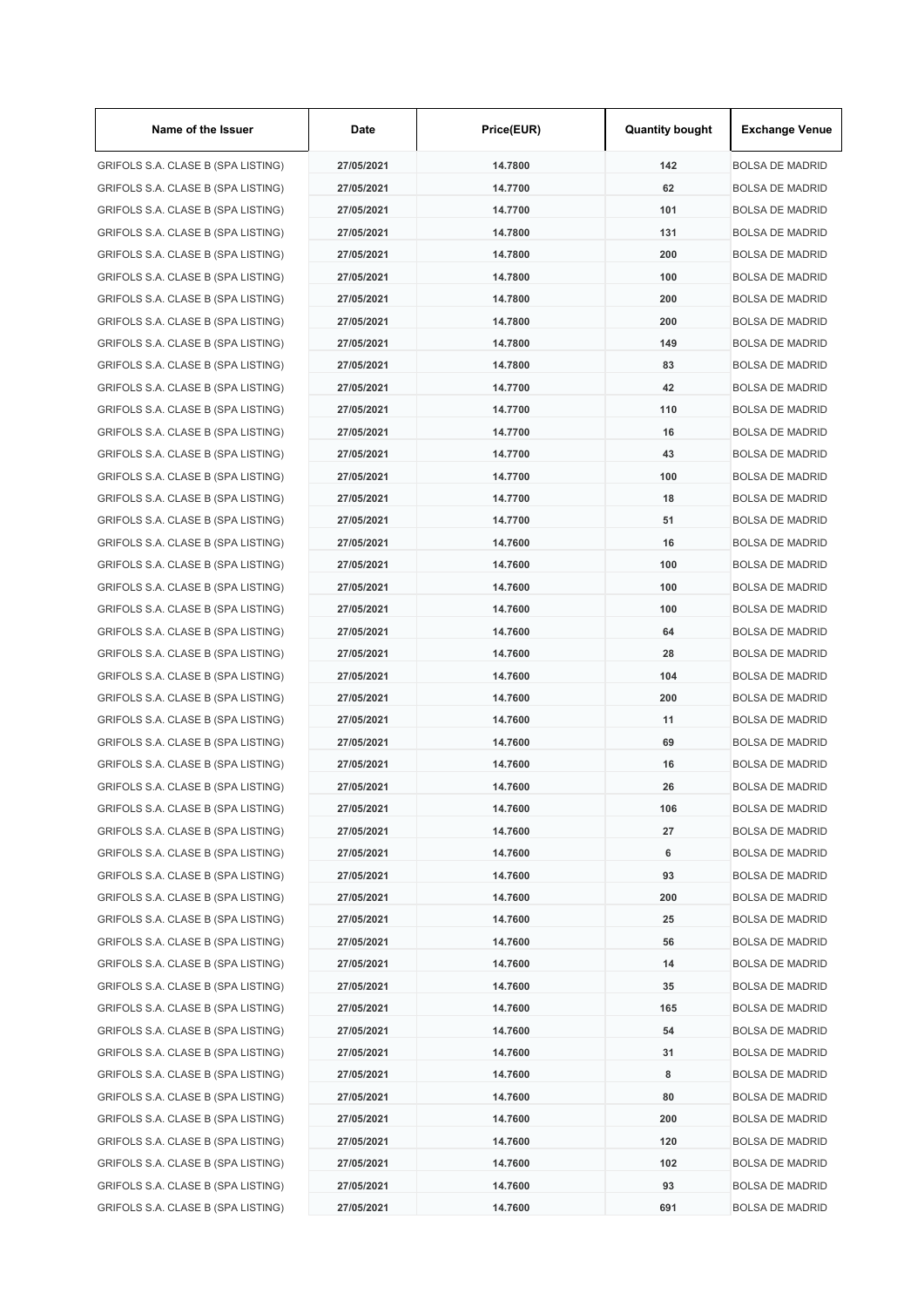| Name of the Issuer | Date | Price(EUR) | Quantity bought | Exchange Venue |
|---|---|---|---|---|
| GRIFOLS S.A. CLASE B (SPA LISTING) | 27/05/2021 | 14.7800 | 142 | BOLSA DE MADRID |
| GRIFOLS S.A. CLASE B (SPA LISTING) | 27/05/2021 | 14.7700 | 62 | BOLSA DE MADRID |
| GRIFOLS S.A. CLASE B (SPA LISTING) | 27/05/2021 | 14.7700 | 101 | BOLSA DE MADRID |
| GRIFOLS S.A. CLASE B (SPA LISTING) | 27/05/2021 | 14.7800 | 131 | BOLSA DE MADRID |
| GRIFOLS S.A. CLASE B (SPA LISTING) | 27/05/2021 | 14.7800 | 200 | BOLSA DE MADRID |
| GRIFOLS S.A. CLASE B (SPA LISTING) | 27/05/2021 | 14.7800 | 100 | BOLSA DE MADRID |
| GRIFOLS S.A. CLASE B (SPA LISTING) | 27/05/2021 | 14.7800 | 200 | BOLSA DE MADRID |
| GRIFOLS S.A. CLASE B (SPA LISTING) | 27/05/2021 | 14.7800 | 200 | BOLSA DE MADRID |
| GRIFOLS S.A. CLASE B (SPA LISTING) | 27/05/2021 | 14.7800 | 149 | BOLSA DE MADRID |
| GRIFOLS S.A. CLASE B (SPA LISTING) | 27/05/2021 | 14.7800 | 83 | BOLSA DE MADRID |
| GRIFOLS S.A. CLASE B (SPA LISTING) | 27/05/2021 | 14.7700 | 42 | BOLSA DE MADRID |
| GRIFOLS S.A. CLASE B (SPA LISTING) | 27/05/2021 | 14.7700 | 110 | BOLSA DE MADRID |
| GRIFOLS S.A. CLASE B (SPA LISTING) | 27/05/2021 | 14.7700 | 16 | BOLSA DE MADRID |
| GRIFOLS S.A. CLASE B (SPA LISTING) | 27/05/2021 | 14.7700 | 43 | BOLSA DE MADRID |
| GRIFOLS S.A. CLASE B (SPA LISTING) | 27/05/2021 | 14.7700 | 100 | BOLSA DE MADRID |
| GRIFOLS S.A. CLASE B (SPA LISTING) | 27/05/2021 | 14.7700 | 18 | BOLSA DE MADRID |
| GRIFOLS S.A. CLASE B (SPA LISTING) | 27/05/2021 | 14.7700 | 51 | BOLSA DE MADRID |
| GRIFOLS S.A. CLASE B (SPA LISTING) | 27/05/2021 | 14.7600 | 16 | BOLSA DE MADRID |
| GRIFOLS S.A. CLASE B (SPA LISTING) | 27/05/2021 | 14.7600 | 100 | BOLSA DE MADRID |
| GRIFOLS S.A. CLASE B (SPA LISTING) | 27/05/2021 | 14.7600 | 100 | BOLSA DE MADRID |
| GRIFOLS S.A. CLASE B (SPA LISTING) | 27/05/2021 | 14.7600 | 100 | BOLSA DE MADRID |
| GRIFOLS S.A. CLASE B (SPA LISTING) | 27/05/2021 | 14.7600 | 64 | BOLSA DE MADRID |
| GRIFOLS S.A. CLASE B (SPA LISTING) | 27/05/2021 | 14.7600 | 28 | BOLSA DE MADRID |
| GRIFOLS S.A. CLASE B (SPA LISTING) | 27/05/2021 | 14.7600 | 104 | BOLSA DE MADRID |
| GRIFOLS S.A. CLASE B (SPA LISTING) | 27/05/2021 | 14.7600 | 200 | BOLSA DE MADRID |
| GRIFOLS S.A. CLASE B (SPA LISTING) | 27/05/2021 | 14.7600 | 11 | BOLSA DE MADRID |
| GRIFOLS S.A. CLASE B (SPA LISTING) | 27/05/2021 | 14.7600 | 69 | BOLSA DE MADRID |
| GRIFOLS S.A. CLASE B (SPA LISTING) | 27/05/2021 | 14.7600 | 16 | BOLSA DE MADRID |
| GRIFOLS S.A. CLASE B (SPA LISTING) | 27/05/2021 | 14.7600 | 26 | BOLSA DE MADRID |
| GRIFOLS S.A. CLASE B (SPA LISTING) | 27/05/2021 | 14.7600 | 106 | BOLSA DE MADRID |
| GRIFOLS S.A. CLASE B (SPA LISTING) | 27/05/2021 | 14.7600 | 27 | BOLSA DE MADRID |
| GRIFOLS S.A. CLASE B (SPA LISTING) | 27/05/2021 | 14.7600 | 6 | BOLSA DE MADRID |
| GRIFOLS S.A. CLASE B (SPA LISTING) | 27/05/2021 | 14.7600 | 93 | BOLSA DE MADRID |
| GRIFOLS S.A. CLASE B (SPA LISTING) | 27/05/2021 | 14.7600 | 200 | BOLSA DE MADRID |
| GRIFOLS S.A. CLASE B (SPA LISTING) | 27/05/2021 | 14.7600 | 25 | BOLSA DE MADRID |
| GRIFOLS S.A. CLASE B (SPA LISTING) | 27/05/2021 | 14.7600 | 56 | BOLSA DE MADRID |
| GRIFOLS S.A. CLASE B (SPA LISTING) | 27/05/2021 | 14.7600 | 14 | BOLSA DE MADRID |
| GRIFOLS S.A. CLASE B (SPA LISTING) | 27/05/2021 | 14.7600 | 35 | BOLSA DE MADRID |
| GRIFOLS S.A. CLASE B (SPA LISTING) | 27/05/2021 | 14.7600 | 165 | BOLSA DE MADRID |
| GRIFOLS S.A. CLASE B (SPA LISTING) | 27/05/2021 | 14.7600 | 54 | BOLSA DE MADRID |
| GRIFOLS S.A. CLASE B (SPA LISTING) | 27/05/2021 | 14.7600 | 31 | BOLSA DE MADRID |
| GRIFOLS S.A. CLASE B (SPA LISTING) | 27/05/2021 | 14.7600 | 8 | BOLSA DE MADRID |
| GRIFOLS S.A. CLASE B (SPA LISTING) | 27/05/2021 | 14.7600 | 80 | BOLSA DE MADRID |
| GRIFOLS S.A. CLASE B (SPA LISTING) | 27/05/2021 | 14.7600 | 200 | BOLSA DE MADRID |
| GRIFOLS S.A. CLASE B (SPA LISTING) | 27/05/2021 | 14.7600 | 120 | BOLSA DE MADRID |
| GRIFOLS S.A. CLASE B (SPA LISTING) | 27/05/2021 | 14.7600 | 102 | BOLSA DE MADRID |
| GRIFOLS S.A. CLASE B (SPA LISTING) | 27/05/2021 | 14.7600 | 93 | BOLSA DE MADRID |
| GRIFOLS S.A. CLASE B (SPA LISTING) | 27/05/2021 | 14.7600 | 691 | BOLSA DE MADRID |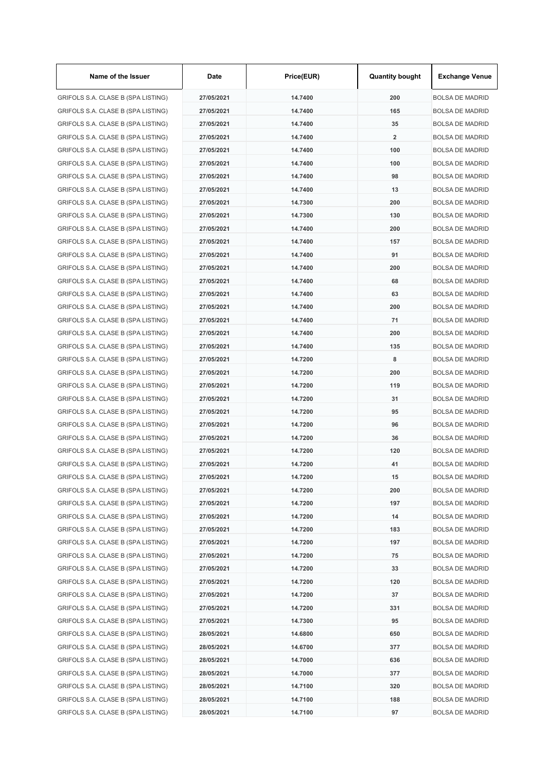| Name of the Issuer | Date | Price(EUR) | Quantity bought | Exchange Venue |
|---|---|---|---|---|
| GRIFOLS S.A. CLASE B (SPA LISTING) | 27/05/2021 | 14.7400 | 200 | BOLSA DE MADRID |
| GRIFOLS S.A. CLASE B (SPA LISTING) | 27/05/2021 | 14.7400 | 165 | BOLSA DE MADRID |
| GRIFOLS S.A. CLASE B (SPA LISTING) | 27/05/2021 | 14.7400 | 35 | BOLSA DE MADRID |
| GRIFOLS S.A. CLASE B (SPA LISTING) | 27/05/2021 | 14.7400 | 2 | BOLSA DE MADRID |
| GRIFOLS S.A. CLASE B (SPA LISTING) | 27/05/2021 | 14.7400 | 100 | BOLSA DE MADRID |
| GRIFOLS S.A. CLASE B (SPA LISTING) | 27/05/2021 | 14.7400 | 100 | BOLSA DE MADRID |
| GRIFOLS S.A. CLASE B (SPA LISTING) | 27/05/2021 | 14.7400 | 98 | BOLSA DE MADRID |
| GRIFOLS S.A. CLASE B (SPA LISTING) | 27/05/2021 | 14.7400 | 13 | BOLSA DE MADRID |
| GRIFOLS S.A. CLASE B (SPA LISTING) | 27/05/2021 | 14.7300 | 200 | BOLSA DE MADRID |
| GRIFOLS S.A. CLASE B (SPA LISTING) | 27/05/2021 | 14.7300 | 130 | BOLSA DE MADRID |
| GRIFOLS S.A. CLASE B (SPA LISTING) | 27/05/2021 | 14.7400 | 200 | BOLSA DE MADRID |
| GRIFOLS S.A. CLASE B (SPA LISTING) | 27/05/2021 | 14.7400 | 157 | BOLSA DE MADRID |
| GRIFOLS S.A. CLASE B (SPA LISTING) | 27/05/2021 | 14.7400 | 91 | BOLSA DE MADRID |
| GRIFOLS S.A. CLASE B (SPA LISTING) | 27/05/2021 | 14.7400 | 200 | BOLSA DE MADRID |
| GRIFOLS S.A. CLASE B (SPA LISTING) | 27/05/2021 | 14.7400 | 68 | BOLSA DE MADRID |
| GRIFOLS S.A. CLASE B (SPA LISTING) | 27/05/2021 | 14.7400 | 63 | BOLSA DE MADRID |
| GRIFOLS S.A. CLASE B (SPA LISTING) | 27/05/2021 | 14.7400 | 200 | BOLSA DE MADRID |
| GRIFOLS S.A. CLASE B (SPA LISTING) | 27/05/2021 | 14.7400 | 71 | BOLSA DE MADRID |
| GRIFOLS S.A. CLASE B (SPA LISTING) | 27/05/2021 | 14.7400 | 200 | BOLSA DE MADRID |
| GRIFOLS S.A. CLASE B (SPA LISTING) | 27/05/2021 | 14.7400 | 135 | BOLSA DE MADRID |
| GRIFOLS S.A. CLASE B (SPA LISTING) | 27/05/2021 | 14.7200 | 8 | BOLSA DE MADRID |
| GRIFOLS S.A. CLASE B (SPA LISTING) | 27/05/2021 | 14.7200 | 200 | BOLSA DE MADRID |
| GRIFOLS S.A. CLASE B (SPA LISTING) | 27/05/2021 | 14.7200 | 119 | BOLSA DE MADRID |
| GRIFOLS S.A. CLASE B (SPA LISTING) | 27/05/2021 | 14.7200 | 31 | BOLSA DE MADRID |
| GRIFOLS S.A. CLASE B (SPA LISTING) | 27/05/2021 | 14.7200 | 95 | BOLSA DE MADRID |
| GRIFOLS S.A. CLASE B (SPA LISTING) | 27/05/2021 | 14.7200 | 96 | BOLSA DE MADRID |
| GRIFOLS S.A. CLASE B (SPA LISTING) | 27/05/2021 | 14.7200 | 36 | BOLSA DE MADRID |
| GRIFOLS S.A. CLASE B (SPA LISTING) | 27/05/2021 | 14.7200 | 120 | BOLSA DE MADRID |
| GRIFOLS S.A. CLASE B (SPA LISTING) | 27/05/2021 | 14.7200 | 41 | BOLSA DE MADRID |
| GRIFOLS S.A. CLASE B (SPA LISTING) | 27/05/2021 | 14.7200 | 15 | BOLSA DE MADRID |
| GRIFOLS S.A. CLASE B (SPA LISTING) | 27/05/2021 | 14.7200 | 200 | BOLSA DE MADRID |
| GRIFOLS S.A. CLASE B (SPA LISTING) | 27/05/2021 | 14.7200 | 197 | BOLSA DE MADRID |
| GRIFOLS S.A. CLASE B (SPA LISTING) | 27/05/2021 | 14.7200 | 14 | BOLSA DE MADRID |
| GRIFOLS S.A. CLASE B (SPA LISTING) | 27/05/2021 | 14.7200 | 183 | BOLSA DE MADRID |
| GRIFOLS S.A. CLASE B (SPA LISTING) | 27/05/2021 | 14.7200 | 197 | BOLSA DE MADRID |
| GRIFOLS S.A. CLASE B (SPA LISTING) | 27/05/2021 | 14.7200 | 75 | BOLSA DE MADRID |
| GRIFOLS S.A. CLASE B (SPA LISTING) | 27/05/2021 | 14.7200 | 33 | BOLSA DE MADRID |
| GRIFOLS S.A. CLASE B (SPA LISTING) | 27/05/2021 | 14.7200 | 120 | BOLSA DE MADRID |
| GRIFOLS S.A. CLASE B (SPA LISTING) | 27/05/2021 | 14.7200 | 37 | BOLSA DE MADRID |
| GRIFOLS S.A. CLASE B (SPA LISTING) | 27/05/2021 | 14.7200 | 331 | BOLSA DE MADRID |
| GRIFOLS S.A. CLASE B (SPA LISTING) | 27/05/2021 | 14.7300 | 95 | BOLSA DE MADRID |
| GRIFOLS S.A. CLASE B (SPA LISTING) | 28/05/2021 | 14.6800 | 650 | BOLSA DE MADRID |
| GRIFOLS S.A. CLASE B (SPA LISTING) | 28/05/2021 | 14.6700 | 377 | BOLSA DE MADRID |
| GRIFOLS S.A. CLASE B (SPA LISTING) | 28/05/2021 | 14.7000 | 636 | BOLSA DE MADRID |
| GRIFOLS S.A. CLASE B (SPA LISTING) | 28/05/2021 | 14.7000 | 377 | BOLSA DE MADRID |
| GRIFOLS S.A. CLASE B (SPA LISTING) | 28/05/2021 | 14.7100 | 320 | BOLSA DE MADRID |
| GRIFOLS S.A. CLASE B (SPA LISTING) | 28/05/2021 | 14.7100 | 188 | BOLSA DE MADRID |
| GRIFOLS S.A. CLASE B (SPA LISTING) | 28/05/2021 | 14.7100 | 97 | BOLSA DE MADRID |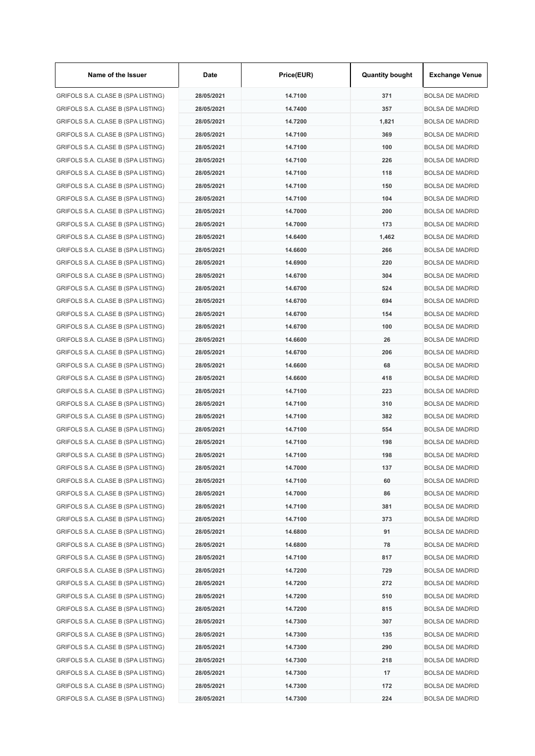| Name of the Issuer | Date | Price(EUR) | Quantity bought | Exchange Venue |
|---|---|---|---|---|
| GRIFOLS S.A. CLASE B (SPA LISTING) | 28/05/2021 | 14.7100 | 371 | BOLSA DE MADRID |
| GRIFOLS S.A. CLASE B (SPA LISTING) | 28/05/2021 | 14.7400 | 357 | BOLSA DE MADRID |
| GRIFOLS S.A. CLASE B (SPA LISTING) | 28/05/2021 | 14.7200 | 1,821 | BOLSA DE MADRID |
| GRIFOLS S.A. CLASE B (SPA LISTING) | 28/05/2021 | 14.7100 | 369 | BOLSA DE MADRID |
| GRIFOLS S.A. CLASE B (SPA LISTING) | 28/05/2021 | 14.7100 | 100 | BOLSA DE MADRID |
| GRIFOLS S.A. CLASE B (SPA LISTING) | 28/05/2021 | 14.7100 | 226 | BOLSA DE MADRID |
| GRIFOLS S.A. CLASE B (SPA LISTING) | 28/05/2021 | 14.7100 | 118 | BOLSA DE MADRID |
| GRIFOLS S.A. CLASE B (SPA LISTING) | 28/05/2021 | 14.7100 | 150 | BOLSA DE MADRID |
| GRIFOLS S.A. CLASE B (SPA LISTING) | 28/05/2021 | 14.7100 | 104 | BOLSA DE MADRID |
| GRIFOLS S.A. CLASE B (SPA LISTING) | 28/05/2021 | 14.7000 | 200 | BOLSA DE MADRID |
| GRIFOLS S.A. CLASE B (SPA LISTING) | 28/05/2021 | 14.7000 | 173 | BOLSA DE MADRID |
| GRIFOLS S.A. CLASE B (SPA LISTING) | 28/05/2021 | 14.6400 | 1,462 | BOLSA DE MADRID |
| GRIFOLS S.A. CLASE B (SPA LISTING) | 28/05/2021 | 14.6600 | 266 | BOLSA DE MADRID |
| GRIFOLS S.A. CLASE B (SPA LISTING) | 28/05/2021 | 14.6900 | 220 | BOLSA DE MADRID |
| GRIFOLS S.A. CLASE B (SPA LISTING) | 28/05/2021 | 14.6700 | 304 | BOLSA DE MADRID |
| GRIFOLS S.A. CLASE B (SPA LISTING) | 28/05/2021 | 14.6700 | 524 | BOLSA DE MADRID |
| GRIFOLS S.A. CLASE B (SPA LISTING) | 28/05/2021 | 14.6700 | 694 | BOLSA DE MADRID |
| GRIFOLS S.A. CLASE B (SPA LISTING) | 28/05/2021 | 14.6700 | 154 | BOLSA DE MADRID |
| GRIFOLS S.A. CLASE B (SPA LISTING) | 28/05/2021 | 14.6700 | 100 | BOLSA DE MADRID |
| GRIFOLS S.A. CLASE B (SPA LISTING) | 28/05/2021 | 14.6600 | 26 | BOLSA DE MADRID |
| GRIFOLS S.A. CLASE B (SPA LISTING) | 28/05/2021 | 14.6700 | 206 | BOLSA DE MADRID |
| GRIFOLS S.A. CLASE B (SPA LISTING) | 28/05/2021 | 14.6600 | 68 | BOLSA DE MADRID |
| GRIFOLS S.A. CLASE B (SPA LISTING) | 28/05/2021 | 14.6600 | 418 | BOLSA DE MADRID |
| GRIFOLS S.A. CLASE B (SPA LISTING) | 28/05/2021 | 14.7100 | 223 | BOLSA DE MADRID |
| GRIFOLS S.A. CLASE B (SPA LISTING) | 28/05/2021 | 14.7100 | 310 | BOLSA DE MADRID |
| GRIFOLS S.A. CLASE B (SPA LISTING) | 28/05/2021 | 14.7100 | 382 | BOLSA DE MADRID |
| GRIFOLS S.A. CLASE B (SPA LISTING) | 28/05/2021 | 14.7100 | 554 | BOLSA DE MADRID |
| GRIFOLS S.A. CLASE B (SPA LISTING) | 28/05/2021 | 14.7100 | 198 | BOLSA DE MADRID |
| GRIFOLS S.A. CLASE B (SPA LISTING) | 28/05/2021 | 14.7100 | 198 | BOLSA DE MADRID |
| GRIFOLS S.A. CLASE B (SPA LISTING) | 28/05/2021 | 14.7000 | 137 | BOLSA DE MADRID |
| GRIFOLS S.A. CLASE B (SPA LISTING) | 28/05/2021 | 14.7100 | 60 | BOLSA DE MADRID |
| GRIFOLS S.A. CLASE B (SPA LISTING) | 28/05/2021 | 14.7000 | 86 | BOLSA DE MADRID |
| GRIFOLS S.A. CLASE B (SPA LISTING) | 28/05/2021 | 14.7100 | 381 | BOLSA DE MADRID |
| GRIFOLS S.A. CLASE B (SPA LISTING) | 28/05/2021 | 14.7100 | 373 | BOLSA DE MADRID |
| GRIFOLS S.A. CLASE B (SPA LISTING) | 28/05/2021 | 14.6800 | 91 | BOLSA DE MADRID |
| GRIFOLS S.A. CLASE B (SPA LISTING) | 28/05/2021 | 14.6800 | 78 | BOLSA DE MADRID |
| GRIFOLS S.A. CLASE B (SPA LISTING) | 28/05/2021 | 14.7100 | 817 | BOLSA DE MADRID |
| GRIFOLS S.A. CLASE B (SPA LISTING) | 28/05/2021 | 14.7200 | 729 | BOLSA DE MADRID |
| GRIFOLS S.A. CLASE B (SPA LISTING) | 28/05/2021 | 14.7200 | 272 | BOLSA DE MADRID |
| GRIFOLS S.A. CLASE B (SPA LISTING) | 28/05/2021 | 14.7200 | 510 | BOLSA DE MADRID |
| GRIFOLS S.A. CLASE B (SPA LISTING) | 28/05/2021 | 14.7200 | 815 | BOLSA DE MADRID |
| GRIFOLS S.A. CLASE B (SPA LISTING) | 28/05/2021 | 14.7300 | 307 | BOLSA DE MADRID |
| GRIFOLS S.A. CLASE B (SPA LISTING) | 28/05/2021 | 14.7300 | 135 | BOLSA DE MADRID |
| GRIFOLS S.A. CLASE B (SPA LISTING) | 28/05/2021 | 14.7300 | 290 | BOLSA DE MADRID |
| GRIFOLS S.A. CLASE B (SPA LISTING) | 28/05/2021 | 14.7300 | 218 | BOLSA DE MADRID |
| GRIFOLS S.A. CLASE B (SPA LISTING) | 28/05/2021 | 14.7300 | 17 | BOLSA DE MADRID |
| GRIFOLS S.A. CLASE B (SPA LISTING) | 28/05/2021 | 14.7300 | 172 | BOLSA DE MADRID |
| GRIFOLS S.A. CLASE B (SPA LISTING) | 28/05/2021 | 14.7300 | 224 | BOLSA DE MADRID |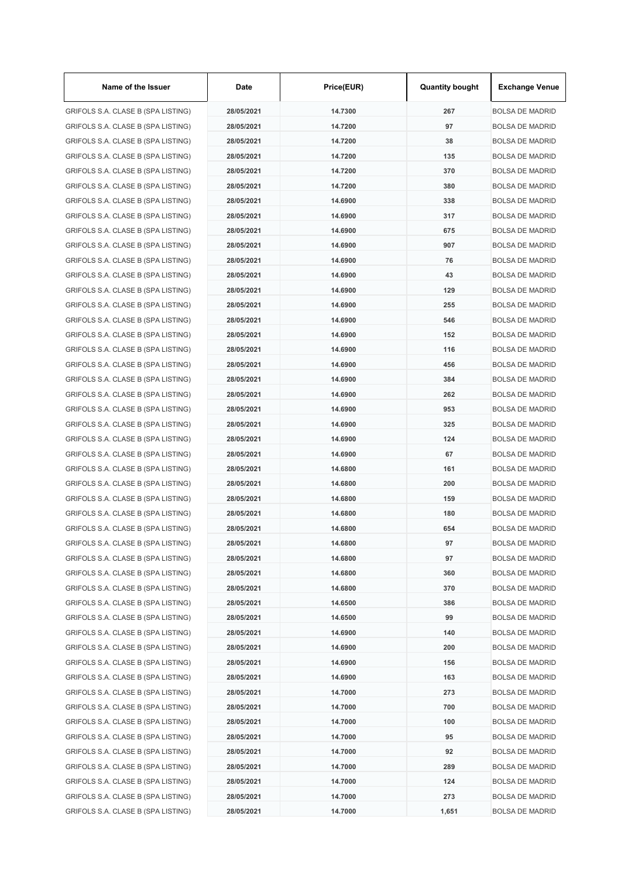| Name of the Issuer | Date | Price(EUR) | Quantity bought | Exchange Venue |
| --- | --- | --- | --- | --- |
| GRIFOLS S.A. CLASE B (SPA LISTING) | 28/05/2021 | 14.7300 | 267 | BOLSA DE MADRID |
| GRIFOLS S.A. CLASE B (SPA LISTING) | 28/05/2021 | 14.7200 | 97 | BOLSA DE MADRID |
| GRIFOLS S.A. CLASE B (SPA LISTING) | 28/05/2021 | 14.7200 | 38 | BOLSA DE MADRID |
| GRIFOLS S.A. CLASE B (SPA LISTING) | 28/05/2021 | 14.7200 | 135 | BOLSA DE MADRID |
| GRIFOLS S.A. CLASE B (SPA LISTING) | 28/05/2021 | 14.7200 | 370 | BOLSA DE MADRID |
| GRIFOLS S.A. CLASE B (SPA LISTING) | 28/05/2021 | 14.7200 | 380 | BOLSA DE MADRID |
| GRIFOLS S.A. CLASE B (SPA LISTING) | 28/05/2021 | 14.6900 | 338 | BOLSA DE MADRID |
| GRIFOLS S.A. CLASE B (SPA LISTING) | 28/05/2021 | 14.6900 | 317 | BOLSA DE MADRID |
| GRIFOLS S.A. CLASE B (SPA LISTING) | 28/05/2021 | 14.6900 | 675 | BOLSA DE MADRID |
| GRIFOLS S.A. CLASE B (SPA LISTING) | 28/05/2021 | 14.6900 | 907 | BOLSA DE MADRID |
| GRIFOLS S.A. CLASE B (SPA LISTING) | 28/05/2021 | 14.6900 | 76 | BOLSA DE MADRID |
| GRIFOLS S.A. CLASE B (SPA LISTING) | 28/05/2021 | 14.6900 | 43 | BOLSA DE MADRID |
| GRIFOLS S.A. CLASE B (SPA LISTING) | 28/05/2021 | 14.6900 | 129 | BOLSA DE MADRID |
| GRIFOLS S.A. CLASE B (SPA LISTING) | 28/05/2021 | 14.6900 | 255 | BOLSA DE MADRID |
| GRIFOLS S.A. CLASE B (SPA LISTING) | 28/05/2021 | 14.6900 | 546 | BOLSA DE MADRID |
| GRIFOLS S.A. CLASE B (SPA LISTING) | 28/05/2021 | 14.6900 | 152 | BOLSA DE MADRID |
| GRIFOLS S.A. CLASE B (SPA LISTING) | 28/05/2021 | 14.6900 | 116 | BOLSA DE MADRID |
| GRIFOLS S.A. CLASE B (SPA LISTING) | 28/05/2021 | 14.6900 | 456 | BOLSA DE MADRID |
| GRIFOLS S.A. CLASE B (SPA LISTING) | 28/05/2021 | 14.6900 | 384 | BOLSA DE MADRID |
| GRIFOLS S.A. CLASE B (SPA LISTING) | 28/05/2021 | 14.6900 | 262 | BOLSA DE MADRID |
| GRIFOLS S.A. CLASE B (SPA LISTING) | 28/05/2021 | 14.6900 | 953 | BOLSA DE MADRID |
| GRIFOLS S.A. CLASE B (SPA LISTING) | 28/05/2021 | 14.6900 | 325 | BOLSA DE MADRID |
| GRIFOLS S.A. CLASE B (SPA LISTING) | 28/05/2021 | 14.6900 | 124 | BOLSA DE MADRID |
| GRIFOLS S.A. CLASE B (SPA LISTING) | 28/05/2021 | 14.6900 | 67 | BOLSA DE MADRID |
| GRIFOLS S.A. CLASE B (SPA LISTING) | 28/05/2021 | 14.6800 | 161 | BOLSA DE MADRID |
| GRIFOLS S.A. CLASE B (SPA LISTING) | 28/05/2021 | 14.6800 | 200 | BOLSA DE MADRID |
| GRIFOLS S.A. CLASE B (SPA LISTING) | 28/05/2021 | 14.6800 | 159 | BOLSA DE MADRID |
| GRIFOLS S.A. CLASE B (SPA LISTING) | 28/05/2021 | 14.6800 | 180 | BOLSA DE MADRID |
| GRIFOLS S.A. CLASE B (SPA LISTING) | 28/05/2021 | 14.6800 | 654 | BOLSA DE MADRID |
| GRIFOLS S.A. CLASE B (SPA LISTING) | 28/05/2021 | 14.6800 | 97 | BOLSA DE MADRID |
| GRIFOLS S.A. CLASE B (SPA LISTING) | 28/05/2021 | 14.6800 | 97 | BOLSA DE MADRID |
| GRIFOLS S.A. CLASE B (SPA LISTING) | 28/05/2021 | 14.6800 | 360 | BOLSA DE MADRID |
| GRIFOLS S.A. CLASE B (SPA LISTING) | 28/05/2021 | 14.6800 | 370 | BOLSA DE MADRID |
| GRIFOLS S.A. CLASE B (SPA LISTING) | 28/05/2021 | 14.6500 | 386 | BOLSA DE MADRID |
| GRIFOLS S.A. CLASE B (SPA LISTING) | 28/05/2021 | 14.6500 | 99 | BOLSA DE MADRID |
| GRIFOLS S.A. CLASE B (SPA LISTING) | 28/05/2021 | 14.6900 | 140 | BOLSA DE MADRID |
| GRIFOLS S.A. CLASE B (SPA LISTING) | 28/05/2021 | 14.6900 | 200 | BOLSA DE MADRID |
| GRIFOLS S.A. CLASE B (SPA LISTING) | 28/05/2021 | 14.6900 | 156 | BOLSA DE MADRID |
| GRIFOLS S.A. CLASE B (SPA LISTING) | 28/05/2021 | 14.6900 | 163 | BOLSA DE MADRID |
| GRIFOLS S.A. CLASE B (SPA LISTING) | 28/05/2021 | 14.7000 | 273 | BOLSA DE MADRID |
| GRIFOLS S.A. CLASE B (SPA LISTING) | 28/05/2021 | 14.7000 | 700 | BOLSA DE MADRID |
| GRIFOLS S.A. CLASE B (SPA LISTING) | 28/05/2021 | 14.7000 | 100 | BOLSA DE MADRID |
| GRIFOLS S.A. CLASE B (SPA LISTING) | 28/05/2021 | 14.7000 | 95 | BOLSA DE MADRID |
| GRIFOLS S.A. CLASE B (SPA LISTING) | 28/05/2021 | 14.7000 | 92 | BOLSA DE MADRID |
| GRIFOLS S.A. CLASE B (SPA LISTING) | 28/05/2021 | 14.7000 | 289 | BOLSA DE MADRID |
| GRIFOLS S.A. CLASE B (SPA LISTING) | 28/05/2021 | 14.7000 | 124 | BOLSA DE MADRID |
| GRIFOLS S.A. CLASE B (SPA LISTING) | 28/05/2021 | 14.7000 | 273 | BOLSA DE MADRID |
| GRIFOLS S.A. CLASE B (SPA LISTING) | 28/05/2021 | 14.7000 | 1,651 | BOLSA DE MADRID |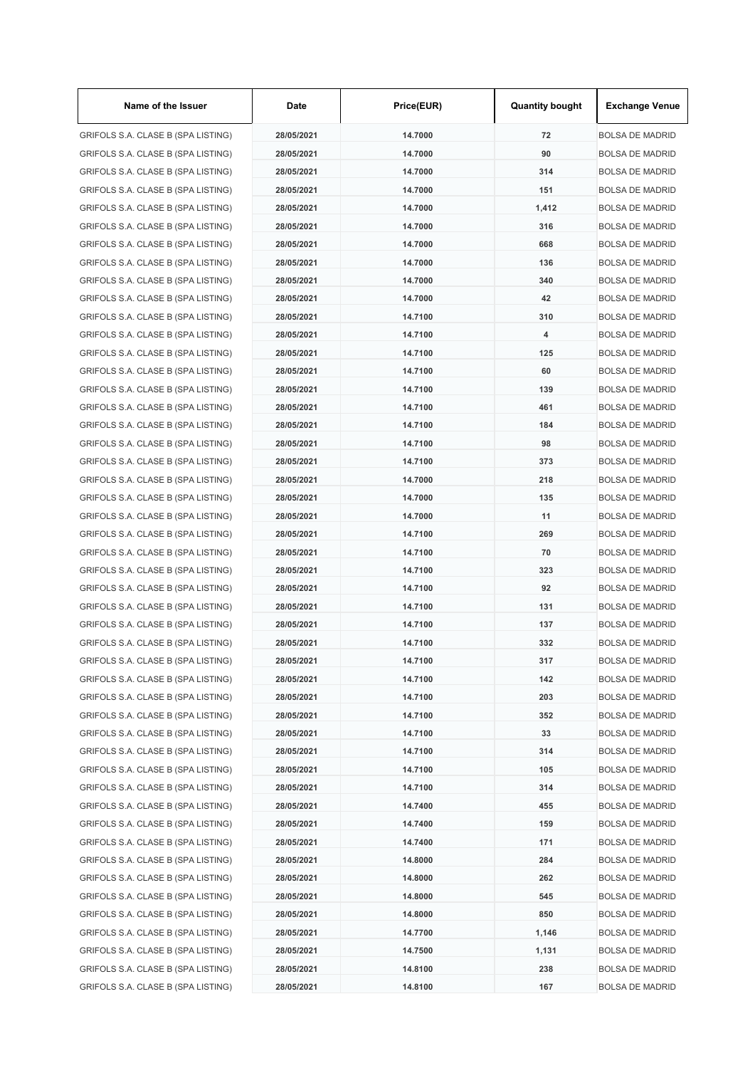| Name of the Issuer | Date | Price(EUR) | Quantity bought | Exchange Venue |
|---|---|---|---|---|
| GRIFOLS S.A. CLASE B (SPA LISTING) | 28/05/2021 | 14.7000 | 72 | BOLSA DE MADRID |
| GRIFOLS S.A. CLASE B (SPA LISTING) | 28/05/2021 | 14.7000 | 90 | BOLSA DE MADRID |
| GRIFOLS S.A. CLASE B (SPA LISTING) | 28/05/2021 | 14.7000 | 314 | BOLSA DE MADRID |
| GRIFOLS S.A. CLASE B (SPA LISTING) | 28/05/2021 | 14.7000 | 151 | BOLSA DE MADRID |
| GRIFOLS S.A. CLASE B (SPA LISTING) | 28/05/2021 | 14.7000 | 1,412 | BOLSA DE MADRID |
| GRIFOLS S.A. CLASE B (SPA LISTING) | 28/05/2021 | 14.7000 | 316 | BOLSA DE MADRID |
| GRIFOLS S.A. CLASE B (SPA LISTING) | 28/05/2021 | 14.7000 | 668 | BOLSA DE MADRID |
| GRIFOLS S.A. CLASE B (SPA LISTING) | 28/05/2021 | 14.7000 | 136 | BOLSA DE MADRID |
| GRIFOLS S.A. CLASE B (SPA LISTING) | 28/05/2021 | 14.7000 | 340 | BOLSA DE MADRID |
| GRIFOLS S.A. CLASE B (SPA LISTING) | 28/05/2021 | 14.7000 | 42 | BOLSA DE MADRID |
| GRIFOLS S.A. CLASE B (SPA LISTING) | 28/05/2021 | 14.7100 | 310 | BOLSA DE MADRID |
| GRIFOLS S.A. CLASE B (SPA LISTING) | 28/05/2021 | 14.7100 | 4 | BOLSA DE MADRID |
| GRIFOLS S.A. CLASE B (SPA LISTING) | 28/05/2021 | 14.7100 | 125 | BOLSA DE MADRID |
| GRIFOLS S.A. CLASE B (SPA LISTING) | 28/05/2021 | 14.7100 | 60 | BOLSA DE MADRID |
| GRIFOLS S.A. CLASE B (SPA LISTING) | 28/05/2021 | 14.7100 | 139 | BOLSA DE MADRID |
| GRIFOLS S.A. CLASE B (SPA LISTING) | 28/05/2021 | 14.7100 | 461 | BOLSA DE MADRID |
| GRIFOLS S.A. CLASE B (SPA LISTING) | 28/05/2021 | 14.7100 | 184 | BOLSA DE MADRID |
| GRIFOLS S.A. CLASE B (SPA LISTING) | 28/05/2021 | 14.7100 | 98 | BOLSA DE MADRID |
| GRIFOLS S.A. CLASE B (SPA LISTING) | 28/05/2021 | 14.7100 | 373 | BOLSA DE MADRID |
| GRIFOLS S.A. CLASE B (SPA LISTING) | 28/05/2021 | 14.7000 | 218 | BOLSA DE MADRID |
| GRIFOLS S.A. CLASE B (SPA LISTING) | 28/05/2021 | 14.7000 | 135 | BOLSA DE MADRID |
| GRIFOLS S.A. CLASE B (SPA LISTING) | 28/05/2021 | 14.7000 | 11 | BOLSA DE MADRID |
| GRIFOLS S.A. CLASE B (SPA LISTING) | 28/05/2021 | 14.7100 | 269 | BOLSA DE MADRID |
| GRIFOLS S.A. CLASE B (SPA LISTING) | 28/05/2021 | 14.7100 | 70 | BOLSA DE MADRID |
| GRIFOLS S.A. CLASE B (SPA LISTING) | 28/05/2021 | 14.7100 | 323 | BOLSA DE MADRID |
| GRIFOLS S.A. CLASE B (SPA LISTING) | 28/05/2021 | 14.7100 | 92 | BOLSA DE MADRID |
| GRIFOLS S.A. CLASE B (SPA LISTING) | 28/05/2021 | 14.7100 | 131 | BOLSA DE MADRID |
| GRIFOLS S.A. CLASE B (SPA LISTING) | 28/05/2021 | 14.7100 | 137 | BOLSA DE MADRID |
| GRIFOLS S.A. CLASE B (SPA LISTING) | 28/05/2021 | 14.7100 | 332 | BOLSA DE MADRID |
| GRIFOLS S.A. CLASE B (SPA LISTING) | 28/05/2021 | 14.7100 | 317 | BOLSA DE MADRID |
| GRIFOLS S.A. CLASE B (SPA LISTING) | 28/05/2021 | 14.7100 | 142 | BOLSA DE MADRID |
| GRIFOLS S.A. CLASE B (SPA LISTING) | 28/05/2021 | 14.7100 | 203 | BOLSA DE MADRID |
| GRIFOLS S.A. CLASE B (SPA LISTING) | 28/05/2021 | 14.7100 | 352 | BOLSA DE MADRID |
| GRIFOLS S.A. CLASE B (SPA LISTING) | 28/05/2021 | 14.7100 | 33 | BOLSA DE MADRID |
| GRIFOLS S.A. CLASE B (SPA LISTING) | 28/05/2021 | 14.7100 | 314 | BOLSA DE MADRID |
| GRIFOLS S.A. CLASE B (SPA LISTING) | 28/05/2021 | 14.7100 | 105 | BOLSA DE MADRID |
| GRIFOLS S.A. CLASE B (SPA LISTING) | 28/05/2021 | 14.7100 | 314 | BOLSA DE MADRID |
| GRIFOLS S.A. CLASE B (SPA LISTING) | 28/05/2021 | 14.7400 | 455 | BOLSA DE MADRID |
| GRIFOLS S.A. CLASE B (SPA LISTING) | 28/05/2021 | 14.7400 | 159 | BOLSA DE MADRID |
| GRIFOLS S.A. CLASE B (SPA LISTING) | 28/05/2021 | 14.7400 | 171 | BOLSA DE MADRID |
| GRIFOLS S.A. CLASE B (SPA LISTING) | 28/05/2021 | 14.8000 | 284 | BOLSA DE MADRID |
| GRIFOLS S.A. CLASE B (SPA LISTING) | 28/05/2021 | 14.8000 | 262 | BOLSA DE MADRID |
| GRIFOLS S.A. CLASE B (SPA LISTING) | 28/05/2021 | 14.8000 | 545 | BOLSA DE MADRID |
| GRIFOLS S.A. CLASE B (SPA LISTING) | 28/05/2021 | 14.8000 | 850 | BOLSA DE MADRID |
| GRIFOLS S.A. CLASE B (SPA LISTING) | 28/05/2021 | 14.7700 | 1,146 | BOLSA DE MADRID |
| GRIFOLS S.A. CLASE B (SPA LISTING) | 28/05/2021 | 14.7500 | 1,131 | BOLSA DE MADRID |
| GRIFOLS S.A. CLASE B (SPA LISTING) | 28/05/2021 | 14.8100 | 238 | BOLSA DE MADRID |
| GRIFOLS S.A. CLASE B (SPA LISTING) | 28/05/2021 | 14.8100 | 167 | BOLSA DE MADRID |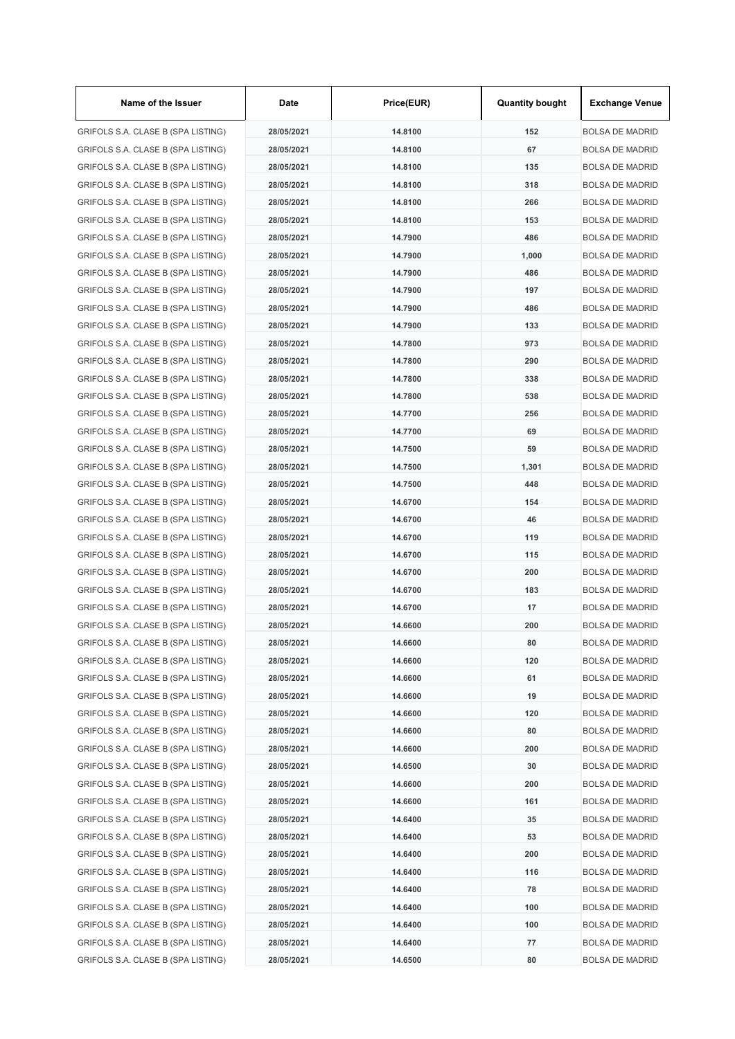| Name of the Issuer | Date | Price(EUR) | Quantity bought | Exchange Venue |
|---|---|---|---|---|
| GRIFOLS S.A. CLASE B (SPA LISTING) | 28/05/2021 | 14.8100 | 152 | BOLSA DE MADRID |
| GRIFOLS S.A. CLASE B (SPA LISTING) | 28/05/2021 | 14.8100 | 67 | BOLSA DE MADRID |
| GRIFOLS S.A. CLASE B (SPA LISTING) | 28/05/2021 | 14.8100 | 135 | BOLSA DE MADRID |
| GRIFOLS S.A. CLASE B (SPA LISTING) | 28/05/2021 | 14.8100 | 318 | BOLSA DE MADRID |
| GRIFOLS S.A. CLASE B (SPA LISTING) | 28/05/2021 | 14.8100 | 266 | BOLSA DE MADRID |
| GRIFOLS S.A. CLASE B (SPA LISTING) | 28/05/2021 | 14.8100 | 153 | BOLSA DE MADRID |
| GRIFOLS S.A. CLASE B (SPA LISTING) | 28/05/2021 | 14.7900 | 486 | BOLSA DE MADRID |
| GRIFOLS S.A. CLASE B (SPA LISTING) | 28/05/2021 | 14.7900 | 1,000 | BOLSA DE MADRID |
| GRIFOLS S.A. CLASE B (SPA LISTING) | 28/05/2021 | 14.7900 | 486 | BOLSA DE MADRID |
| GRIFOLS S.A. CLASE B (SPA LISTING) | 28/05/2021 | 14.7900 | 197 | BOLSA DE MADRID |
| GRIFOLS S.A. CLASE B (SPA LISTING) | 28/05/2021 | 14.7900 | 486 | BOLSA DE MADRID |
| GRIFOLS S.A. CLASE B (SPA LISTING) | 28/05/2021 | 14.7900 | 133 | BOLSA DE MADRID |
| GRIFOLS S.A. CLASE B (SPA LISTING) | 28/05/2021 | 14.7800 | 973 | BOLSA DE MADRID |
| GRIFOLS S.A. CLASE B (SPA LISTING) | 28/05/2021 | 14.7800 | 290 | BOLSA DE MADRID |
| GRIFOLS S.A. CLASE B (SPA LISTING) | 28/05/2021 | 14.7800 | 338 | BOLSA DE MADRID |
| GRIFOLS S.A. CLASE B (SPA LISTING) | 28/05/2021 | 14.7800 | 538 | BOLSA DE MADRID |
| GRIFOLS S.A. CLASE B (SPA LISTING) | 28/05/2021 | 14.7700 | 256 | BOLSA DE MADRID |
| GRIFOLS S.A. CLASE B (SPA LISTING) | 28/05/2021 | 14.7700 | 69 | BOLSA DE MADRID |
| GRIFOLS S.A. CLASE B (SPA LISTING) | 28/05/2021 | 14.7500 | 59 | BOLSA DE MADRID |
| GRIFOLS S.A. CLASE B (SPA LISTING) | 28/05/2021 | 14.7500 | 1,301 | BOLSA DE MADRID |
| GRIFOLS S.A. CLASE B (SPA LISTING) | 28/05/2021 | 14.7500 | 448 | BOLSA DE MADRID |
| GRIFOLS S.A. CLASE B (SPA LISTING) | 28/05/2021 | 14.6700 | 154 | BOLSA DE MADRID |
| GRIFOLS S.A. CLASE B (SPA LISTING) | 28/05/2021 | 14.6700 | 46 | BOLSA DE MADRID |
| GRIFOLS S.A. CLASE B (SPA LISTING) | 28/05/2021 | 14.6700 | 119 | BOLSA DE MADRID |
| GRIFOLS S.A. CLASE B (SPA LISTING) | 28/05/2021 | 14.6700 | 115 | BOLSA DE MADRID |
| GRIFOLS S.A. CLASE B (SPA LISTING) | 28/05/2021 | 14.6700 | 200 | BOLSA DE MADRID |
| GRIFOLS S.A. CLASE B (SPA LISTING) | 28/05/2021 | 14.6700 | 183 | BOLSA DE MADRID |
| GRIFOLS S.A. CLASE B (SPA LISTING) | 28/05/2021 | 14.6700 | 17 | BOLSA DE MADRID |
| GRIFOLS S.A. CLASE B (SPA LISTING) | 28/05/2021 | 14.6600 | 200 | BOLSA DE MADRID |
| GRIFOLS S.A. CLASE B (SPA LISTING) | 28/05/2021 | 14.6600 | 80 | BOLSA DE MADRID |
| GRIFOLS S.A. CLASE B (SPA LISTING) | 28/05/2021 | 14.6600 | 120 | BOLSA DE MADRID |
| GRIFOLS S.A. CLASE B (SPA LISTING) | 28/05/2021 | 14.6600 | 61 | BOLSA DE MADRID |
| GRIFOLS S.A. CLASE B (SPA LISTING) | 28/05/2021 | 14.6600 | 19 | BOLSA DE MADRID |
| GRIFOLS S.A. CLASE B (SPA LISTING) | 28/05/2021 | 14.6600 | 120 | BOLSA DE MADRID |
| GRIFOLS S.A. CLASE B (SPA LISTING) | 28/05/2021 | 14.6600 | 80 | BOLSA DE MADRID |
| GRIFOLS S.A. CLASE B (SPA LISTING) | 28/05/2021 | 14.6600 | 200 | BOLSA DE MADRID |
| GRIFOLS S.A. CLASE B (SPA LISTING) | 28/05/2021 | 14.6500 | 30 | BOLSA DE MADRID |
| GRIFOLS S.A. CLASE B (SPA LISTING) | 28/05/2021 | 14.6600 | 200 | BOLSA DE MADRID |
| GRIFOLS S.A. CLASE B (SPA LISTING) | 28/05/2021 | 14.6600 | 161 | BOLSA DE MADRID |
| GRIFOLS S.A. CLASE B (SPA LISTING) | 28/05/2021 | 14.6400 | 35 | BOLSA DE MADRID |
| GRIFOLS S.A. CLASE B (SPA LISTING) | 28/05/2021 | 14.6400 | 53 | BOLSA DE MADRID |
| GRIFOLS S.A. CLASE B (SPA LISTING) | 28/05/2021 | 14.6400 | 200 | BOLSA DE MADRID |
| GRIFOLS S.A. CLASE B (SPA LISTING) | 28/05/2021 | 14.6400 | 116 | BOLSA DE MADRID |
| GRIFOLS S.A. CLASE B (SPA LISTING) | 28/05/2021 | 14.6400 | 78 | BOLSA DE MADRID |
| GRIFOLS S.A. CLASE B (SPA LISTING) | 28/05/2021 | 14.6400 | 100 | BOLSA DE MADRID |
| GRIFOLS S.A. CLASE B (SPA LISTING) | 28/05/2021 | 14.6400 | 100 | BOLSA DE MADRID |
| GRIFOLS S.A. CLASE B (SPA LISTING) | 28/05/2021 | 14.6400 | 77 | BOLSA DE MADRID |
| GRIFOLS S.A. CLASE B (SPA LISTING) | 28/05/2021 | 14.6500 | 80 | BOLSA DE MADRID |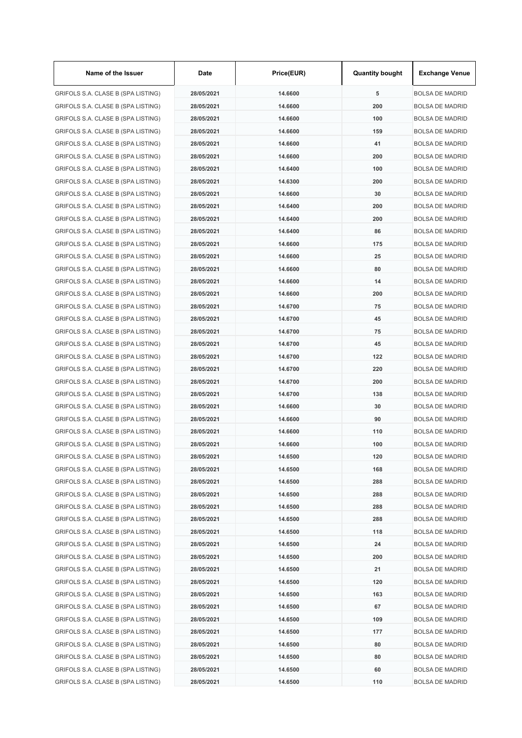| Name of the Issuer | Date | Price(EUR) | Quantity bought | Exchange Venue |
| --- | --- | --- | --- | --- |
| GRIFOLS S.A. CLASE B (SPA LISTING) | 28/05/2021 | 14.6600 | 5 | BOLSA DE MADRID |
| GRIFOLS S.A. CLASE B (SPA LISTING) | 28/05/2021 | 14.6600 | 200 | BOLSA DE MADRID |
| GRIFOLS S.A. CLASE B (SPA LISTING) | 28/05/2021 | 14.6600 | 100 | BOLSA DE MADRID |
| GRIFOLS S.A. CLASE B (SPA LISTING) | 28/05/2021 | 14.6600 | 159 | BOLSA DE MADRID |
| GRIFOLS S.A. CLASE B (SPA LISTING) | 28/05/2021 | 14.6600 | 41 | BOLSA DE MADRID |
| GRIFOLS S.A. CLASE B (SPA LISTING) | 28/05/2021 | 14.6600 | 200 | BOLSA DE MADRID |
| GRIFOLS S.A. CLASE B (SPA LISTING) | 28/05/2021 | 14.6400 | 100 | BOLSA DE MADRID |
| GRIFOLS S.A. CLASE B (SPA LISTING) | 28/05/2021 | 14.6300 | 200 | BOLSA DE MADRID |
| GRIFOLS S.A. CLASE B (SPA LISTING) | 28/05/2021 | 14.6600 | 30 | BOLSA DE MADRID |
| GRIFOLS S.A. CLASE B (SPA LISTING) | 28/05/2021 | 14.6400 | 200 | BOLSA DE MADRID |
| GRIFOLS S.A. CLASE B (SPA LISTING) | 28/05/2021 | 14.6400 | 200 | BOLSA DE MADRID |
| GRIFOLS S.A. CLASE B (SPA LISTING) | 28/05/2021 | 14.6400 | 86 | BOLSA DE MADRID |
| GRIFOLS S.A. CLASE B (SPA LISTING) | 28/05/2021 | 14.6600 | 175 | BOLSA DE MADRID |
| GRIFOLS S.A. CLASE B (SPA LISTING) | 28/05/2021 | 14.6600 | 25 | BOLSA DE MADRID |
| GRIFOLS S.A. CLASE B (SPA LISTING) | 28/05/2021 | 14.6600 | 80 | BOLSA DE MADRID |
| GRIFOLS S.A. CLASE B (SPA LISTING) | 28/05/2021 | 14.6600 | 14 | BOLSA DE MADRID |
| GRIFOLS S.A. CLASE B (SPA LISTING) | 28/05/2021 | 14.6600 | 200 | BOLSA DE MADRID |
| GRIFOLS S.A. CLASE B (SPA LISTING) | 28/05/2021 | 14.6700 | 75 | BOLSA DE MADRID |
| GRIFOLS S.A. CLASE B (SPA LISTING) | 28/05/2021 | 14.6700 | 45 | BOLSA DE MADRID |
| GRIFOLS S.A. CLASE B (SPA LISTING) | 28/05/2021 | 14.6700 | 75 | BOLSA DE MADRID |
| GRIFOLS S.A. CLASE B (SPA LISTING) | 28/05/2021 | 14.6700 | 45 | BOLSA DE MADRID |
| GRIFOLS S.A. CLASE B (SPA LISTING) | 28/05/2021 | 14.6700 | 122 | BOLSA DE MADRID |
| GRIFOLS S.A. CLASE B (SPA LISTING) | 28/05/2021 | 14.6700 | 220 | BOLSA DE MADRID |
| GRIFOLS S.A. CLASE B (SPA LISTING) | 28/05/2021 | 14.6700 | 200 | BOLSA DE MADRID |
| GRIFOLS S.A. CLASE B (SPA LISTING) | 28/05/2021 | 14.6700 | 138 | BOLSA DE MADRID |
| GRIFOLS S.A. CLASE B (SPA LISTING) | 28/05/2021 | 14.6600 | 30 | BOLSA DE MADRID |
| GRIFOLS S.A. CLASE B (SPA LISTING) | 28/05/2021 | 14.6600 | 90 | BOLSA DE MADRID |
| GRIFOLS S.A. CLASE B (SPA LISTING) | 28/05/2021 | 14.6600 | 110 | BOLSA DE MADRID |
| GRIFOLS S.A. CLASE B (SPA LISTING) | 28/05/2021 | 14.6600 | 100 | BOLSA DE MADRID |
| GRIFOLS S.A. CLASE B (SPA LISTING) | 28/05/2021 | 14.6500 | 120 | BOLSA DE MADRID |
| GRIFOLS S.A. CLASE B (SPA LISTING) | 28/05/2021 | 14.6500 | 168 | BOLSA DE MADRID |
| GRIFOLS S.A. CLASE B (SPA LISTING) | 28/05/2021 | 14.6500 | 288 | BOLSA DE MADRID |
| GRIFOLS S.A. CLASE B (SPA LISTING) | 28/05/2021 | 14.6500 | 288 | BOLSA DE MADRID |
| GRIFOLS S.A. CLASE B (SPA LISTING) | 28/05/2021 | 14.6500 | 288 | BOLSA DE MADRID |
| GRIFOLS S.A. CLASE B (SPA LISTING) | 28/05/2021 | 14.6500 | 288 | BOLSA DE MADRID |
| GRIFOLS S.A. CLASE B (SPA LISTING) | 28/05/2021 | 14.6500 | 118 | BOLSA DE MADRID |
| GRIFOLS S.A. CLASE B (SPA LISTING) | 28/05/2021 | 14.6500 | 24 | BOLSA DE MADRID |
| GRIFOLS S.A. CLASE B (SPA LISTING) | 28/05/2021 | 14.6500 | 200 | BOLSA DE MADRID |
| GRIFOLS S.A. CLASE B (SPA LISTING) | 28/05/2021 | 14.6500 | 21 | BOLSA DE MADRID |
| GRIFOLS S.A. CLASE B (SPA LISTING) | 28/05/2021 | 14.6500 | 120 | BOLSA DE MADRID |
| GRIFOLS S.A. CLASE B (SPA LISTING) | 28/05/2021 | 14.6500 | 163 | BOLSA DE MADRID |
| GRIFOLS S.A. CLASE B (SPA LISTING) | 28/05/2021 | 14.6500 | 67 | BOLSA DE MADRID |
| GRIFOLS S.A. CLASE B (SPA LISTING) | 28/05/2021 | 14.6500 | 109 | BOLSA DE MADRID |
| GRIFOLS S.A. CLASE B (SPA LISTING) | 28/05/2021 | 14.6500 | 177 | BOLSA DE MADRID |
| GRIFOLS S.A. CLASE B (SPA LISTING) | 28/05/2021 | 14.6500 | 80 | BOLSA DE MADRID |
| GRIFOLS S.A. CLASE B (SPA LISTING) | 28/05/2021 | 14.6500 | 80 | BOLSA DE MADRID |
| GRIFOLS S.A. CLASE B (SPA LISTING) | 28/05/2021 | 14.6500 | 60 | BOLSA DE MADRID |
| GRIFOLS S.A. CLASE B (SPA LISTING) | 28/05/2021 | 14.6500 | 110 | BOLSA DE MADRID |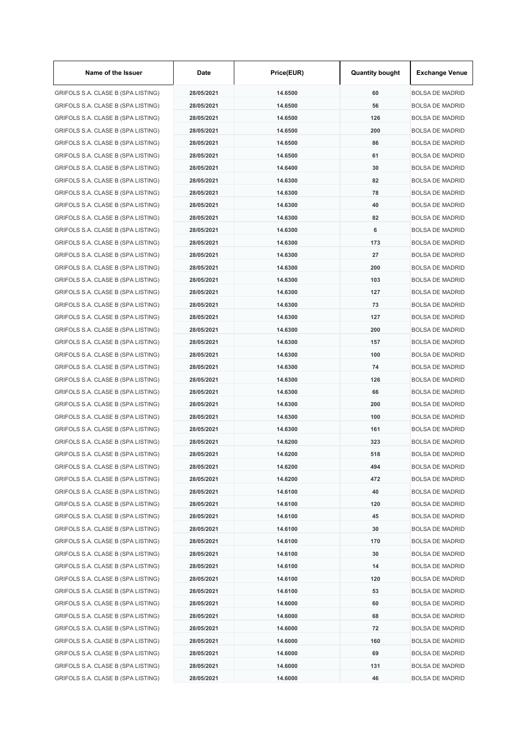| Name of the Issuer | Date | Price(EUR) | Quantity bought | Exchange Venue |
| --- | --- | --- | --- | --- |
| GRIFOLS S.A. CLASE B (SPA LISTING) | 28/05/2021 | 14.6500 | 60 | BOLSA DE MADRID |
| GRIFOLS S.A. CLASE B (SPA LISTING) | 28/05/2021 | 14.6500 | 56 | BOLSA DE MADRID |
| GRIFOLS S.A. CLASE B (SPA LISTING) | 28/05/2021 | 14.6500 | 126 | BOLSA DE MADRID |
| GRIFOLS S.A. CLASE B (SPA LISTING) | 28/05/2021 | 14.6500 | 200 | BOLSA DE MADRID |
| GRIFOLS S.A. CLASE B (SPA LISTING) | 28/05/2021 | 14.6500 | 86 | BOLSA DE MADRID |
| GRIFOLS S.A. CLASE B (SPA LISTING) | 28/05/2021 | 14.6500 | 61 | BOLSA DE MADRID |
| GRIFOLS S.A. CLASE B (SPA LISTING) | 28/05/2021 | 14.6400 | 30 | BOLSA DE MADRID |
| GRIFOLS S.A. CLASE B (SPA LISTING) | 28/05/2021 | 14.6300 | 82 | BOLSA DE MADRID |
| GRIFOLS S.A. CLASE B (SPA LISTING) | 28/05/2021 | 14.6300 | 78 | BOLSA DE MADRID |
| GRIFOLS S.A. CLASE B (SPA LISTING) | 28/05/2021 | 14.6300 | 40 | BOLSA DE MADRID |
| GRIFOLS S.A. CLASE B (SPA LISTING) | 28/05/2021 | 14.6300 | 82 | BOLSA DE MADRID |
| GRIFOLS S.A. CLASE B (SPA LISTING) | 28/05/2021 | 14.6300 | 6 | BOLSA DE MADRID |
| GRIFOLS S.A. CLASE B (SPA LISTING) | 28/05/2021 | 14.6300 | 173 | BOLSA DE MADRID |
| GRIFOLS S.A. CLASE B (SPA LISTING) | 28/05/2021 | 14.6300 | 27 | BOLSA DE MADRID |
| GRIFOLS S.A. CLASE B (SPA LISTING) | 28/05/2021 | 14.6300 | 200 | BOLSA DE MADRID |
| GRIFOLS S.A. CLASE B (SPA LISTING) | 28/05/2021 | 14.6300 | 103 | BOLSA DE MADRID |
| GRIFOLS S.A. CLASE B (SPA LISTING) | 28/05/2021 | 14.6300 | 127 | BOLSA DE MADRID |
| GRIFOLS S.A. CLASE B (SPA LISTING) | 28/05/2021 | 14.6300 | 73 | BOLSA DE MADRID |
| GRIFOLS S.A. CLASE B (SPA LISTING) | 28/05/2021 | 14.6300 | 127 | BOLSA DE MADRID |
| GRIFOLS S.A. CLASE B (SPA LISTING) | 28/05/2021 | 14.6300 | 200 | BOLSA DE MADRID |
| GRIFOLS S.A. CLASE B (SPA LISTING) | 28/05/2021 | 14.6300 | 157 | BOLSA DE MADRID |
| GRIFOLS S.A. CLASE B (SPA LISTING) | 28/05/2021 | 14.6300 | 100 | BOLSA DE MADRID |
| GRIFOLS S.A. CLASE B (SPA LISTING) | 28/05/2021 | 14.6300 | 74 | BOLSA DE MADRID |
| GRIFOLS S.A. CLASE B (SPA LISTING) | 28/05/2021 | 14.6300 | 126 | BOLSA DE MADRID |
| GRIFOLS S.A. CLASE B (SPA LISTING) | 28/05/2021 | 14.6300 | 66 | BOLSA DE MADRID |
| GRIFOLS S.A. CLASE B (SPA LISTING) | 28/05/2021 | 14.6300 | 200 | BOLSA DE MADRID |
| GRIFOLS S.A. CLASE B (SPA LISTING) | 28/05/2021 | 14.6300 | 100 | BOLSA DE MADRID |
| GRIFOLS S.A. CLASE B (SPA LISTING) | 28/05/2021 | 14.6300 | 161 | BOLSA DE MADRID |
| GRIFOLS S.A. CLASE B (SPA LISTING) | 28/05/2021 | 14.6200 | 323 | BOLSA DE MADRID |
| GRIFOLS S.A. CLASE B (SPA LISTING) | 28/05/2021 | 14.6200 | 518 | BOLSA DE MADRID |
| GRIFOLS S.A. CLASE B (SPA LISTING) | 28/05/2021 | 14.6200 | 494 | BOLSA DE MADRID |
| GRIFOLS S.A. CLASE B (SPA LISTING) | 28/05/2021 | 14.6200 | 472 | BOLSA DE MADRID |
| GRIFOLS S.A. CLASE B (SPA LISTING) | 28/05/2021 | 14.6100 | 40 | BOLSA DE MADRID |
| GRIFOLS S.A. CLASE B (SPA LISTING) | 28/05/2021 | 14.6100 | 120 | BOLSA DE MADRID |
| GRIFOLS S.A. CLASE B (SPA LISTING) | 28/05/2021 | 14.6100 | 45 | BOLSA DE MADRID |
| GRIFOLS S.A. CLASE B (SPA LISTING) | 28/05/2021 | 14.6100 | 30 | BOLSA DE MADRID |
| GRIFOLS S.A. CLASE B (SPA LISTING) | 28/05/2021 | 14.6100 | 170 | BOLSA DE MADRID |
| GRIFOLS S.A. CLASE B (SPA LISTING) | 28/05/2021 | 14.6100 | 30 | BOLSA DE MADRID |
| GRIFOLS S.A. CLASE B (SPA LISTING) | 28/05/2021 | 14.6100 | 14 | BOLSA DE MADRID |
| GRIFOLS S.A. CLASE B (SPA LISTING) | 28/05/2021 | 14.6100 | 120 | BOLSA DE MADRID |
| GRIFOLS S.A. CLASE B (SPA LISTING) | 28/05/2021 | 14.6100 | 53 | BOLSA DE MADRID |
| GRIFOLS S.A. CLASE B (SPA LISTING) | 28/05/2021 | 14.6000 | 60 | BOLSA DE MADRID |
| GRIFOLS S.A. CLASE B (SPA LISTING) | 28/05/2021 | 14.6000 | 68 | BOLSA DE MADRID |
| GRIFOLS S.A. CLASE B (SPA LISTING) | 28/05/2021 | 14.6000 | 72 | BOLSA DE MADRID |
| GRIFOLS S.A. CLASE B (SPA LISTING) | 28/05/2021 | 14.6000 | 160 | BOLSA DE MADRID |
| GRIFOLS S.A. CLASE B (SPA LISTING) | 28/05/2021 | 14.6000 | 69 | BOLSA DE MADRID |
| GRIFOLS S.A. CLASE B (SPA LISTING) | 28/05/2021 | 14.6000 | 131 | BOLSA DE MADRID |
| GRIFOLS S.A. CLASE B (SPA LISTING) | 28/05/2021 | 14.6000 | 46 | BOLSA DE MADRID |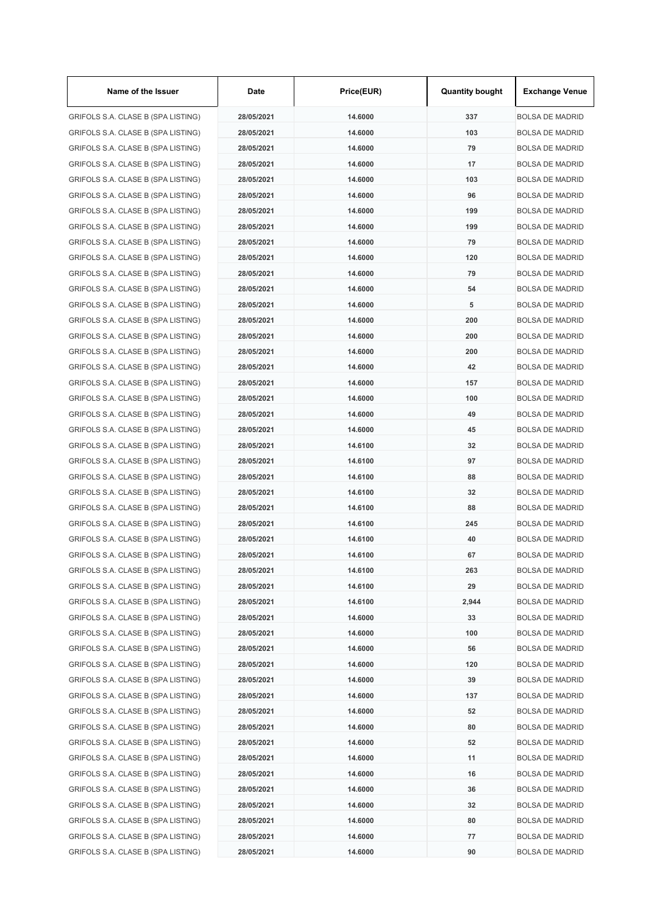| Name of the Issuer | Date | Price(EUR) | Quantity bought | Exchange Venue |
|---|---|---|---|---|
| GRIFOLS S.A. CLASE B (SPA LISTING) | 28/05/2021 | 14.6000 | 337 | BOLSA DE MADRID |
| GRIFOLS S.A. CLASE B (SPA LISTING) | 28/05/2021 | 14.6000 | 103 | BOLSA DE MADRID |
| GRIFOLS S.A. CLASE B (SPA LISTING) | 28/05/2021 | 14.6000 | 79 | BOLSA DE MADRID |
| GRIFOLS S.A. CLASE B (SPA LISTING) | 28/05/2021 | 14.6000 | 17 | BOLSA DE MADRID |
| GRIFOLS S.A. CLASE B (SPA LISTING) | 28/05/2021 | 14.6000 | 103 | BOLSA DE MADRID |
| GRIFOLS S.A. CLASE B (SPA LISTING) | 28/05/2021 | 14.6000 | 96 | BOLSA DE MADRID |
| GRIFOLS S.A. CLASE B (SPA LISTING) | 28/05/2021 | 14.6000 | 199 | BOLSA DE MADRID |
| GRIFOLS S.A. CLASE B (SPA LISTING) | 28/05/2021 | 14.6000 | 199 | BOLSA DE MADRID |
| GRIFOLS S.A. CLASE B (SPA LISTING) | 28/05/2021 | 14.6000 | 79 | BOLSA DE MADRID |
| GRIFOLS S.A. CLASE B (SPA LISTING) | 28/05/2021 | 14.6000 | 120 | BOLSA DE MADRID |
| GRIFOLS S.A. CLASE B (SPA LISTING) | 28/05/2021 | 14.6000 | 79 | BOLSA DE MADRID |
| GRIFOLS S.A. CLASE B (SPA LISTING) | 28/05/2021 | 14.6000 | 54 | BOLSA DE MADRID |
| GRIFOLS S.A. CLASE B (SPA LISTING) | 28/05/2021 | 14.6000 | 5 | BOLSA DE MADRID |
| GRIFOLS S.A. CLASE B (SPA LISTING) | 28/05/2021 | 14.6000 | 200 | BOLSA DE MADRID |
| GRIFOLS S.A. CLASE B (SPA LISTING) | 28/05/2021 | 14.6000 | 200 | BOLSA DE MADRID |
| GRIFOLS S.A. CLASE B (SPA LISTING) | 28/05/2021 | 14.6000 | 200 | BOLSA DE MADRID |
| GRIFOLS S.A. CLASE B (SPA LISTING) | 28/05/2021 | 14.6000 | 42 | BOLSA DE MADRID |
| GRIFOLS S.A. CLASE B (SPA LISTING) | 28/05/2021 | 14.6000 | 157 | BOLSA DE MADRID |
| GRIFOLS S.A. CLASE B (SPA LISTING) | 28/05/2021 | 14.6000 | 100 | BOLSA DE MADRID |
| GRIFOLS S.A. CLASE B (SPA LISTING) | 28/05/2021 | 14.6000 | 49 | BOLSA DE MADRID |
| GRIFOLS S.A. CLASE B (SPA LISTING) | 28/05/2021 | 14.6000 | 45 | BOLSA DE MADRID |
| GRIFOLS S.A. CLASE B (SPA LISTING) | 28/05/2021 | 14.6100 | 32 | BOLSA DE MADRID |
| GRIFOLS S.A. CLASE B (SPA LISTING) | 28/05/2021 | 14.6100 | 97 | BOLSA DE MADRID |
| GRIFOLS S.A. CLASE B (SPA LISTING) | 28/05/2021 | 14.6100 | 88 | BOLSA DE MADRID |
| GRIFOLS S.A. CLASE B (SPA LISTING) | 28/05/2021 | 14.6100 | 32 | BOLSA DE MADRID |
| GRIFOLS S.A. CLASE B (SPA LISTING) | 28/05/2021 | 14.6100 | 88 | BOLSA DE MADRID |
| GRIFOLS S.A. CLASE B (SPA LISTING) | 28/05/2021 | 14.6100 | 245 | BOLSA DE MADRID |
| GRIFOLS S.A. CLASE B (SPA LISTING) | 28/05/2021 | 14.6100 | 40 | BOLSA DE MADRID |
| GRIFOLS S.A. CLASE B (SPA LISTING) | 28/05/2021 | 14.6100 | 67 | BOLSA DE MADRID |
| GRIFOLS S.A. CLASE B (SPA LISTING) | 28/05/2021 | 14.6100 | 263 | BOLSA DE MADRID |
| GRIFOLS S.A. CLASE B (SPA LISTING) | 28/05/2021 | 14.6100 | 29 | BOLSA DE MADRID |
| GRIFOLS S.A. CLASE B (SPA LISTING) | 28/05/2021 | 14.6100 | 2,944 | BOLSA DE MADRID |
| GRIFOLS S.A. CLASE B (SPA LISTING) | 28/05/2021 | 14.6000 | 33 | BOLSA DE MADRID |
| GRIFOLS S.A. CLASE B (SPA LISTING) | 28/05/2021 | 14.6000 | 100 | BOLSA DE MADRID |
| GRIFOLS S.A. CLASE B (SPA LISTING) | 28/05/2021 | 14.6000 | 56 | BOLSA DE MADRID |
| GRIFOLS S.A. CLASE B (SPA LISTING) | 28/05/2021 | 14.6000 | 120 | BOLSA DE MADRID |
| GRIFOLS S.A. CLASE B (SPA LISTING) | 28/05/2021 | 14.6000 | 39 | BOLSA DE MADRID |
| GRIFOLS S.A. CLASE B (SPA LISTING) | 28/05/2021 | 14.6000 | 137 | BOLSA DE MADRID |
| GRIFOLS S.A. CLASE B (SPA LISTING) | 28/05/2021 | 14.6000 | 52 | BOLSA DE MADRID |
| GRIFOLS S.A. CLASE B (SPA LISTING) | 28/05/2021 | 14.6000 | 80 | BOLSA DE MADRID |
| GRIFOLS S.A. CLASE B (SPA LISTING) | 28/05/2021 | 14.6000 | 52 | BOLSA DE MADRID |
| GRIFOLS S.A. CLASE B (SPA LISTING) | 28/05/2021 | 14.6000 | 11 | BOLSA DE MADRID |
| GRIFOLS S.A. CLASE B (SPA LISTING) | 28/05/2021 | 14.6000 | 16 | BOLSA DE MADRID |
| GRIFOLS S.A. CLASE B (SPA LISTING) | 28/05/2021 | 14.6000 | 36 | BOLSA DE MADRID |
| GRIFOLS S.A. CLASE B (SPA LISTING) | 28/05/2021 | 14.6000 | 32 | BOLSA DE MADRID |
| GRIFOLS S.A. CLASE B (SPA LISTING) | 28/05/2021 | 14.6000 | 80 | BOLSA DE MADRID |
| GRIFOLS S.A. CLASE B (SPA LISTING) | 28/05/2021 | 14.6000 | 77 | BOLSA DE MADRID |
| GRIFOLS S.A. CLASE B (SPA LISTING) | 28/05/2021 | 14.6000 | 90 | BOLSA DE MADRID |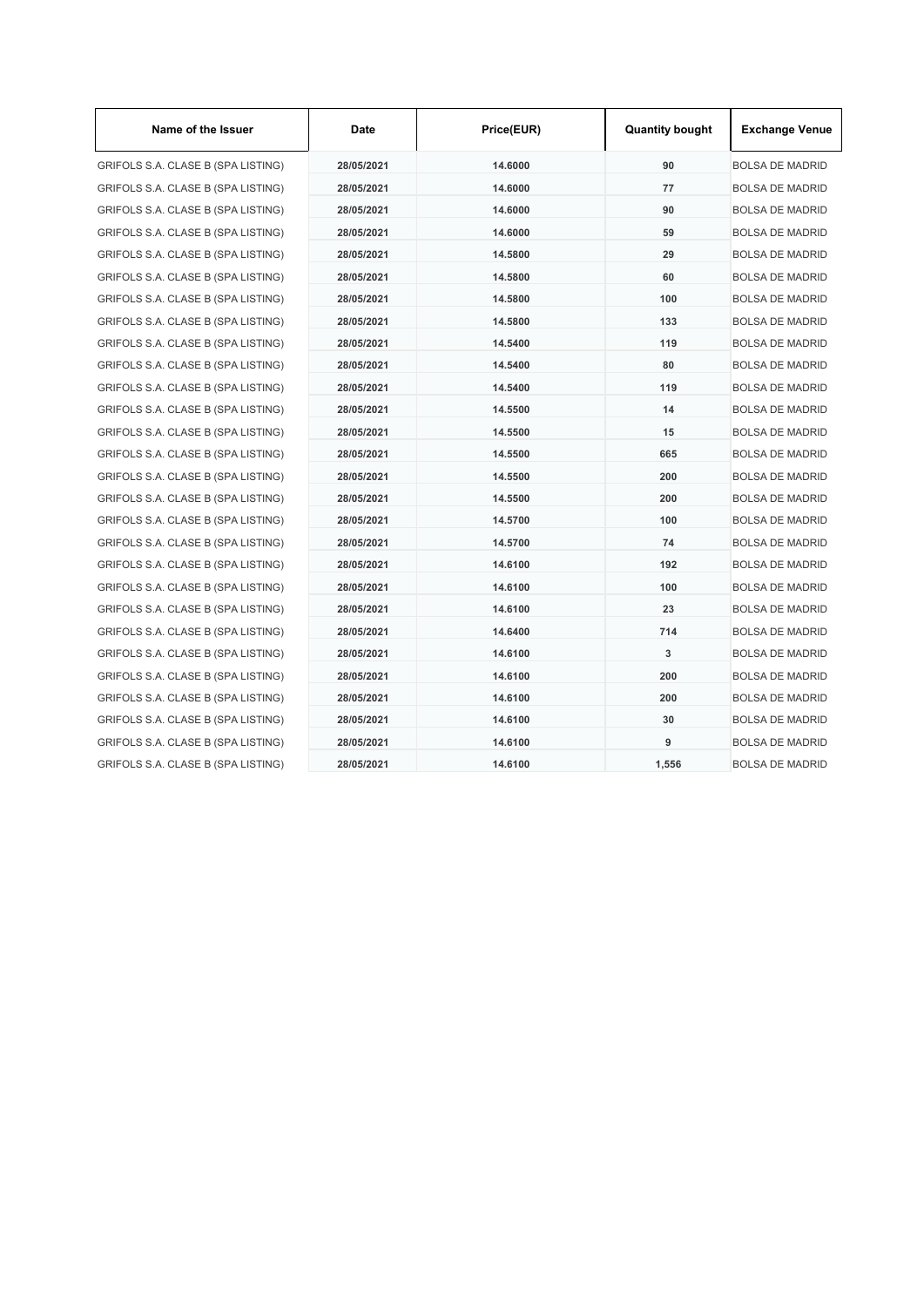| Name of the Issuer | Date | Price(EUR) | Quantity bought | Exchange Venue |
|---|---|---|---|---|
| GRIFOLS S.A. CLASE B (SPA LISTING) | 28/05/2021 | 14.6000 | 90 | BOLSA DE MADRID |
| GRIFOLS S.A. CLASE B (SPA LISTING) | 28/05/2021 | 14.6000 | 77 | BOLSA DE MADRID |
| GRIFOLS S.A. CLASE B (SPA LISTING) | 28/05/2021 | 14.6000 | 90 | BOLSA DE MADRID |
| GRIFOLS S.A. CLASE B (SPA LISTING) | 28/05/2021 | 14.6000 | 59 | BOLSA DE MADRID |
| GRIFOLS S.A. CLASE B (SPA LISTING) | 28/05/2021 | 14.5800 | 29 | BOLSA DE MADRID |
| GRIFOLS S.A. CLASE B (SPA LISTING) | 28/05/2021 | 14.5800 | 60 | BOLSA DE MADRID |
| GRIFOLS S.A. CLASE B (SPA LISTING) | 28/05/2021 | 14.5800 | 100 | BOLSA DE MADRID |
| GRIFOLS S.A. CLASE B (SPA LISTING) | 28/05/2021 | 14.5800 | 133 | BOLSA DE MADRID |
| GRIFOLS S.A. CLASE B (SPA LISTING) | 28/05/2021 | 14.5400 | 119 | BOLSA DE MADRID |
| GRIFOLS S.A. CLASE B (SPA LISTING) | 28/05/2021 | 14.5400 | 80 | BOLSA DE MADRID |
| GRIFOLS S.A. CLASE B (SPA LISTING) | 28/05/2021 | 14.5400 | 119 | BOLSA DE MADRID |
| GRIFOLS S.A. CLASE B (SPA LISTING) | 28/05/2021 | 14.5500 | 14 | BOLSA DE MADRID |
| GRIFOLS S.A. CLASE B (SPA LISTING) | 28/05/2021 | 14.5500 | 15 | BOLSA DE MADRID |
| GRIFOLS S.A. CLASE B (SPA LISTING) | 28/05/2021 | 14.5500 | 665 | BOLSA DE MADRID |
| GRIFOLS S.A. CLASE B (SPA LISTING) | 28/05/2021 | 14.5500 | 200 | BOLSA DE MADRID |
| GRIFOLS S.A. CLASE B (SPA LISTING) | 28/05/2021 | 14.5500 | 200 | BOLSA DE MADRID |
| GRIFOLS S.A. CLASE B (SPA LISTING) | 28/05/2021 | 14.5700 | 100 | BOLSA DE MADRID |
| GRIFOLS S.A. CLASE B (SPA LISTING) | 28/05/2021 | 14.5700 | 74 | BOLSA DE MADRID |
| GRIFOLS S.A. CLASE B (SPA LISTING) | 28/05/2021 | 14.6100 | 192 | BOLSA DE MADRID |
| GRIFOLS S.A. CLASE B (SPA LISTING) | 28/05/2021 | 14.6100 | 100 | BOLSA DE MADRID |
| GRIFOLS S.A. CLASE B (SPA LISTING) | 28/05/2021 | 14.6100 | 23 | BOLSA DE MADRID |
| GRIFOLS S.A. CLASE B (SPA LISTING) | 28/05/2021 | 14.6400 | 714 | BOLSA DE MADRID |
| GRIFOLS S.A. CLASE B (SPA LISTING) | 28/05/2021 | 14.6100 | 3 | BOLSA DE MADRID |
| GRIFOLS S.A. CLASE B (SPA LISTING) | 28/05/2021 | 14.6100 | 200 | BOLSA DE MADRID |
| GRIFOLS S.A. CLASE B (SPA LISTING) | 28/05/2021 | 14.6100 | 200 | BOLSA DE MADRID |
| GRIFOLS S.A. CLASE B (SPA LISTING) | 28/05/2021 | 14.6100 | 30 | BOLSA DE MADRID |
| GRIFOLS S.A. CLASE B (SPA LISTING) | 28/05/2021 | 14.6100 | 9 | BOLSA DE MADRID |
| GRIFOLS S.A. CLASE B (SPA LISTING) | 28/05/2021 | 14.6100 | 1,556 | BOLSA DE MADRID |